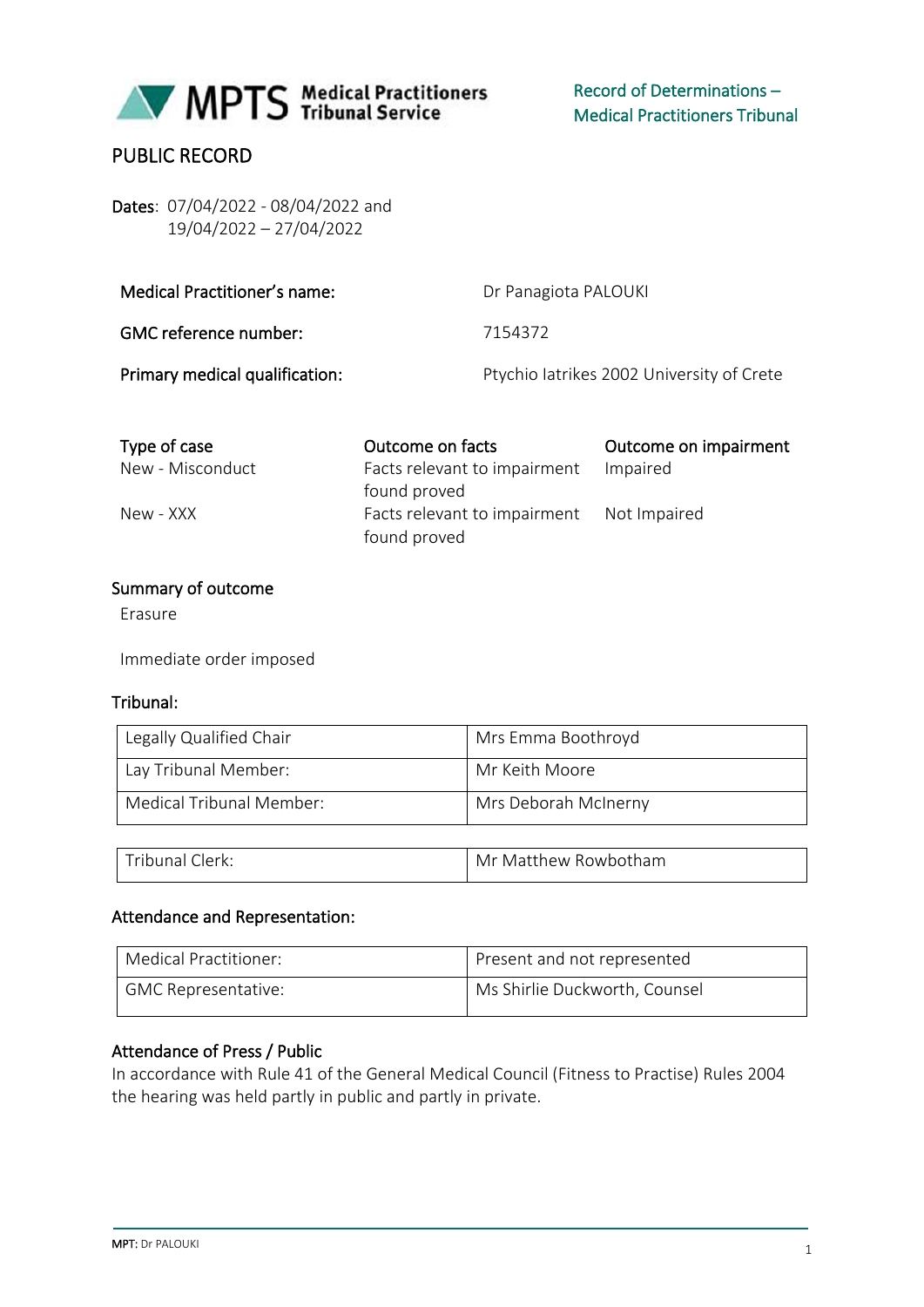MPTS Medical Practitioners Tribunal Service

Record of Determinations – Medical Practitioners Tribunal

# PUBLIC RECORD

**Dates**: 07/04/2022 - 08/04/2022 and 19/04/2022 – 27/04/2022

| | |
|---|---|
| **Medical Practitioner's name:** | Dr Panagiota PALOUKI |
| **GMC reference number:** | 7154372 |
| **Primary medical qualification:** | Ptychio Iatrikes 2002 University of Crete |

| Type of case | Outcome on facts | Outcome on impairment |
|---|---|---|
| New - Misconduct | Facts relevant to impairment found proved | Impaired |
| New - XXX | Facts relevant to impairment found proved | Not Impaired |

## Summary of outcome

Erasure

Immediate order imposed

## Tribunal:

| | |
|---|---|
| Legally Qualified Chair | Mrs Emma Boothroyd |
| Lay Tribunal Member: | Mr Keith Moore |
| Medical Tribunal Member: | Mrs Deborah McInerny |

| | |
|---|---|
| Tribunal Clerk: | Mr Matthew Rowbotham |

## Attendance and Representation:

| | |
|---|---|
| Medical Practitioner: | Present and not represented |
| GMC Representative: | Ms Shirlie Duckworth, Counsel |

## Attendance of Press / Public

In accordance with Rule 41 of the General Medical Council (Fitness to Practise) Rules 2004 the hearing was held partly in public and partly in private.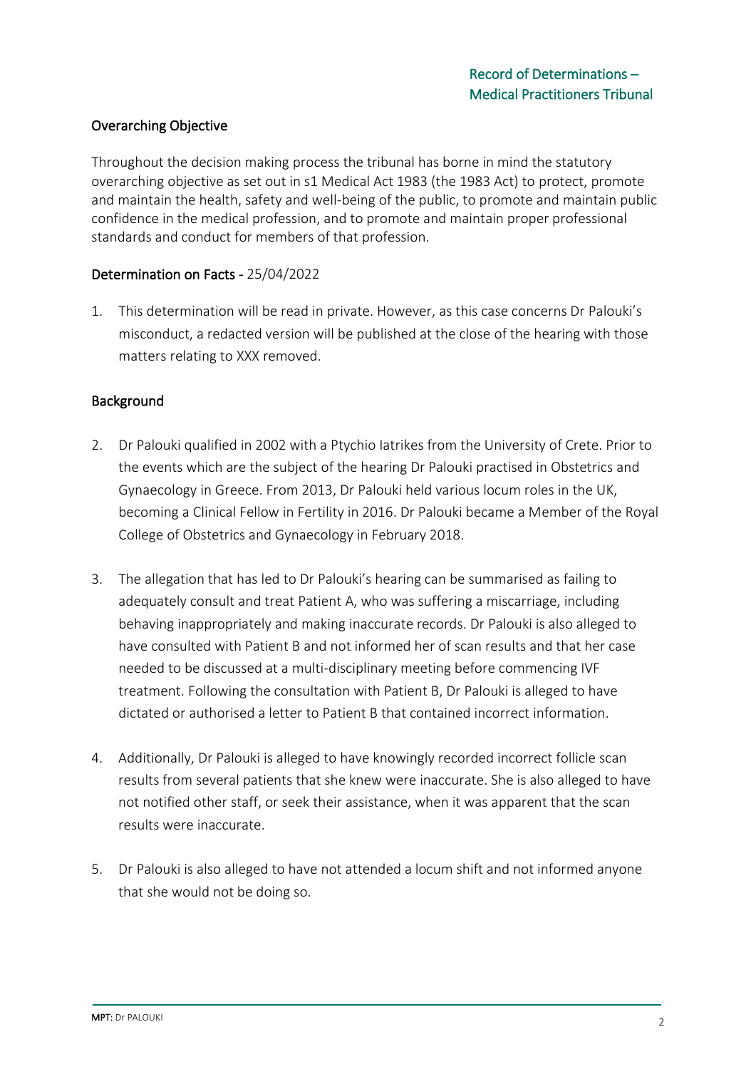## Overarching Objective

Throughout the decision making process the tribunal has borne in mind the statutory overarching objective as set out in s1 Medical Act 1983 (the 1983 Act) to protect, promote and maintain the health, safety and well-being of the public, to promote and maintain public confidence in the medical profession, and to promote and maintain proper professional standards and conduct for members of that profession.

## Determination on Facts - 25/04/2022

1. This determination will be read in private. However, as this case concerns Dr Palouki's misconduct, a redacted version will be published at the close of the hearing with those matters relating to XXX removed.

## Background

2. Dr Palouki qualified in 2002 with a Ptychio Iatrikes from the University of Crete. Prior to the events which are the subject of the hearing Dr Palouki practised in Obstetrics and Gynaecology in Greece. From 2013, Dr Palouki held various locum roles in the UK, becoming a Clinical Fellow in Fertility in 2016. Dr Palouki became a Member of the Royal College of Obstetrics and Gynaecology in February 2018.

3. The allegation that has led to Dr Palouki's hearing can be summarised as failing to adequately consult and treat Patient A, who was suffering a miscarriage, including behaving inappropriately and making inaccurate records. Dr Palouki is also alleged to have consulted with Patient B and not informed her of scan results and that her case needed to be discussed at a multi-disciplinary meeting before commencing IVF treatment. Following the consultation with Patient B, Dr Palouki is alleged to have dictated or authorised a letter to Patient B that contained incorrect information.

4. Additionally, Dr Palouki is alleged to have knowingly recorded incorrect follicle scan results from several patients that she knew were inaccurate. She is also alleged to have not notified other staff, or seek their assistance, when it was apparent that the scan results were inaccurate.

5. Dr Palouki is also alleged to have not attended a locum shift and not informed anyone that she would not be doing so.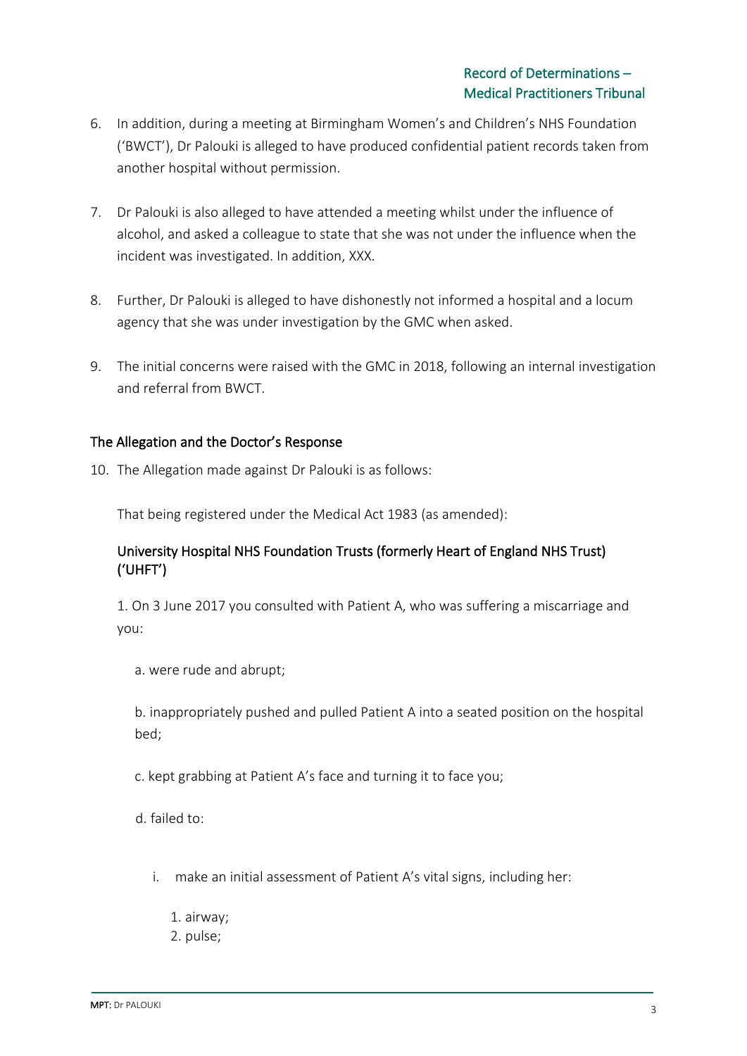6. In addition, during a meeting at Birmingham Women's and Children's NHS Foundation ('BWCT'), Dr Palouki is alleged to have produced confidential patient records taken from another hospital without permission.

7. Dr Palouki is also alleged to have attended a meeting whilst under the influence of alcohol, and asked a colleague to state that she was not under the influence when the incident was investigated. In addition, XXX.

8. Further, Dr Palouki is alleged to have dishonestly not informed a hospital and a locum agency that she was under investigation by the GMC when asked.

9. The initial concerns were raised with the GMC in 2018, following an internal investigation and referral from BWCT.

## The Allegation and the Doctor's Response

10. The Allegation made against Dr Palouki is as follows:

    That being registered under the Medical Act 1983 (as amended):

    ### University Hospital NHS Foundation Trusts (formerly Heart of England NHS Trust) ('UHFT')

    1. On 3 June 2017 you consulted with Patient A, who was suffering a miscarriage and you:

       a. were rude and abrupt;

       b. inappropriately pushed and pulled Patient A into a seated position on the hospital bed;

       c. kept grabbing at Patient A's face and turning it to face you;

       d. failed to:

          i. make an initial assessment of Patient A's vital signs, including her:

             1. airway;
             2. pulse;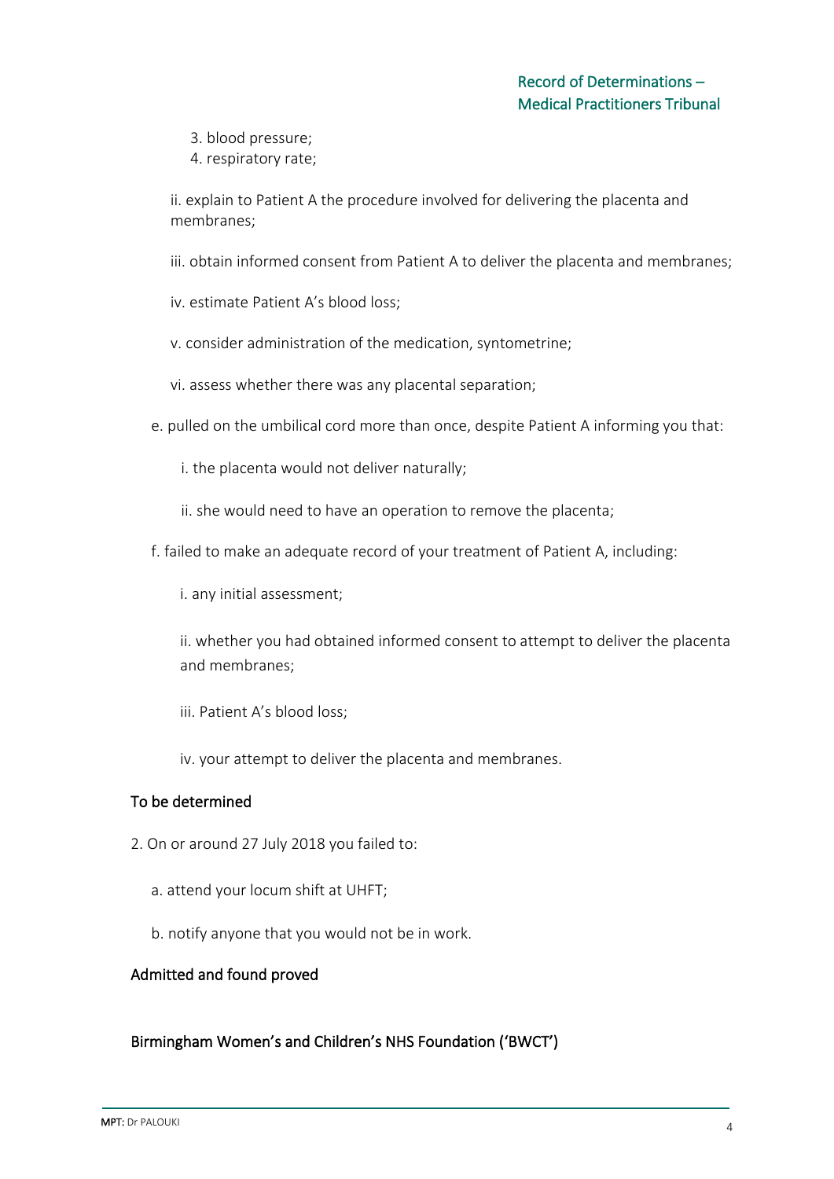3. blood pressure;
4. respiratory rate;

ii. explain to Patient A the procedure involved for delivering the placenta and membranes;

iii. obtain informed consent from Patient A to deliver the placenta and membranes;

iv. estimate Patient A's blood loss;

v. consider administration of the medication, syntometrine;

vi. assess whether there was any placental separation;

e. pulled on the umbilical cord more than once, despite Patient A informing you that:

i. the placenta would not deliver naturally;

ii. she would need to have an operation to remove the placenta;

f. failed to make an adequate record of your treatment of Patient A, including:

i. any initial assessment;

ii. whether you had obtained informed consent to attempt to deliver the placenta and membranes;

iii. Patient A's blood loss;

iv. your attempt to deliver the placenta and membranes.

**To be determined**

2. On or around 27 July 2018 you failed to:

a. attend your locum shift at UHFT;

b. notify anyone that you would not be in work.

**Admitted and found proved**

**Birmingham Women's and Children's NHS Foundation ('BWCT')**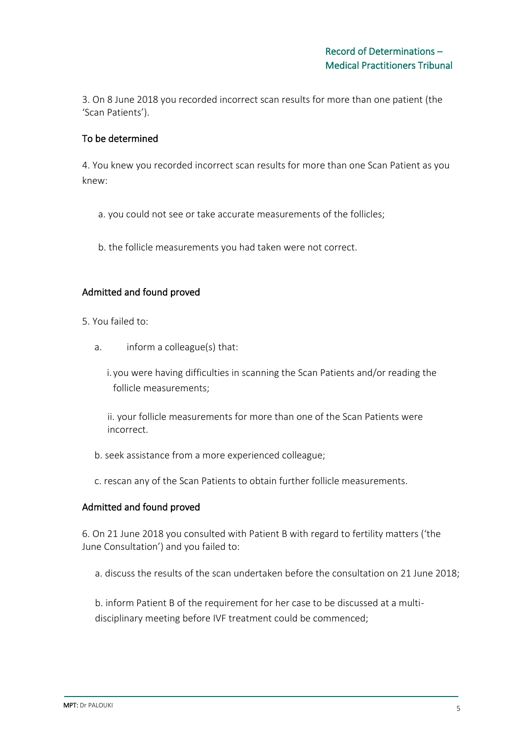3. On 8 June 2018 you recorded incorrect scan results for more than one patient (the 'Scan Patients').

To be determined

4. You knew you recorded incorrect scan results for more than one Scan Patient as you knew:

a. you could not see or take accurate measurements of the follicles;

b. the follicle measurements you had taken were not correct.

Admitted and found proved

5. You failed to:

a. inform a colleague(s) that:

i. you were having difficulties in scanning the Scan Patients and/or reading the follicle measurements;

ii. your follicle measurements for more than one of the Scan Patients were incorrect.

b. seek assistance from a more experienced colleague;

c. rescan any of the Scan Patients to obtain further follicle measurements.

Admitted and found proved

6. On 21 June 2018 you consulted with Patient B with regard to fertility matters ('the June Consultation') and you failed to:

a. discuss the results of the scan undertaken before the consultation on 21 June 2018;

b. inform Patient B of the requirement for her case to be discussed at a multi-disciplinary meeting before IVF treatment could be commenced;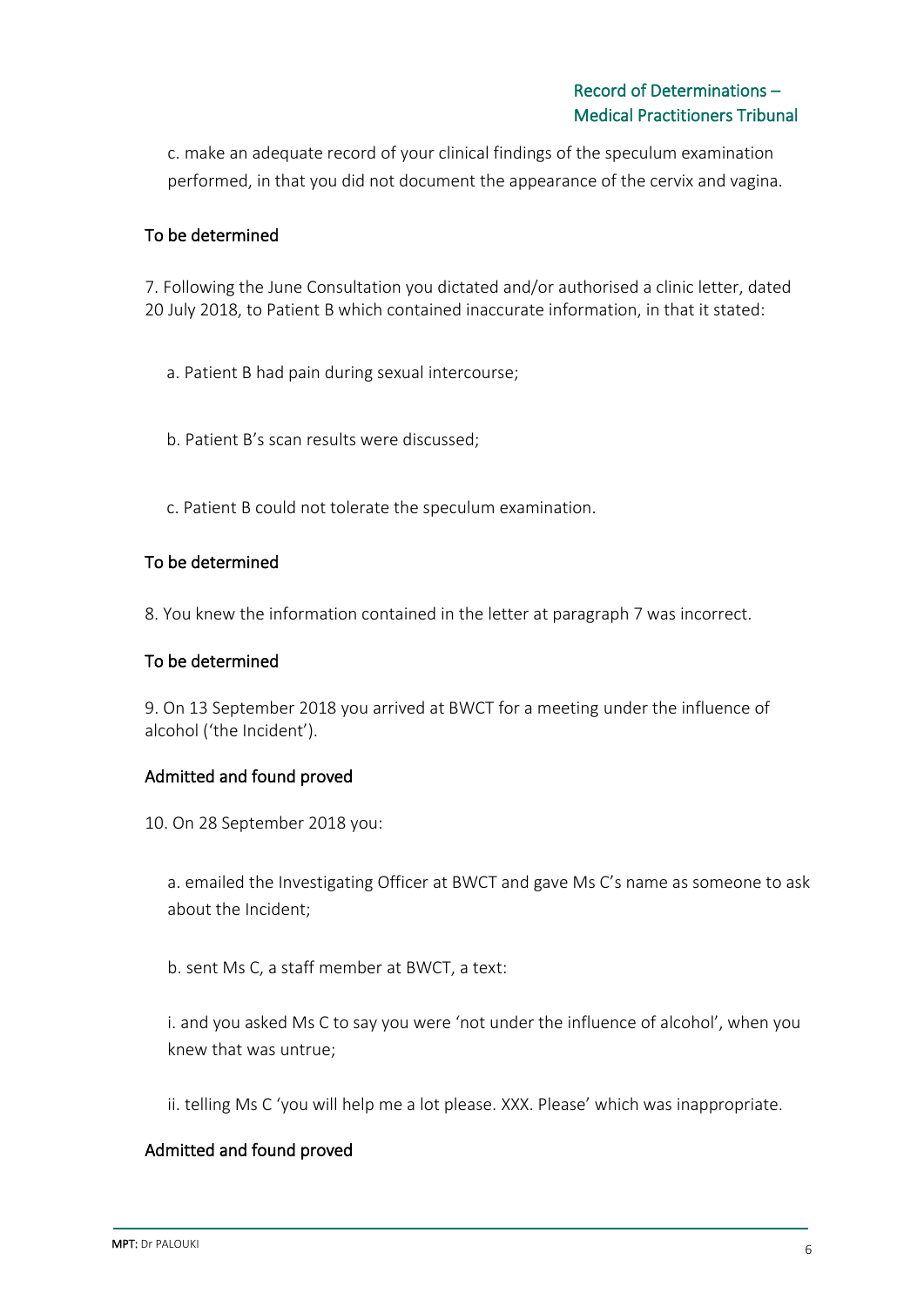c. make an adequate record of your clinical findings of the speculum examination performed, in that you did not document the appearance of the cervix and vagina.

To be determined

7. Following the June Consultation you dictated and/or authorised a clinic letter, dated 20 July 2018, to Patient B which contained inaccurate information, in that it stated:

a. Patient B had pain during sexual intercourse;

b. Patient B's scan results were discussed;

c. Patient B could not tolerate the speculum examination.

To be determined

8. You knew the information contained in the letter at paragraph 7 was incorrect.

To be determined

9. On 13 September 2018 you arrived at BWCT for a meeting under the influence of alcohol ('the Incident').

Admitted and found proved

10. On 28 September 2018 you:

a. emailed the Investigating Officer at BWCT and gave Ms C's name as someone to ask about the Incident;

b. sent Ms C, a staff member at BWCT, a text:

i. and you asked Ms C to say you were 'not under the influence of alcohol', when you knew that was untrue;

ii. telling Ms C 'you will help me a lot please. XXX. Please' which was inappropriate.

Admitted and found proved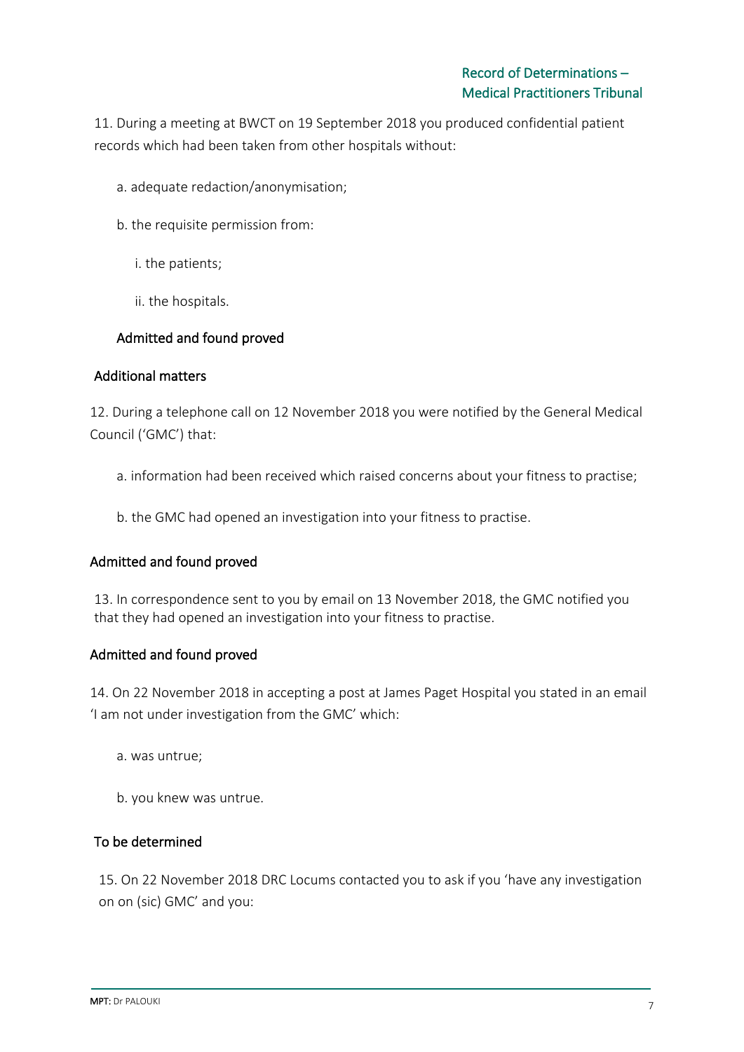11. During a meeting at BWCT on 19 September 2018 you produced confidential patient records which had been taken from other hospitals without:

a. adequate redaction/anonymisation;

b. the requisite permission from:

i. the patients;

ii. the hospitals.

**Admitted and found proved**

**Additional matters**

12. During a telephone call on 12 November 2018 you were notified by the General Medical Council ('GMC') that:

a. information had been received which raised concerns about your fitness to practise;

b. the GMC had opened an investigation into your fitness to practise.

**Admitted and found proved**

13. In correspondence sent to you by email on 13 November 2018, the GMC notified you that they had opened an investigation into your fitness to practise.

**Admitted and found proved**

14. On 22 November 2018 in accepting a post at James Paget Hospital you stated in an email 'I am not under investigation from the GMC' which:

a. was untrue;

b. you knew was untrue.

**To be determined**

15. On 22 November 2018 DRC Locums contacted you to ask if you 'have any investigation on on (sic) GMC' and you: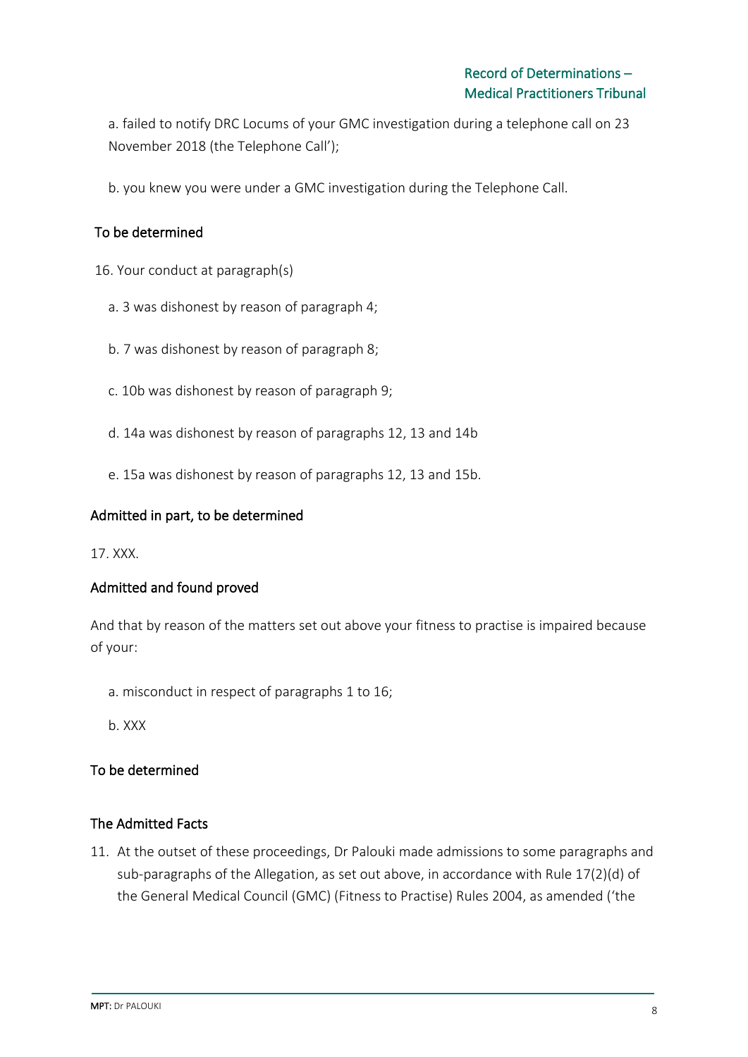a. failed to notify DRC Locums of your GMC investigation during a telephone call on 23 November 2018 (the Telephone Call');

b. you knew you were under a GMC investigation during the Telephone Call.

**To be determined**

16. Your conduct at paragraph(s)

a. 3 was dishonest by reason of paragraph 4;

b. 7 was dishonest by reason of paragraph 8;

c. 10b was dishonest by reason of paragraph 9;

d. 14a was dishonest by reason of paragraphs 12, 13 and 14b

e. 15a was dishonest by reason of paragraphs 12, 13 and 15b.

**Admitted in part, to be determined**

17. XXX.

**Admitted and found proved**

And that by reason of the matters set out above your fitness to practise is impaired because of your:

a. misconduct in respect of paragraphs 1 to 16;

b. XXX

**To be determined**

## The Admitted Facts

11. At the outset of these proceedings, Dr Palouki made admissions to some paragraphs and sub-paragraphs of the Allegation, as set out above, in accordance with Rule 17(2)(d) of the General Medical Council (GMC) (Fitness to Practise) Rules 2004, as amended ('the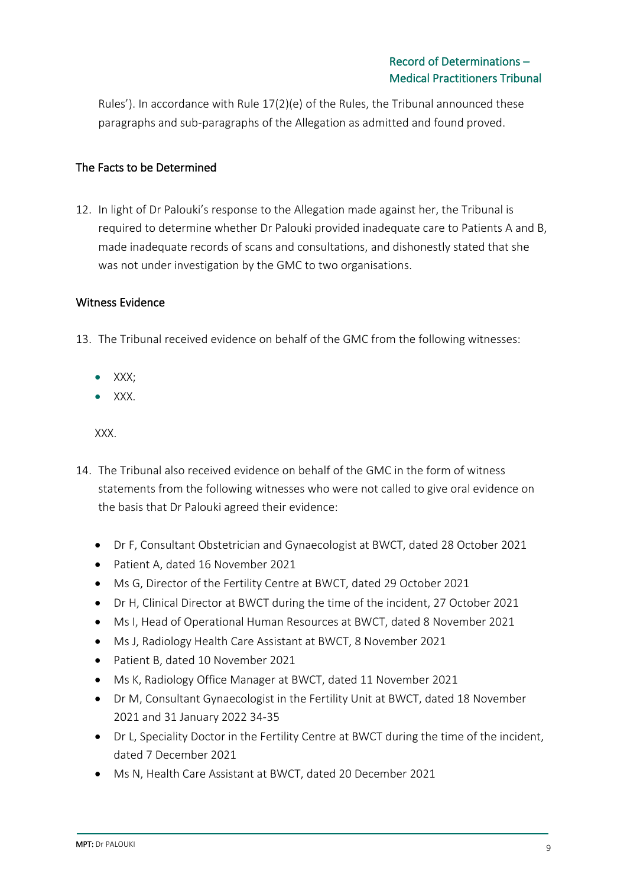Rules'). In accordance with Rule 17(2)(e) of the Rules, the Tribunal announced these paragraphs and sub-paragraphs of the Allegation as admitted and found proved.

## The Facts to be Determined

12. In light of Dr Palouki's response to the Allegation made against her, the Tribunal is required to determine whether Dr Palouki provided inadequate care to Patients A and B, made inadequate records of scans and consultations, and dishonestly stated that she was not under investigation by the GMC to two organisations.

## Witness Evidence

13. The Tribunal received evidence on behalf of the GMC from the following witnesses:

    - XXX;
    - XXX.

    XXX.

14. The Tribunal also received evidence on behalf of the GMC in the form of witness statements from the following witnesses who were not called to give oral evidence on the basis that Dr Palouki agreed their evidence:

    - Dr F, Consultant Obstetrician and Gynaecologist at BWCT, dated 28 October 2021
    - Patient A, dated 16 November 2021
    - Ms G, Director of the Fertility Centre at BWCT, dated 29 October 2021
    - Dr H, Clinical Director at BWCT during the time of the incident, 27 October 2021
    - Ms I, Head of Operational Human Resources at BWCT, dated 8 November 2021
    - Ms J, Radiology Health Care Assistant at BWCT, 8 November 2021
    - Patient B, dated 10 November 2021
    - Ms K, Radiology Office Manager at BWCT, dated 11 November 2021
    - Dr M, Consultant Gynaecologist in the Fertility Unit at BWCT, dated 18 November 2021 and 31 January 2022 34-35
    - Dr L, Speciality Doctor in the Fertility Centre at BWCT during the time of the incident, dated 7 December 2021
    - Ms N, Health Care Assistant at BWCT, dated 20 December 2021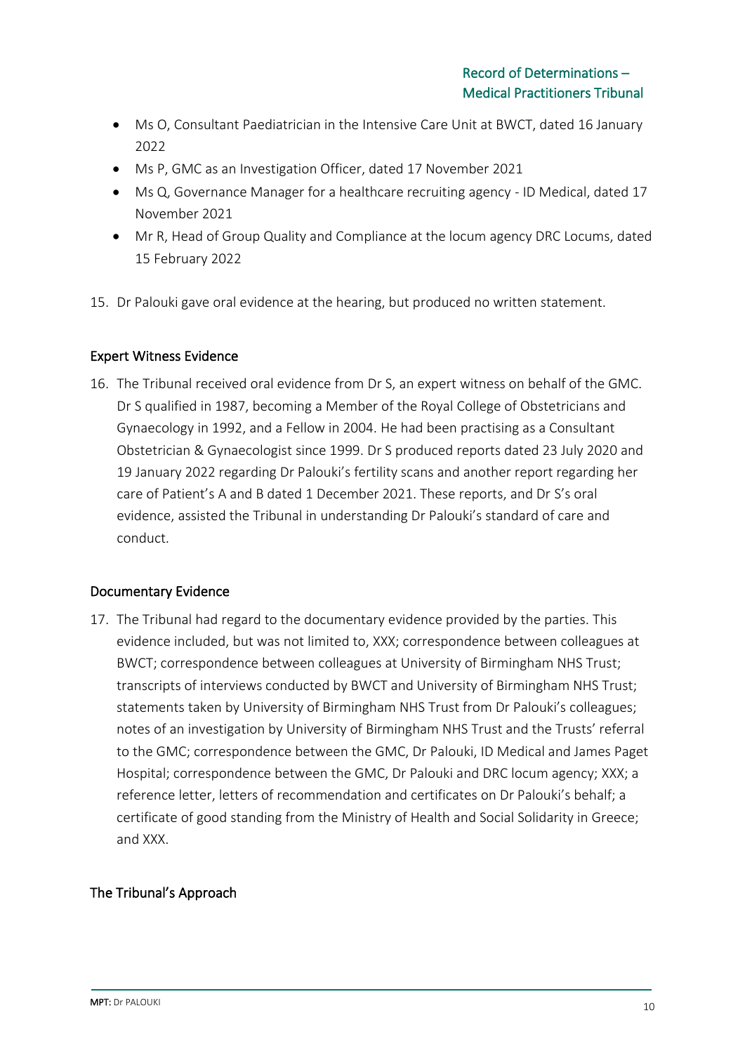- Ms O, Consultant Paediatrician in the Intensive Care Unit at BWCT, dated 16 January 2022
- Ms P, GMC as an Investigation Officer, dated 17 November 2021
- Ms Q, Governance Manager for a healthcare recruiting agency - ID Medical, dated 17 November 2021
- Mr R, Head of Group Quality and Compliance at the locum agency DRC Locums, dated 15 February 2022

15. Dr Palouki gave oral evidence at the hearing, but produced no written statement.

## Expert Witness Evidence

16. The Tribunal received oral evidence from Dr S, an expert witness on behalf of the GMC. Dr S qualified in 1987, becoming a Member of the Royal College of Obstetricians and Gynaecology in 1992, and a Fellow in 2004. He had been practising as a Consultant Obstetrician & Gynaecologist since 1999. Dr S produced reports dated 23 July 2020 and 19 January 2022 regarding Dr Palouki's fertility scans and another report regarding her care of Patient's A and B dated 1 December 2021. These reports, and Dr S's oral evidence, assisted the Tribunal in understanding Dr Palouki's standard of care and conduct.

## Documentary Evidence

17. The Tribunal had regard to the documentary evidence provided by the parties. This evidence included, but was not limited to, XXX; correspondence between colleagues at BWCT; correspondence between colleagues at University of Birmingham NHS Trust; transcripts of interviews conducted by BWCT and University of Birmingham NHS Trust; statements taken by University of Birmingham NHS Trust from Dr Palouki's colleagues; notes of an investigation by University of Birmingham NHS Trust and the Trusts' referral to the GMC; correspondence between the GMC, Dr Palouki, ID Medical and James Paget Hospital; correspondence between the GMC, Dr Palouki and DRC locum agency; XXX; a reference letter, letters of recommendation and certificates on Dr Palouki's behalf; a certificate of good standing from the Ministry of Health and Social Solidarity in Greece; and XXX.

## The Tribunal's Approach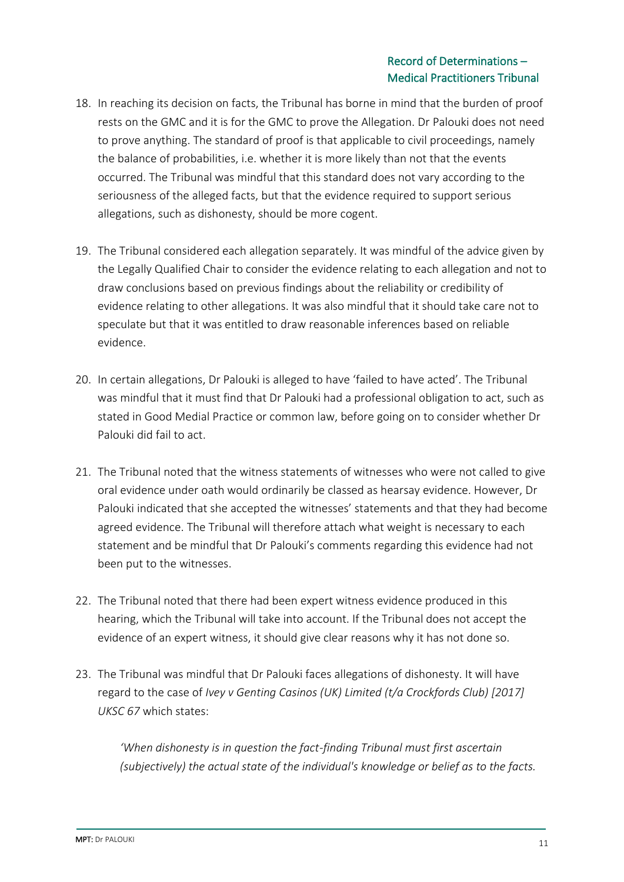18. In reaching its decision on facts, the Tribunal has borne in mind that the burden of proof rests on the GMC and it is for the GMC to prove the Allegation. Dr Palouki does not need to prove anything. The standard of proof is that applicable to civil proceedings, namely the balance of probabilities, i.e. whether it is more likely than not that the events occurred. The Tribunal was mindful that this standard does not vary according to the seriousness of the alleged facts, but that the evidence required to support serious allegations, such as dishonesty, should be more cogent.

19. The Tribunal considered each allegation separately. It was mindful of the advice given by the Legally Qualified Chair to consider the evidence relating to each allegation and not to draw conclusions based on previous findings about the reliability or credibility of evidence relating to other allegations. It was also mindful that it should take care not to speculate but that it was entitled to draw reasonable inferences based on reliable evidence.

20. In certain allegations, Dr Palouki is alleged to have 'failed to have acted'. The Tribunal was mindful that it must find that Dr Palouki had a professional obligation to act, such as stated in Good Medial Practice or common law, before going on to consider whether Dr Palouki did fail to act.

21. The Tribunal noted that the witness statements of witnesses who were not called to give oral evidence under oath would ordinarily be classed as hearsay evidence. However, Dr Palouki indicated that she accepted the witnesses' statements and that they had become agreed evidence. The Tribunal will therefore attach what weight is necessary to each statement and be mindful that Dr Palouki's comments regarding this evidence had not been put to the witnesses.

22. The Tribunal noted that there had been expert witness evidence produced in this hearing, which the Tribunal will take into account. If the Tribunal does not accept the evidence of an expert witness, it should give clear reasons why it has not done so.

23. The Tribunal was mindful that Dr Palouki faces allegations of dishonesty. It will have regard to the case of *Ivey v Genting Casinos (UK) Limited (t/a Crockfords Club) [2017] UKSC 67* which states:

    *'When dishonesty is in question the fact-finding Tribunal must first ascertain (subjectively) the actual state of the individual's knowledge or belief as to the facts.*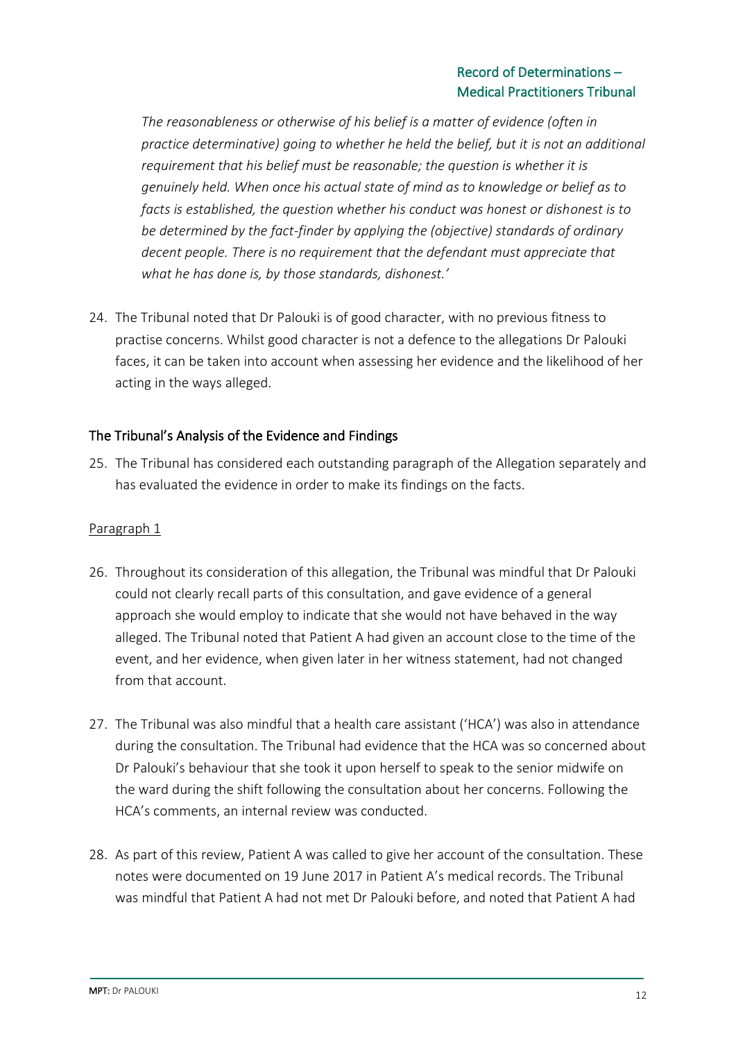*The reasonableness or otherwise of his belief is a matter of evidence (often in practice determinative) going to whether he held the belief, but it is not an additional requirement that his belief must be reasonable; the question is whether it is genuinely held. When once his actual state of mind as to knowledge or belief as to facts is established, the question whether his conduct was honest or dishonest is to be determined by the fact-finder by applying the (objective) standards of ordinary decent people. There is no requirement that the defendant must appreciate that what he has done is, by those standards, dishonest.'*

24. The Tribunal noted that Dr Palouki is of good character, with no previous fitness to practise concerns. Whilst good character is not a defence to the allegations Dr Palouki faces, it can be taken into account when assessing her evidence and the likelihood of her acting in the ways alleged.

## The Tribunal's Analysis of the Evidence and Findings

25. The Tribunal has considered each outstanding paragraph of the Allegation separately and has evaluated the evidence in order to make its findings on the facts.

<u>Paragraph 1</u>

26. Throughout its consideration of this allegation, the Tribunal was mindful that Dr Palouki could not clearly recall parts of this consultation, and gave evidence of a general approach she would employ to indicate that she would not have behaved in the way alleged. The Tribunal noted that Patient A had given an account close to the time of the event, and her evidence, when given later in her witness statement, had not changed from that account.

27. The Tribunal was also mindful that a health care assistant ('HCA') was also in attendance during the consultation. The Tribunal had evidence that the HCA was so concerned about Dr Palouki's behaviour that she took it upon herself to speak to the senior midwife on the ward during the shift following the consultation about her concerns. Following the HCA's comments, an internal review was conducted.

28. As part of this review, Patient A was called to give her account of the consultation. These notes were documented on 19 June 2017 in Patient A's medical records. The Tribunal was mindful that Patient A had not met Dr Palouki before, and noted that Patient A had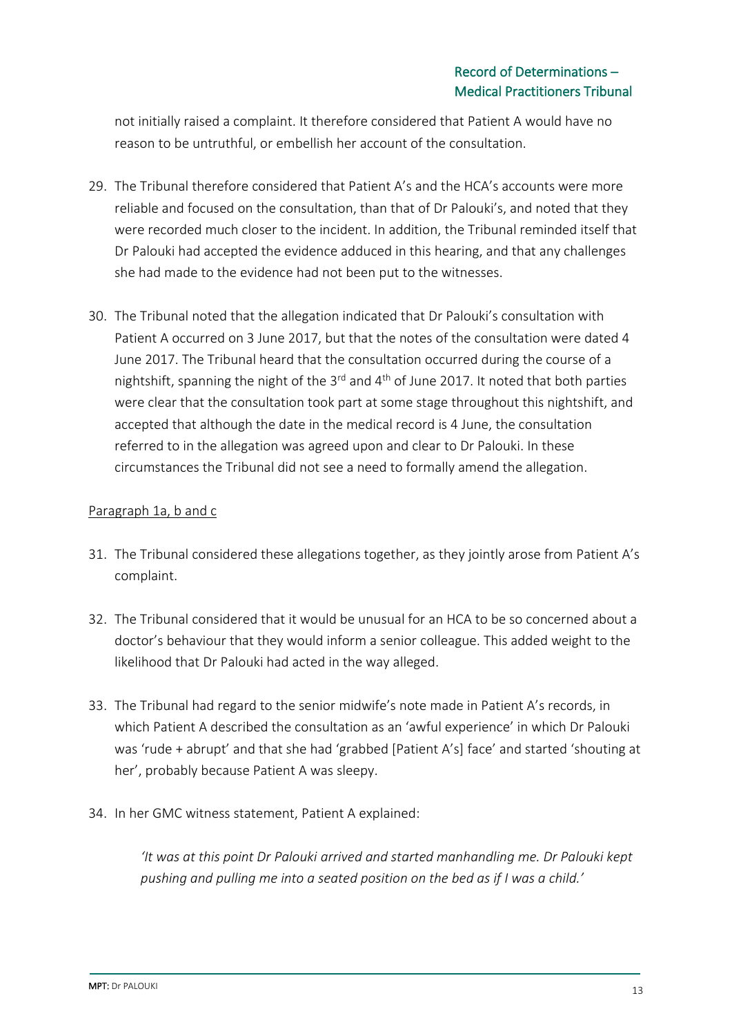not initially raised a complaint. It therefore considered that Patient A would have no reason to be untruthful, or embellish her account of the consultation.

29. The Tribunal therefore considered that Patient A's and the HCA's accounts were more reliable and focused on the consultation, than that of Dr Palouki's, and noted that they were recorded much closer to the incident. In addition, the Tribunal reminded itself that Dr Palouki had accepted the evidence adduced in this hearing, and that any challenges she had made to the evidence had not been put to the witnesses.

30. The Tribunal noted that the allegation indicated that Dr Palouki's consultation with Patient A occurred on 3 June 2017, but that the notes of the consultation were dated 4 June 2017. The Tribunal heard that the consultation occurred during the course of a nightshift, spanning the night of the 3rd and 4th of June 2017. It noted that both parties were clear that the consultation took part at some stage throughout this nightshift, and accepted that although the date in the medical record is 4 June, the consultation referred to in the allegation was agreed upon and clear to Dr Palouki. In these circumstances the Tribunal did not see a need to formally amend the allegation.

Paragraph 1a, b and c

31. The Tribunal considered these allegations together, as they jointly arose from Patient A's complaint.

32. The Tribunal considered that it would be unusual for an HCA to be so concerned about a doctor's behaviour that they would inform a senior colleague. This added weight to the likelihood that Dr Palouki had acted in the way alleged.

33. The Tribunal had regard to the senior midwife's note made in Patient A's records, in which Patient A described the consultation as an 'awful experience' in which Dr Palouki was 'rude + abrupt' and that she had 'grabbed [Patient A's] face' and started 'shouting at her', probably because Patient A was sleepy.

34. In her GMC witness statement, Patient A explained:

> *'It was at this point Dr Palouki arrived and started manhandling me. Dr Palouki kept pushing and pulling me into a seated position on the bed as if I was a child.'*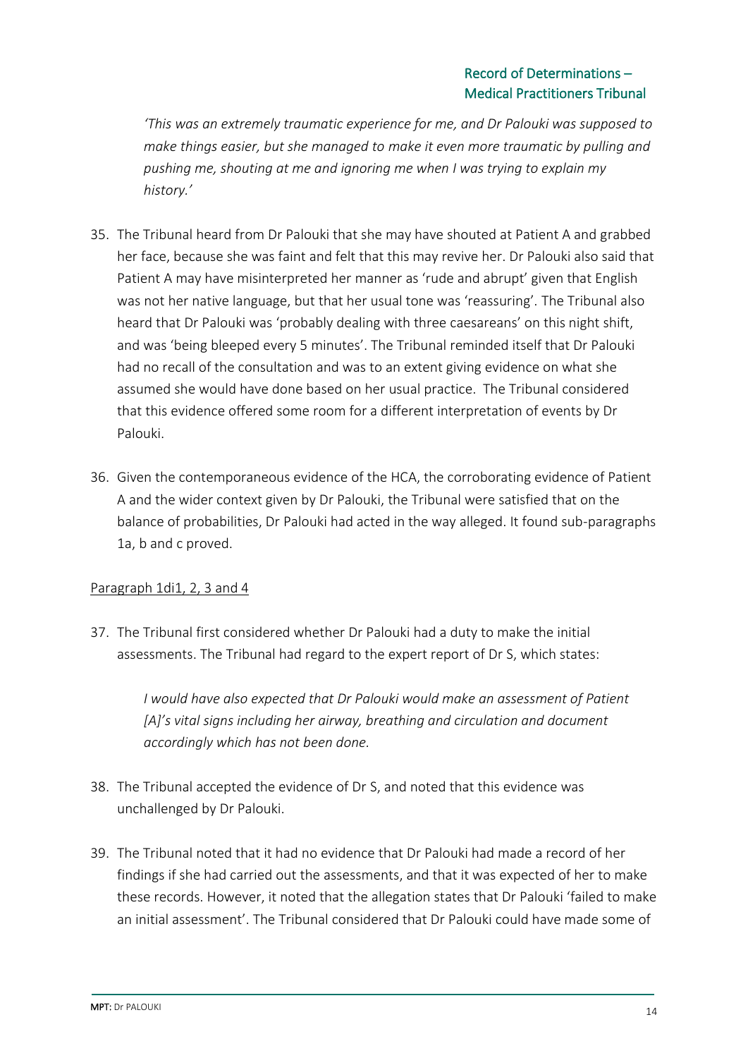*'This was an extremely traumatic experience for me, and Dr Palouki was supposed to make things easier, but she managed to make it even more traumatic by pulling and pushing me, shouting at me and ignoring me when I was trying to explain my history.'*

35. The Tribunal heard from Dr Palouki that she may have shouted at Patient A and grabbed her face, because she was faint and felt that this may revive her. Dr Palouki also said that Patient A may have misinterpreted her manner as 'rude and abrupt' given that English was not her native language, but that her usual tone was 'reassuring'. The Tribunal also heard that Dr Palouki was 'probably dealing with three caesareans' on this night shift, and was 'being bleeped every 5 minutes'. The Tribunal reminded itself that Dr Palouki had no recall of the consultation and was to an extent giving evidence on what she assumed she would have done based on her usual practice. The Tribunal considered that this evidence offered some room for a different interpretation of events by Dr Palouki.

36. Given the contemporaneous evidence of the HCA, the corroborating evidence of Patient A and the wider context given by Dr Palouki, the Tribunal were satisfied that on the balance of probabilities, Dr Palouki had acted in the way alleged. It found sub-paragraphs 1a, b and c proved.

<u>Paragraph 1di1, 2, 3 and 4</u>

37. The Tribunal first considered whether Dr Palouki had a duty to make the initial assessments. The Tribunal had regard to the expert report of Dr S, which states:

    *I would have also expected that Dr Palouki would make an assessment of Patient [A]'s vital signs including her airway, breathing and circulation and document accordingly which has not been done.*

38. The Tribunal accepted the evidence of Dr S, and noted that this evidence was unchallenged by Dr Palouki.

39. The Tribunal noted that it had no evidence that Dr Palouki had made a record of her findings if she had carried out the assessments, and that it was expected of her to make these records. However, it noted that the allegation states that Dr Palouki 'failed to make an initial assessment'. The Tribunal considered that Dr Palouki could have made some of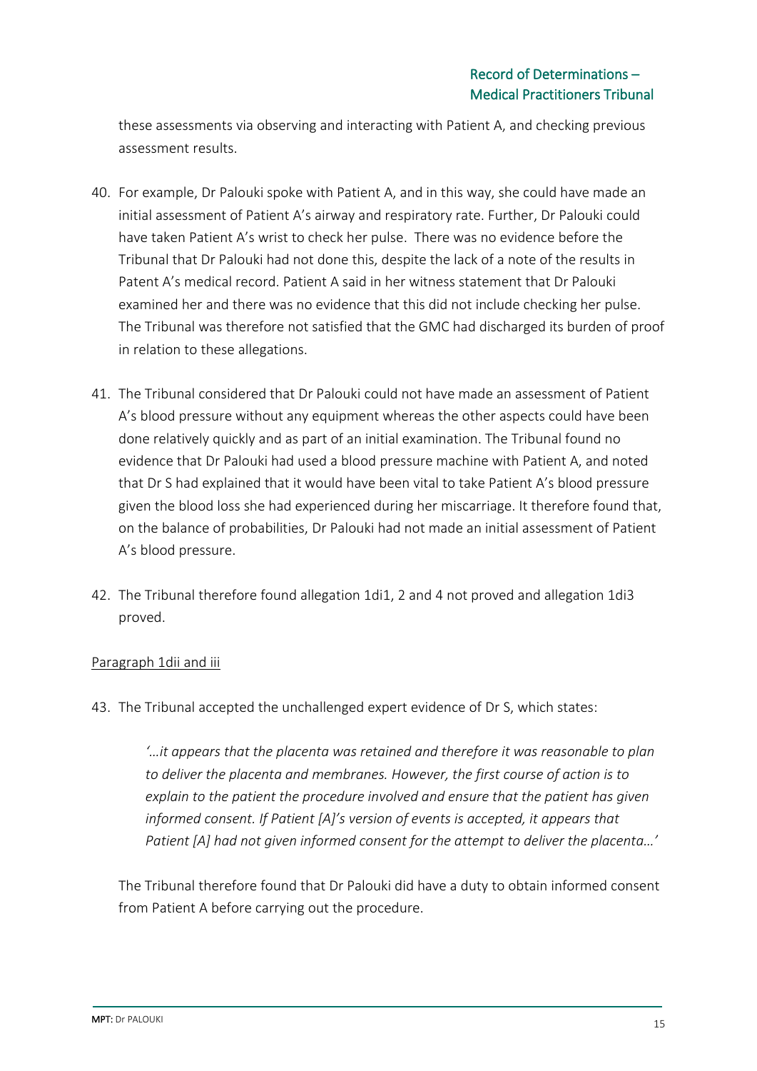these assessments via observing and interacting with Patient A, and checking previous assessment results.

40. For example, Dr Palouki spoke with Patient A, and in this way, she could have made an initial assessment of Patient A's airway and respiratory rate. Further, Dr Palouki could have taken Patient A's wrist to check her pulse. There was no evidence before the Tribunal that Dr Palouki had not done this, despite the lack of a note of the results in Patent A's medical record. Patient A said in her witness statement that Dr Palouki examined her and there was no evidence that this did not include checking her pulse. The Tribunal was therefore not satisfied that the GMC had discharged its burden of proof in relation to these allegations.

41. The Tribunal considered that Dr Palouki could not have made an assessment of Patient A's blood pressure without any equipment whereas the other aspects could have been done relatively quickly and as part of an initial examination. The Tribunal found no evidence that Dr Palouki had used a blood pressure machine with Patient A, and noted that Dr S had explained that it would have been vital to take Patient A's blood pressure given the blood loss she had experienced during her miscarriage. It therefore found that, on the balance of probabilities, Dr Palouki had not made an initial assessment of Patient A's blood pressure.

42. The Tribunal therefore found allegation 1di1, 2 and 4 not proved and allegation 1di3 proved.

Paragraph 1dii and iii

43. The Tribunal accepted the unchallenged expert evidence of Dr S, which states:

> *'…it appears that the placenta was retained and therefore it was reasonable to plan to deliver the placenta and membranes. However, the first course of action is to explain to the patient the procedure involved and ensure that the patient has given informed consent. If Patient [A]'s version of events is accepted, it appears that Patient [A] had not given informed consent for the attempt to deliver the placenta…'*

The Tribunal therefore found that Dr Palouki did have a duty to obtain informed consent from Patient A before carrying out the procedure.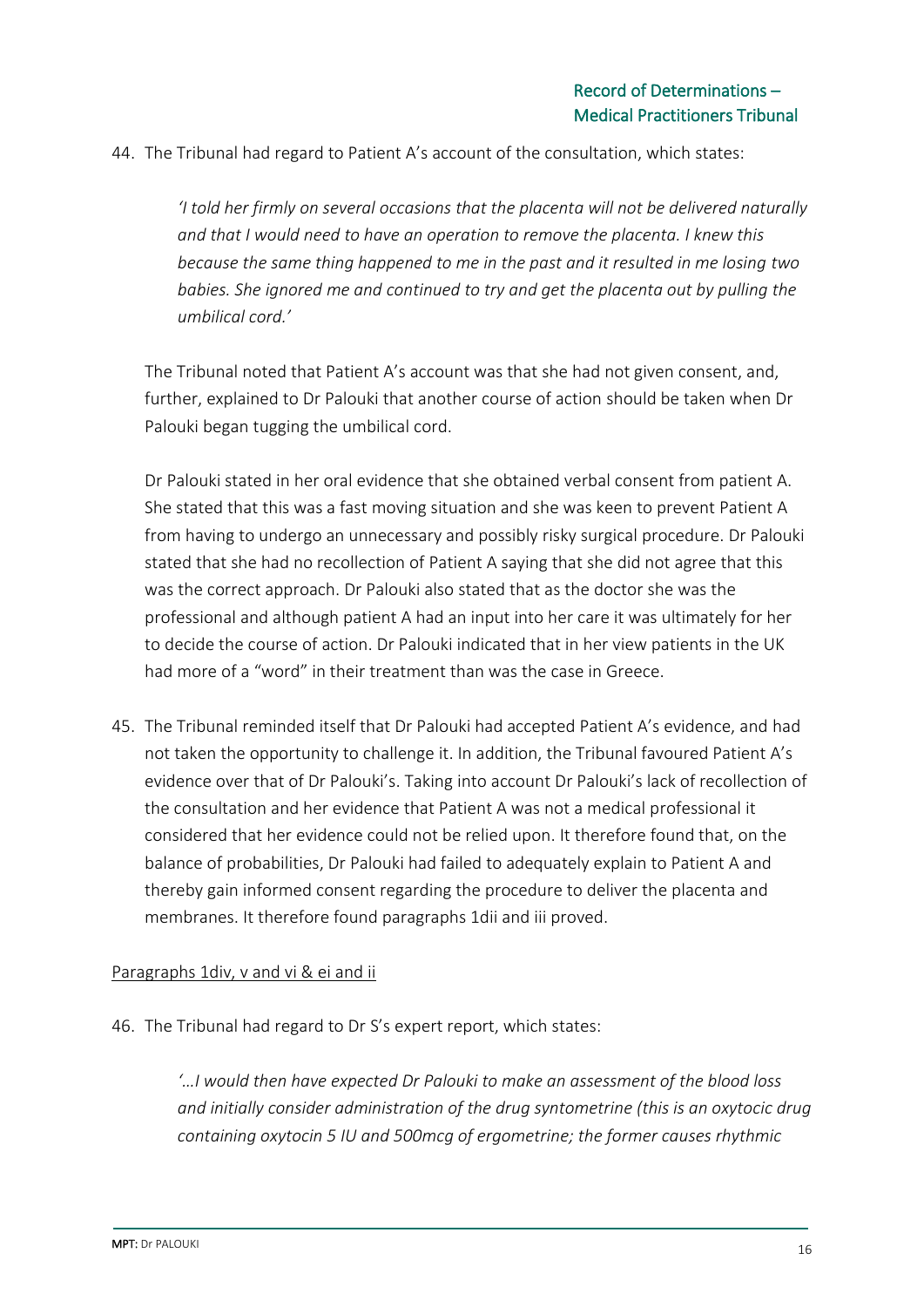44. The Tribunal had regard to Patient A's account of the consultation, which states:

    *'I told her firmly on several occasions that the placenta will not be delivered naturally and that I would need to have an operation to remove the placenta. I knew this because the same thing happened to me in the past and it resulted in me losing two babies. She ignored me and continued to try and get the placenta out by pulling the umbilical cord.'*

    The Tribunal noted that Patient A's account was that she had not given consent, and, further, explained to Dr Palouki that another course of action should be taken when Dr Palouki began tugging the umbilical cord.

    Dr Palouki stated in her oral evidence that she obtained verbal consent from patient A. She stated that this was a fast moving situation and she was keen to prevent Patient A from having to undergo an unnecessary and possibly risky surgical procedure. Dr Palouki stated that she had no recollection of Patient A saying that she did not agree that this was the correct approach. Dr Palouki also stated that as the doctor she was the professional and although patient A had an input into her care it was ultimately for her to decide the course of action. Dr Palouki indicated that in her view patients in the UK had more of a "word" in their treatment than was the case in Greece.

45. The Tribunal reminded itself that Dr Palouki had accepted Patient A's evidence, and had not taken the opportunity to challenge it. In addition, the Tribunal favoured Patient A's evidence over that of Dr Palouki's. Taking into account Dr Palouki's lack of recollection of the consultation and her evidence that Patient A was not a medical professional it considered that her evidence could not be relied upon. It therefore found that, on the balance of probabilities, Dr Palouki had failed to adequately explain to Patient A and thereby gain informed consent regarding the procedure to deliver the placenta and membranes. It therefore found paragraphs 1dii and iii proved.

<u>Paragraphs 1div, v and vi & ei and ii</u>

46. The Tribunal had regard to Dr S's expert report, which states:

    *'…I would then have expected Dr Palouki to make an assessment of the blood loss and initially consider administration of the drug syntometrine (this is an oxytocic drug containing oxytocin 5 IU and 500mcg of ergometrine; the former causes rhythmic*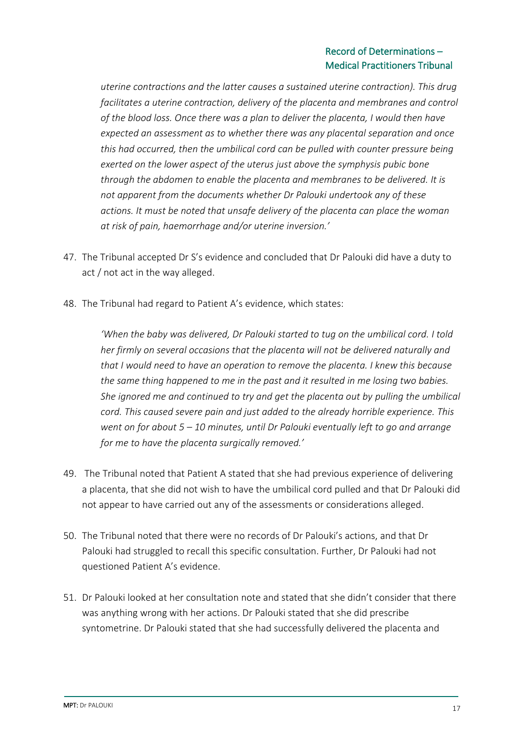*uterine contractions and the latter causes a sustained uterine contraction). This drug facilitates a uterine contraction, delivery of the placenta and membranes and control of the blood loss. Once there was a plan to deliver the placenta, I would then have expected an assessment as to whether there was any placental separation and once this had occurred, then the umbilical cord can be pulled with counter pressure being exerted on the lower aspect of the uterus just above the symphysis pubic bone through the abdomen to enable the placenta and membranes to be delivered. It is not apparent from the documents whether Dr Palouki undertook any of these actions. It must be noted that unsafe delivery of the placenta can place the woman at risk of pain, haemorrhage and/or uterine inversion.'*

47. The Tribunal accepted Dr S's evidence and concluded that Dr Palouki did have a duty to act / not act in the way alleged.

48. The Tribunal had regard to Patient A's evidence, which states:

    *'When the baby was delivered, Dr Palouki started to tug on the umbilical cord. I told her firmly on several occasions that the placenta will not be delivered naturally and that I would need to have an operation to remove the placenta. I knew this because the same thing happened to me in the past and it resulted in me losing two babies. She ignored me and continued to try and get the placenta out by pulling the umbilical cord. This caused severe pain and just added to the already horrible experience. This went on for about 5 – 10 minutes, until Dr Palouki eventually left to go and arrange for me to have the placenta surgically removed.'*

49. The Tribunal noted that Patient A stated that she had previous experience of delivering a placenta, that she did not wish to have the umbilical cord pulled and that Dr Palouki did not appear to have carried out any of the assessments or considerations alleged.

50. The Tribunal noted that there were no records of Dr Palouki's actions, and that Dr Palouki had struggled to recall this specific consultation. Further, Dr Palouki had not questioned Patient A's evidence.

51. Dr Palouki looked at her consultation note and stated that she didn't consider that there was anything wrong with her actions. Dr Palouki stated that she did prescribe syntometrine. Dr Palouki stated that she had successfully delivered the placenta and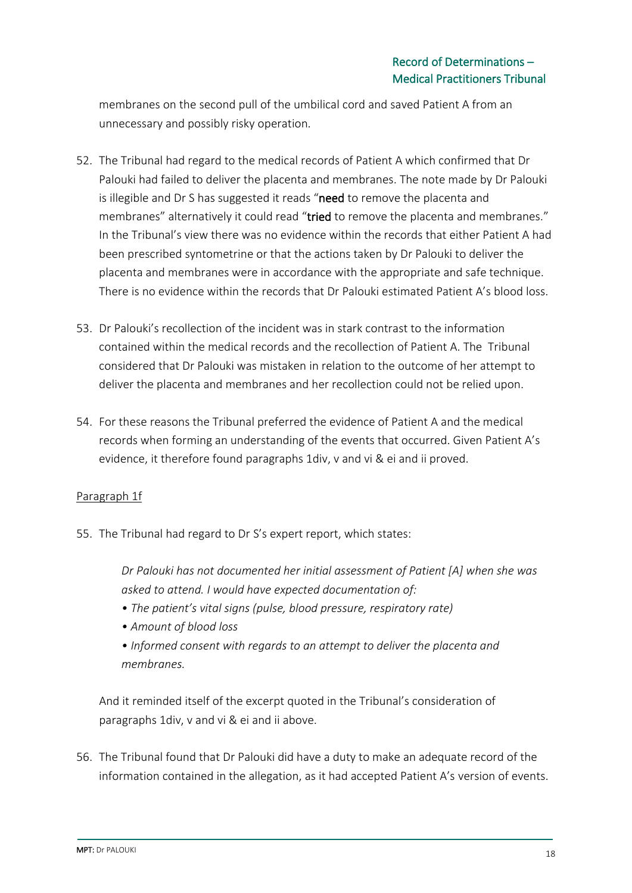membranes on the second pull of the umbilical cord and saved Patient A from an unnecessary and possibly risky operation.

52. The Tribunal had regard to the medical records of Patient A which confirmed that Dr Palouki had failed to deliver the placenta and membranes. The note made by Dr Palouki is illegible and Dr S has suggested it reads "**need** to remove the placenta and membranes" alternatively it could read "**tried** to remove the placenta and membranes." In the Tribunal's view there was no evidence within the records that either Patient A had been prescribed syntometrine or that the actions taken by Dr Palouki to deliver the placenta and membranes were in accordance with the appropriate and safe technique. There is no evidence within the records that Dr Palouki estimated Patient A's blood loss.

53. Dr Palouki's recollection of the incident was in stark contrast to the information contained within the medical records and the recollection of Patient A. The Tribunal considered that Dr Palouki was mistaken in relation to the outcome of her attempt to deliver the placenta and membranes and her recollection could not be relied upon.

54. For these reasons the Tribunal preferred the evidence of Patient A and the medical records when forming an understanding of the events that occurred. Given Patient A's evidence, it therefore found paragraphs 1div, v and vi & ei and ii proved.

<u>Paragraph 1f</u>

55. The Tribunal had regard to Dr S's expert report, which states:

    *Dr Palouki has not documented her initial assessment of Patient [A] when she was asked to attend. I would have expected documentation of:*
    
    *• The patient's vital signs (pulse, blood pressure, respiratory rate)*
    
    *• Amount of blood loss*
    
    *• Informed consent with regards to an attempt to deliver the placenta and membranes.*

    And it reminded itself of the excerpt quoted in the Tribunal's consideration of paragraphs 1div, v and vi & ei and ii above.

56. The Tribunal found that Dr Palouki did have a duty to make an adequate record of the information contained in the allegation, as it had accepted Patient A's version of events.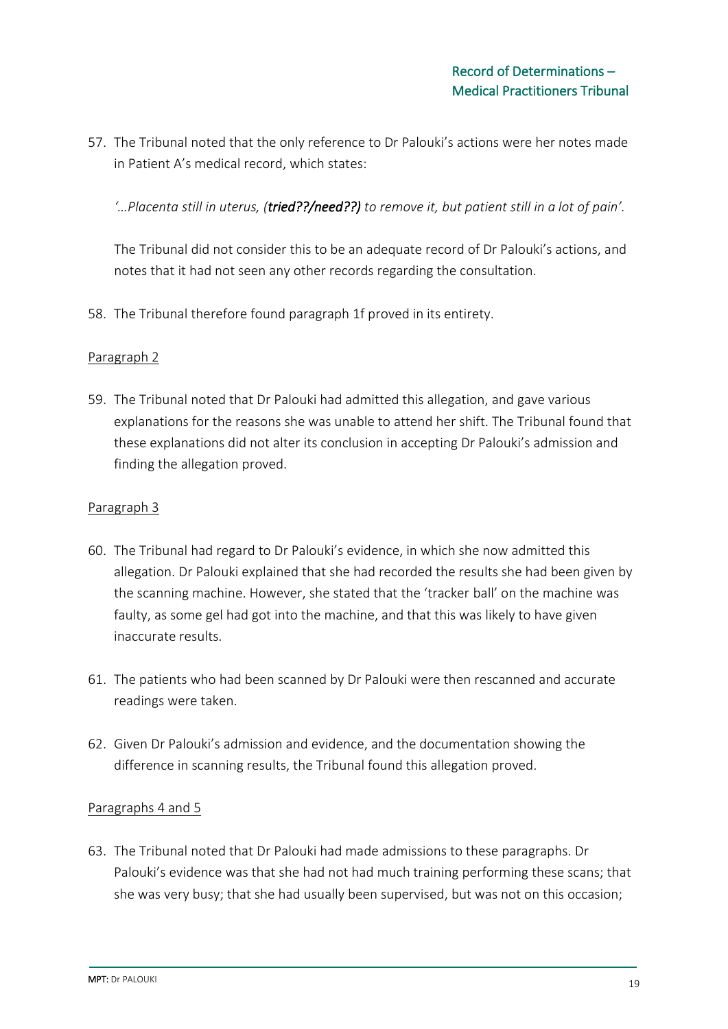57. The Tribunal noted that the only reference to Dr Palouki's actions were her notes made in Patient A's medical record, which states:

    *'…Placenta still in uterus, (**tried??/need??**) to remove it, but patient still in a lot of pain'.*

    The Tribunal did not consider this to be an adequate record of Dr Palouki's actions, and notes that it had not seen any other records regarding the consultation.

58. The Tribunal therefore found paragraph 1f proved in its entirety.

Paragraph 2

59. The Tribunal noted that Dr Palouki had admitted this allegation, and gave various explanations for the reasons she was unable to attend her shift. The Tribunal found that these explanations did not alter its conclusion in accepting Dr Palouki's admission and finding the allegation proved.

Paragraph 3

60. The Tribunal had regard to Dr Palouki's evidence, in which she now admitted this allegation. Dr Palouki explained that she had recorded the results she had been given by the scanning machine. However, she stated that the 'tracker ball' on the machine was faulty, as some gel had got into the machine, and that this was likely to have given inaccurate results.

61. The patients who had been scanned by Dr Palouki were then rescanned and accurate readings were taken.

62. Given Dr Palouki's admission and evidence, and the documentation showing the difference in scanning results, the Tribunal found this allegation proved.

Paragraphs 4 and 5

63. The Tribunal noted that Dr Palouki had made admissions to these paragraphs. Dr Palouki's evidence was that she had not had much training performing these scans; that she was very busy; that she had usually been supervised, but was not on this occasion;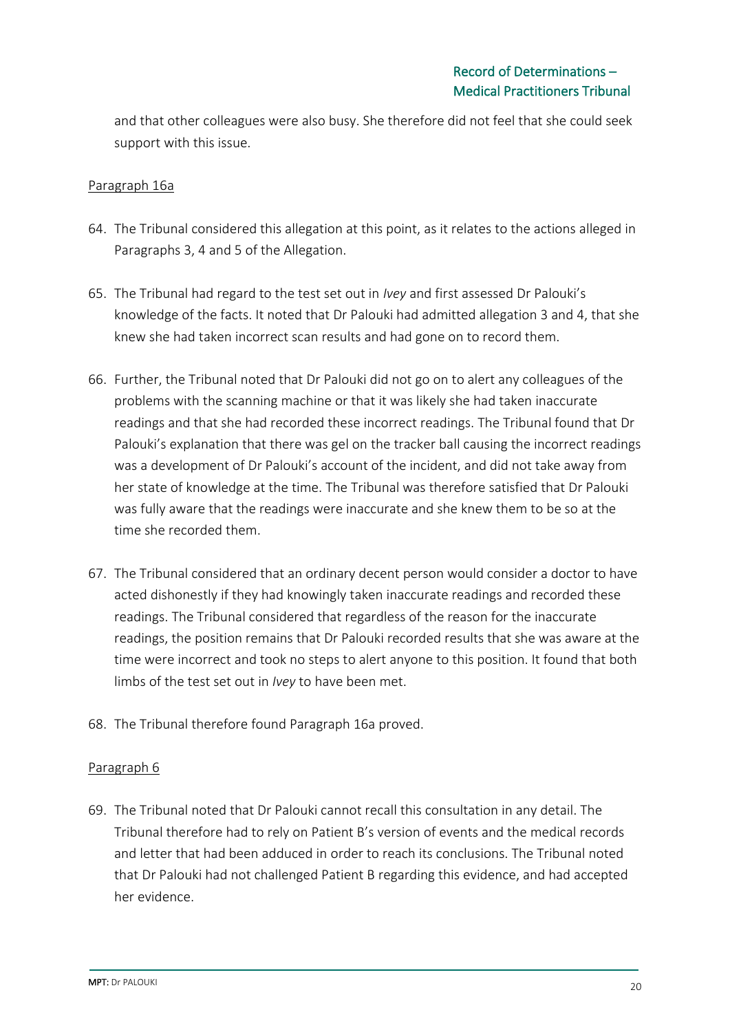and that other colleagues were also busy. She therefore did not feel that she could seek support with this issue.

Paragraph 16a

64. The Tribunal considered this allegation at this point, as it relates to the actions alleged in Paragraphs 3, 4 and 5 of the Allegation.

65. The Tribunal had regard to the test set out in *Ivey* and first assessed Dr Palouki's knowledge of the facts. It noted that Dr Palouki had admitted allegation 3 and 4, that she knew she had taken incorrect scan results and had gone on to record them.

66. Further, the Tribunal noted that Dr Palouki did not go on to alert any colleagues of the problems with the scanning machine or that it was likely she had taken inaccurate readings and that she had recorded these incorrect readings. The Tribunal found that Dr Palouki's explanation that there was gel on the tracker ball causing the incorrect readings was a development of Dr Palouki's account of the incident, and did not take away from her state of knowledge at the time. The Tribunal was therefore satisfied that Dr Palouki was fully aware that the readings were inaccurate and she knew them to be so at the time she recorded them.

67. The Tribunal considered that an ordinary decent person would consider a doctor to have acted dishonestly if they had knowingly taken inaccurate readings and recorded these readings. The Tribunal considered that regardless of the reason for the inaccurate readings, the position remains that Dr Palouki recorded results that she was aware at the time were incorrect and took no steps to alert anyone to this position. It found that both limbs of the test set out in *Ivey* to have been met.

68. The Tribunal therefore found Paragraph 16a proved.

Paragraph 6

69. The Tribunal noted that Dr Palouki cannot recall this consultation in any detail. The Tribunal therefore had to rely on Patient B's version of events and the medical records and letter that had been adduced in order to reach its conclusions. The Tribunal noted that Dr Palouki had not challenged Patient B regarding this evidence, and had accepted her evidence.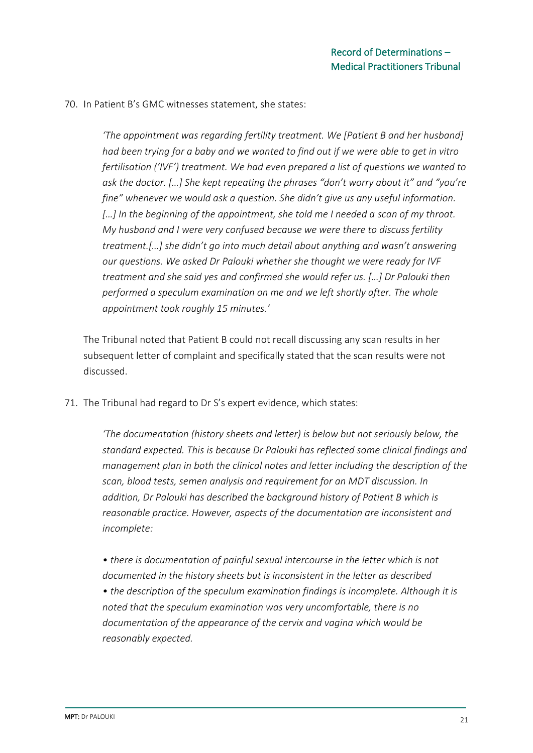70. In Patient B's GMC witnesses statement, she states:

> *'The appointment was regarding fertility treatment. We [Patient B and her husband] had been trying for a baby and we wanted to find out if we were able to get in vitro fertilisation ('IVF') treatment. We had even prepared a list of questions we wanted to ask the doctor. […] She kept repeating the phrases "don't worry about it" and "you're fine" whenever we would ask a question. She didn't give us any useful information. […] In the beginning of the appointment, she told me I needed a scan of my throat. My husband and I were very confused because we were there to discuss fertility treatment.[…] she didn't go into much detail about anything and wasn't answering our questions. We asked Dr Palouki whether she thought we were ready for IVF treatment and she said yes and confirmed she would refer us. […] Dr Palouki then performed a speculum examination on me and we left shortly after. The whole appointment took roughly 15 minutes.'*

The Tribunal noted that Patient B could not recall discussing any scan results in her subsequent letter of complaint and specifically stated that the scan results were not discussed.

71. The Tribunal had regard to Dr S's expert evidence, which states:

> *'The documentation (history sheets and letter) is below but not seriously below, the standard expected. This is because Dr Palouki has reflected some clinical findings and management plan in both the clinical notes and letter including the description of the scan, blood tests, semen analysis and requirement for an MDT discussion. In addition, Dr Palouki has described the background history of Patient B which is reasonable practice. However, aspects of the documentation are inconsistent and incomplete:*
>
> *• there is documentation of painful sexual intercourse in the letter which is not documented in the history sheets but is inconsistent in the letter as described*
> *• the description of the speculum examination findings is incomplete. Although it is noted that the speculum examination was very uncomfortable, there is no documentation of the appearance of the cervix and vagina which would be reasonably expected.*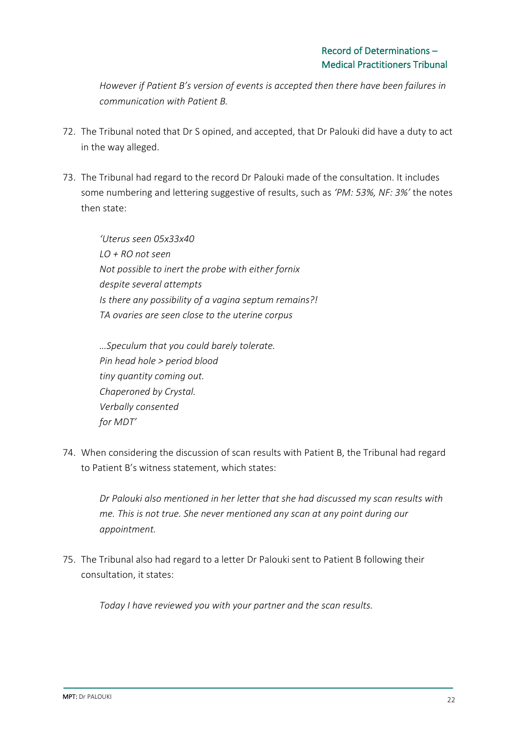*However if Patient B's version of events is accepted then there have been failures in communication with Patient B.*

72. The Tribunal noted that Dr S opined, and accepted, that Dr Palouki did have a duty to act in the way alleged.

73. The Tribunal had regard to the record Dr Palouki made of the consultation. It includes some numbering and lettering suggestive of results, such as *'PM: 53%, NF: 3%'* the notes then state:

> *'Uterus seen 05x33x40*
> *LO + RO not seen*
> *Not possible to inert the probe with either fornix*
> *despite several attempts*
> *Is there any possibility of a vagina septum remains?!*
> *TA ovaries are seen close to the uterine corpus*
>
> *...Speculum that you could barely tolerate.*
> *Pin head hole > period blood*
> *tiny quantity coming out.*
> *Chaperoned by Crystal.*
> *Verbally consented*
> *for MDT'*

74. When considering the discussion of scan results with Patient B, the Tribunal had regard to Patient B's witness statement, which states:

> *Dr Palouki also mentioned in her letter that she had discussed my scan results with me. This is not true. She never mentioned any scan at any point during our appointment.*

75. The Tribunal also had regard to a letter Dr Palouki sent to Patient B following their consultation, it states:

> *Today I have reviewed you with your partner and the scan results.*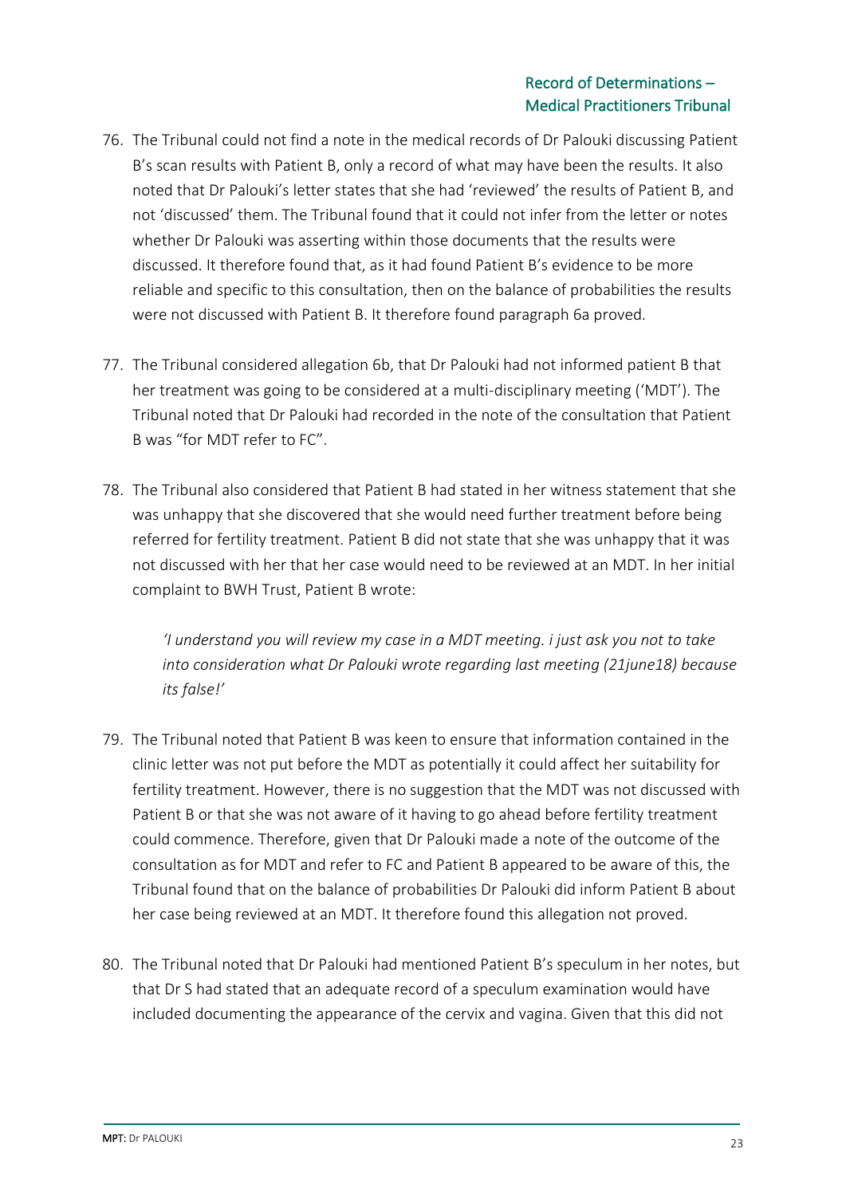76. The Tribunal could not find a note in the medical records of Dr Palouki discussing Patient B's scan results with Patient B, only a record of what may have been the results. It also noted that Dr Palouki's letter states that she had 'reviewed' the results of Patient B, and not 'discussed' them. The Tribunal found that it could not infer from the letter or notes whether Dr Palouki was asserting within those documents that the results were discussed. It therefore found that, as it had found Patient B's evidence to be more reliable and specific to this consultation, then on the balance of probabilities the results were not discussed with Patient B. It therefore found paragraph 6a proved.

77. The Tribunal considered allegation 6b, that Dr Palouki had not informed patient B that her treatment was going to be considered at a multi-disciplinary meeting ('MDT'). The Tribunal noted that Dr Palouki had recorded in the note of the consultation that Patient B was "for MDT refer to FC".

78. The Tribunal also considered that Patient B had stated in her witness statement that she was unhappy that she discovered that she would need further treatment before being referred for fertility treatment. Patient B did not state that she was unhappy that it was not discussed with her that her case would need to be reviewed at an MDT. In her initial complaint to BWH Trust, Patient B wrote:

   *'I understand you will review my case in a MDT meeting. i just ask you not to take into consideration what Dr Palouki wrote regarding last meeting (21june18) because its false!'*

79. The Tribunal noted that Patient B was keen to ensure that information contained in the clinic letter was not put before the MDT as potentially it could affect her suitability for fertility treatment. However, there is no suggestion that the MDT was not discussed with Patient B or that she was not aware of it having to go ahead before fertility treatment could commence. Therefore, given that Dr Palouki made a note of the outcome of the consultation as for MDT and refer to FC and Patient B appeared to be aware of this, the Tribunal found that on the balance of probabilities Dr Palouki did inform Patient B about her case being reviewed at an MDT. It therefore found this allegation not proved.

80. The Tribunal noted that Dr Palouki had mentioned Patient B's speculum in her notes, but that Dr S had stated that an adequate record of a speculum examination would have included documenting the appearance of the cervix and vagina. Given that this did not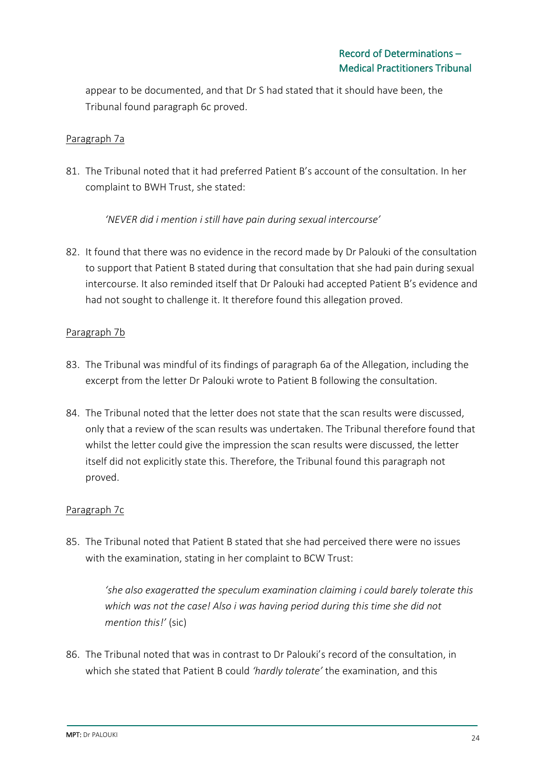appear to be documented, and that Dr S had stated that it should have been, the Tribunal found paragraph 6c proved.

Paragraph 7a

81. The Tribunal noted that it had preferred Patient B's account of the consultation. In her complaint to BWH Trust, she stated:

    *'NEVER did i mention i still have pain during sexual intercourse'*

82. It found that there was no evidence in the record made by Dr Palouki of the consultation to support that Patient B stated during that consultation that she had pain during sexual intercourse. It also reminded itself that Dr Palouki had accepted Patient B's evidence and had not sought to challenge it. It therefore found this allegation proved.

Paragraph 7b

83. The Tribunal was mindful of its findings of paragraph 6a of the Allegation, including the excerpt from the letter Dr Palouki wrote to Patient B following the consultation.

84. The Tribunal noted that the letter does not state that the scan results were discussed, only that a review of the scan results was undertaken. The Tribunal therefore found that whilst the letter could give the impression the scan results were discussed, the letter itself did not explicitly state this. Therefore, the Tribunal found this paragraph not proved.

Paragraph 7c

85. The Tribunal noted that Patient B stated that she had perceived there were no issues with the examination, stating in her complaint to BCW Trust:

    *'she also exageratted the speculum examination claiming i could barely tolerate this which was not the case! Also i was having period during this time she did not mention this!'* (sic)

86. The Tribunal noted that was in contrast to Dr Palouki's record of the consultation, in which she stated that Patient B could *'hardly tolerate'* the examination, and this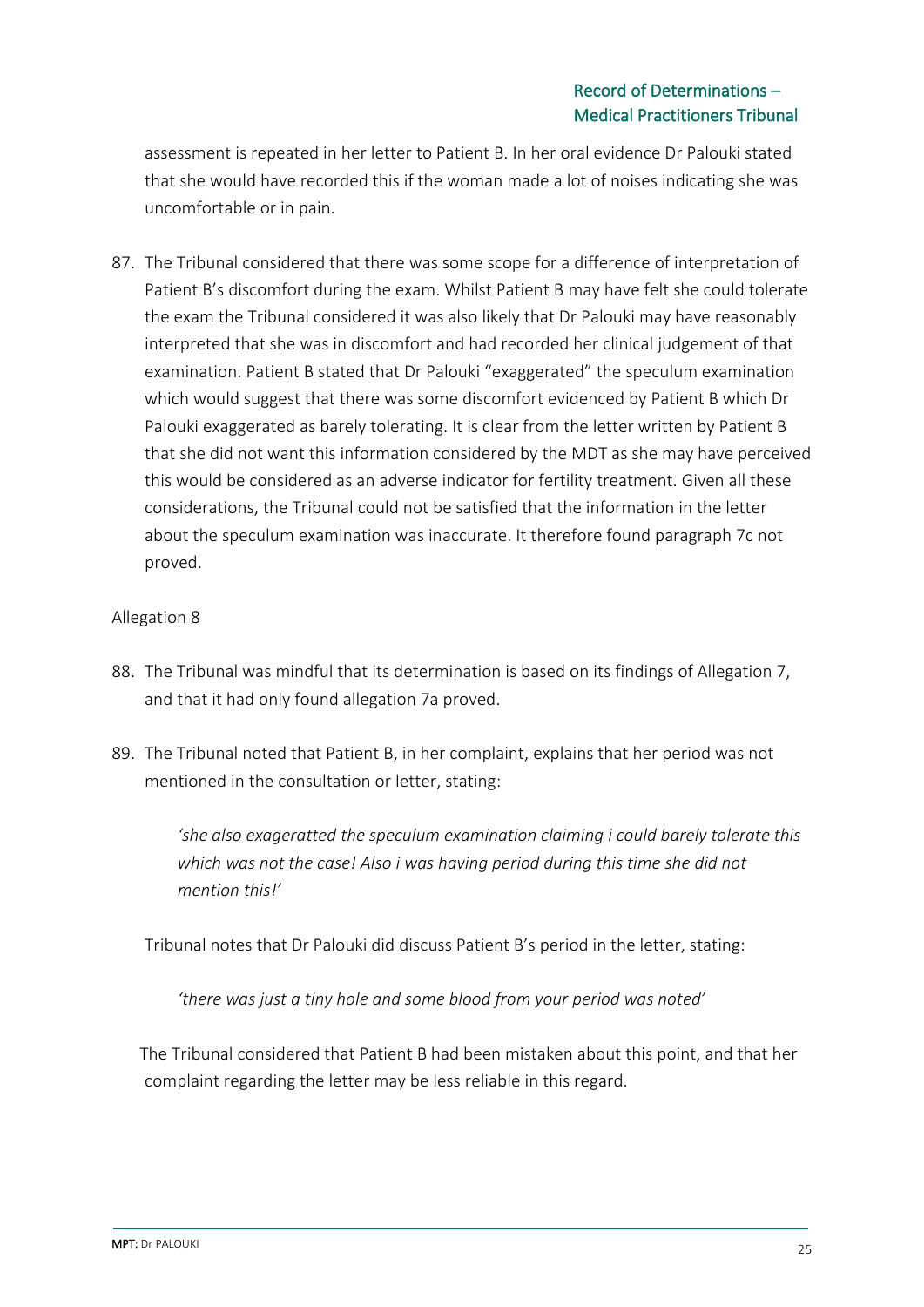assessment is repeated in her letter to Patient B. In her oral evidence Dr Palouki stated that she would have recorded this if the woman made a lot of noises indicating she was uncomfortable or in pain.

87. The Tribunal considered that there was some scope for a difference of interpretation of Patient B's discomfort during the exam. Whilst Patient B may have felt she could tolerate the exam the Tribunal considered it was also likely that Dr Palouki may have reasonably interpreted that she was in discomfort and had recorded her clinical judgement of that examination. Patient B stated that Dr Palouki "exaggerated" the speculum examination which would suggest that there was some discomfort evidenced by Patient B which Dr Palouki exaggerated as barely tolerating. It is clear from the letter written by Patient B that she did not want this information considered by the MDT as she may have perceived this would be considered as an adverse indicator for fertility treatment. Given all these considerations, the Tribunal could not be satisfied that the information in the letter about the speculum examination was inaccurate. It therefore found paragraph 7c not proved.

<u>Allegation 8</u>

88. The Tribunal was mindful that its determination is based on its findings of Allegation 7, and that it had only found allegation 7a proved.

89. The Tribunal noted that Patient B, in her complaint, explains that her period was not mentioned in the consultation or letter, stating:

    *'she also exageratted the speculum examination claiming i could barely tolerate this which was not the case! Also i was having period during this time she did not mention this!'*

    Tribunal notes that Dr Palouki did discuss Patient B's period in the letter, stating:

    *'there was just a tiny hole and some blood from your period was noted'*

    The Tribunal considered that Patient B had been mistaken about this point, and that her complaint regarding the letter may be less reliable in this regard.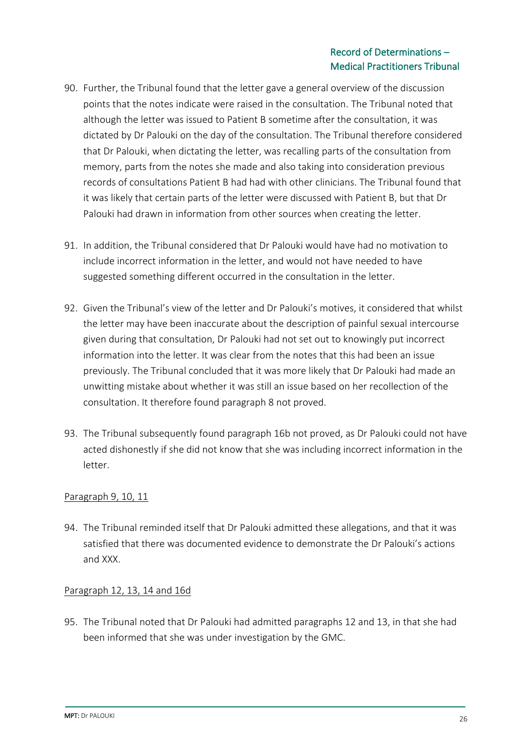90. Further, the Tribunal found that the letter gave a general overview of the discussion points that the notes indicate were raised in the consultation. The Tribunal noted that although the letter was issued to Patient B sometime after the consultation, it was dictated by Dr Palouki on the day of the consultation. The Tribunal therefore considered that Dr Palouki, when dictating the letter, was recalling parts of the consultation from memory, parts from the notes she made and also taking into consideration previous records of consultations Patient B had had with other clinicians. The Tribunal found that it was likely that certain parts of the letter were discussed with Patient B, but that Dr Palouki had drawn in information from other sources when creating the letter.

91. In addition, the Tribunal considered that Dr Palouki would have had no motivation to include incorrect information in the letter, and would not have needed to have suggested something different occurred in the consultation in the letter.

92. Given the Tribunal's view of the letter and Dr Palouki's motives, it considered that whilst the letter may have been inaccurate about the description of painful sexual intercourse given during that consultation, Dr Palouki had not set out to knowingly put incorrect information into the letter. It was clear from the notes that this had been an issue previously. The Tribunal concluded that it was more likely that Dr Palouki had made an unwitting mistake about whether it was still an issue based on her recollection of the consultation. It therefore found paragraph 8 not proved.

93. The Tribunal subsequently found paragraph 16b not proved, as Dr Palouki could not have acted dishonestly if she did not know that she was including incorrect information in the letter.

<u>Paragraph 9, 10, 11</u>

94. The Tribunal reminded itself that Dr Palouki admitted these allegations, and that it was satisfied that there was documented evidence to demonstrate the Dr Palouki's actions and XXX.

<u>Paragraph 12, 13, 14 and 16d</u>

95. The Tribunal noted that Dr Palouki had admitted paragraphs 12 and 13, in that she had been informed that she was under investigation by the GMC.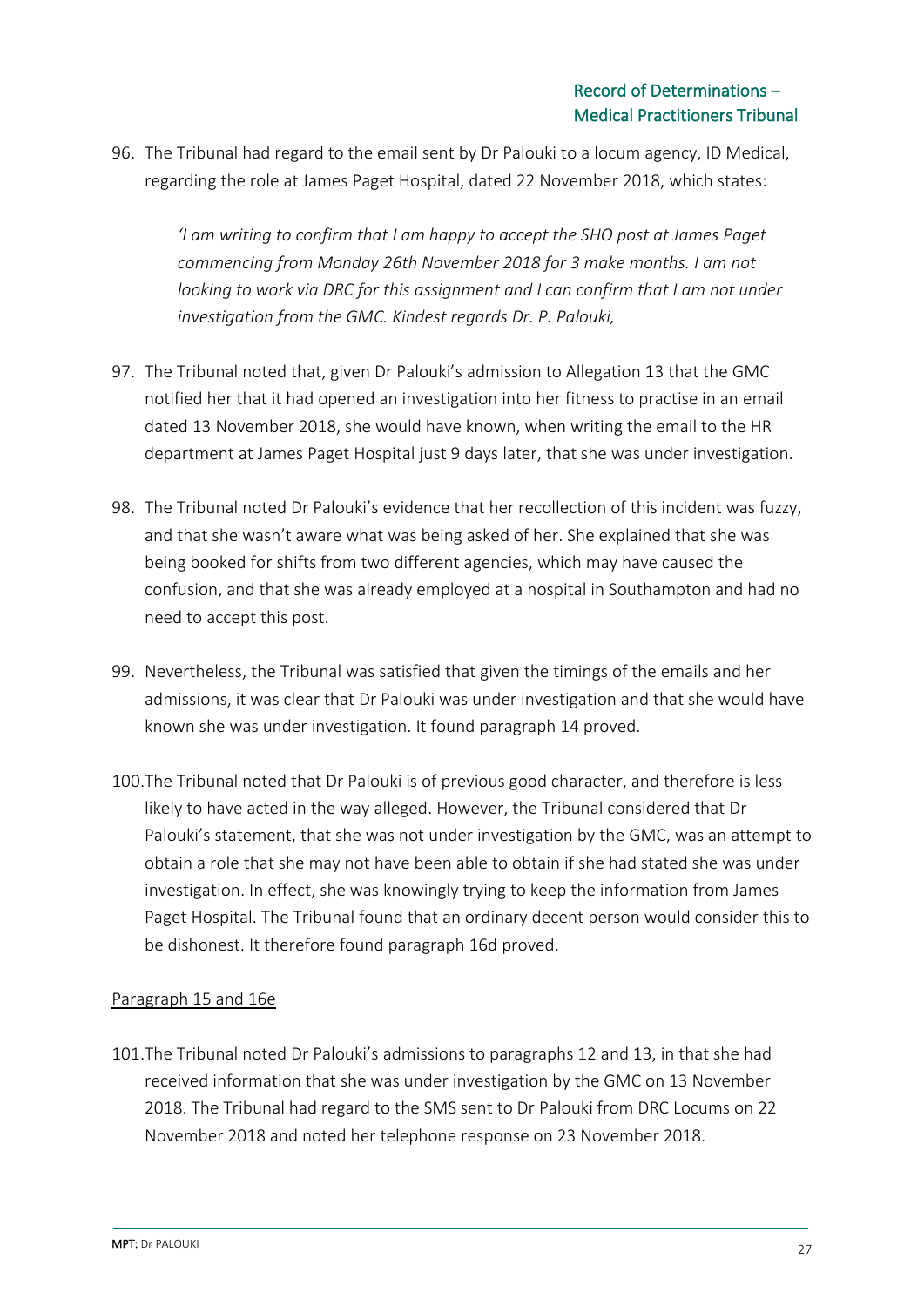96. The Tribunal had regard to the email sent by Dr Palouki to a locum agency, ID Medical, regarding the role at James Paget Hospital, dated 22 November 2018, which states:

    *'I am writing to confirm that I am happy to accept the SHO post at James Paget commencing from Monday 26th November 2018 for 3 make months. I am not looking to work via DRC for this assignment and I can confirm that I am not under investigation from the GMC. Kindest regards Dr. P. Palouki,*

97. The Tribunal noted that, given Dr Palouki's admission to Allegation 13 that the GMC notified her that it had opened an investigation into her fitness to practise in an email dated 13 November 2018, she would have known, when writing the email to the HR department at James Paget Hospital just 9 days later, that she was under investigation.

98. The Tribunal noted Dr Palouki's evidence that her recollection of this incident was fuzzy, and that she wasn't aware what was being asked of her. She explained that she was being booked for shifts from two different agencies, which may have caused the confusion, and that she was already employed at a hospital in Southampton and had no need to accept this post.

99. Nevertheless, the Tribunal was satisfied that given the timings of the emails and her admissions, it was clear that Dr Palouki was under investigation and that she would have known she was under investigation. It found paragraph 14 proved.

100. The Tribunal noted that Dr Palouki is of previous good character, and therefore is less likely to have acted in the way alleged. However, the Tribunal considered that Dr Palouki's statement, that she was not under investigation by the GMC, was an attempt to obtain a role that she may not have been able to obtain if she had stated she was under investigation. In effect, she was knowingly trying to keep the information from James Paget Hospital. The Tribunal found that an ordinary decent person would consider this to be dishonest. It therefore found paragraph 16d proved.

<u>Paragraph 15 and 16e</u>

101. The Tribunal noted Dr Palouki's admissions to paragraphs 12 and 13, in that she had received information that she was under investigation by the GMC on 13 November 2018. The Tribunal had regard to the SMS sent to Dr Palouki from DRC Locums on 22 November 2018 and noted her telephone response on 23 November 2018.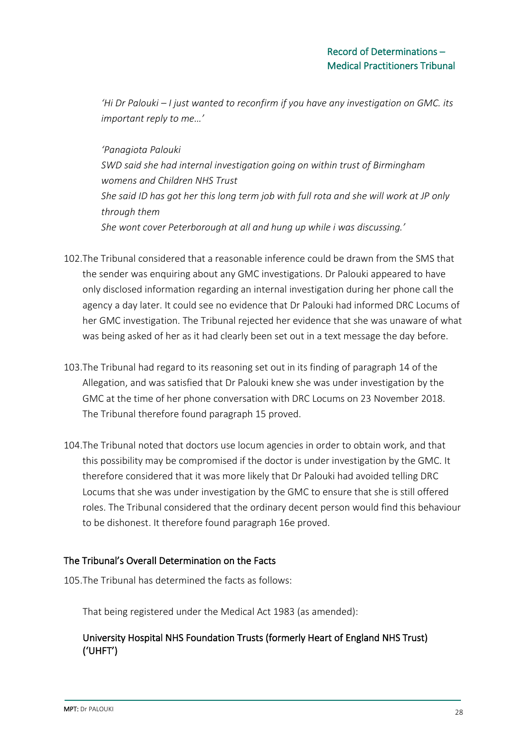*'Hi Dr Palouki – I just wanted to reconfirm if you have any investigation on GMC. its important reply to me…'*

*'Panagiota Palouki*
*SWD said she had internal investigation going on within trust of Birmingham womens and Children NHS Trust*
*She said ID has got her this long term job with full rota and she will work at JP only through them*
*She wont cover Peterborough at all and hung up while i was discussing.'*

102.The Tribunal considered that a reasonable inference could be drawn from the SMS that the sender was enquiring about any GMC investigations. Dr Palouki appeared to have only disclosed information regarding an internal investigation during her phone call the agency a day later. It could see no evidence that Dr Palouki had informed DRC Locums of her GMC investigation. The Tribunal rejected her evidence that she was unaware of what was being asked of her as it had clearly been set out in a text message the day before.

103.The Tribunal had regard to its reasoning set out in its finding of paragraph 14 of the Allegation, and was satisfied that Dr Palouki knew she was under investigation by the GMC at the time of her phone conversation with DRC Locums on 23 November 2018. The Tribunal therefore found paragraph 15 proved.

104.The Tribunal noted that doctors use locum agencies in order to obtain work, and that this possibility may be compromised if the doctor is under investigation by the GMC. It therefore considered that it was more likely that Dr Palouki had avoided telling DRC Locums that she was under investigation by the GMC to ensure that she is still offered roles. The Tribunal considered that the ordinary decent person would find this behaviour to be dishonest. It therefore found paragraph 16e proved.

## The Tribunal's Overall Determination on the Facts

105.The Tribunal has determined the facts as follows:

That being registered under the Medical Act 1983 (as amended):

### University Hospital NHS Foundation Trusts (formerly Heart of England NHS Trust) ('UHFT')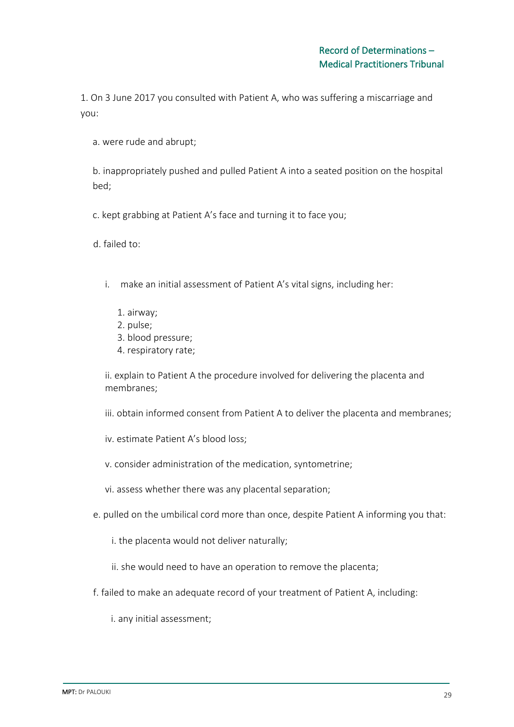1. On 3 June 2017 you consulted with Patient A, who was suffering a miscarriage and you:

   a. were rude and abrupt;

   b. inappropriately pushed and pulled Patient A into a seated position on the hospital bed;

   c. kept grabbing at Patient A's face and turning it to face you;

   d. failed to:

      i. make an initial assessment of Patient A's vital signs, including her:

         1. airway;
         2. pulse;
         3. blood pressure;
         4. respiratory rate;

      ii. explain to Patient A the procedure involved for delivering the placenta and membranes;

      iii. obtain informed consent from Patient A to deliver the placenta and membranes;

      iv. estimate Patient A's blood loss;

      v. consider administration of the medication, syntometrine;

      vi. assess whether there was any placental separation;

   e. pulled on the umbilical cord more than once, despite Patient A informing you that:

      i. the placenta would not deliver naturally;

      ii. she would need to have an operation to remove the placenta;

   f. failed to make an adequate record of your treatment of Patient A, including:

      i. any initial assessment;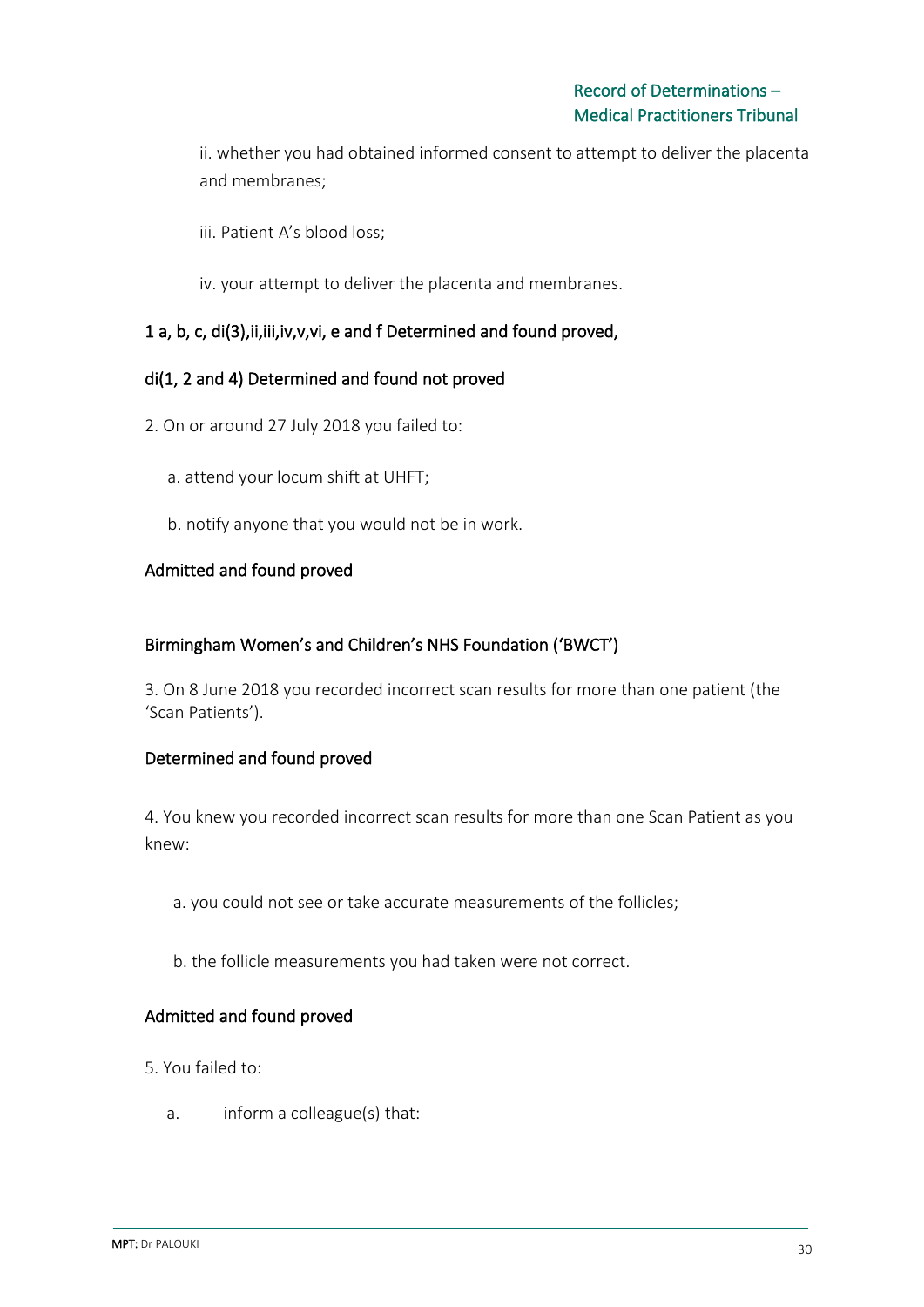ii. whether you had obtained informed consent to attempt to deliver the placenta and membranes;

iii. Patient A's blood loss;

iv. your attempt to deliver the placenta and membranes.

**1 a, b, c, di(3),ii,iii,iv,v,vi, e and f Determined and found proved,**

**di(1, 2 and 4) Determined and found not proved**

2. On or around 27 July 2018 you failed to:

a. attend your locum shift at UHFT;

b. notify anyone that you would not be in work.

**Admitted and found proved**

**Birmingham Women's and Children's NHS Foundation ('BWCT')**

3. On 8 June 2018 you recorded incorrect scan results for more than one patient (the 'Scan Patients').

**Determined and found proved**

4. You knew you recorded incorrect scan results for more than one Scan Patient as you knew:

a. you could not see or take accurate measurements of the follicles;

b. the follicle measurements you had taken were not correct.

**Admitted and found proved**

5. You failed to:

a. inform a colleague(s) that: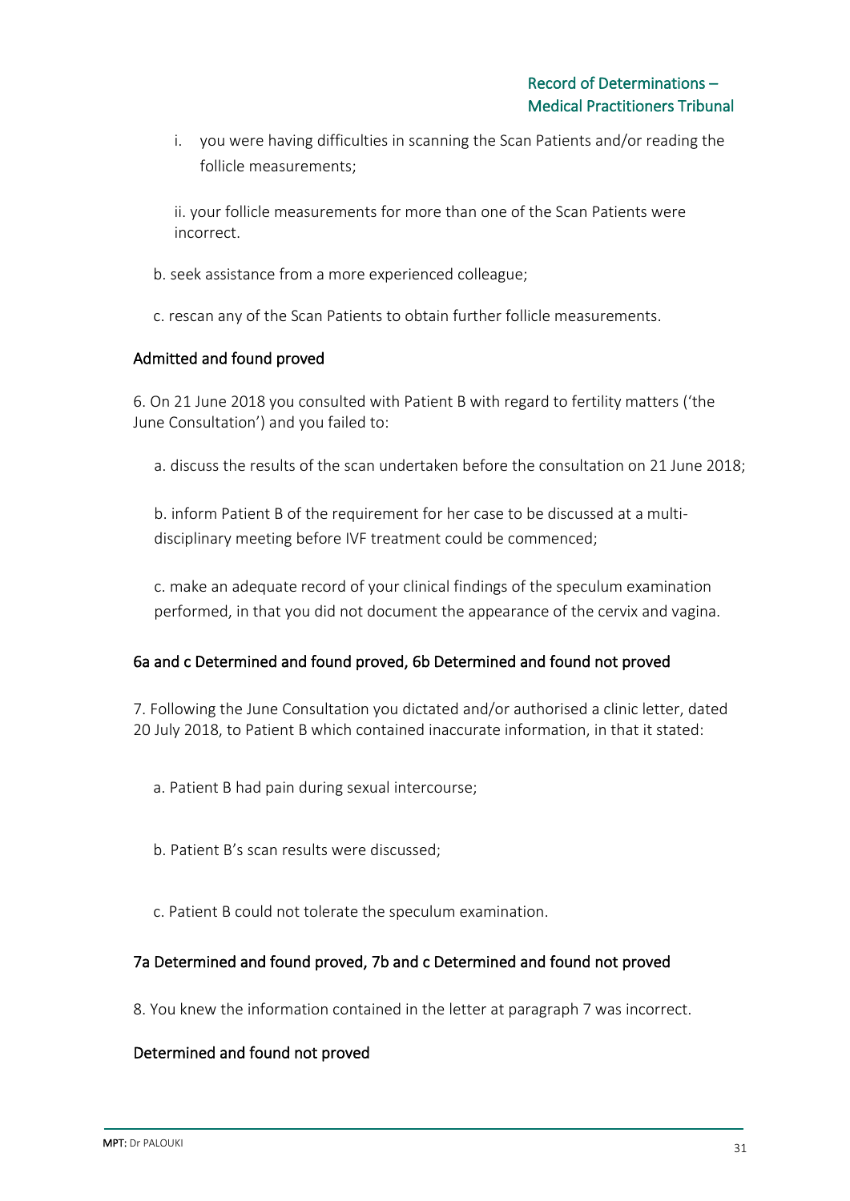i. you were having difficulties in scanning the Scan Patients and/or reading the follicle measurements;

ii. your follicle measurements for more than one of the Scan Patients were incorrect.

b. seek assistance from a more experienced colleague;

c. rescan any of the Scan Patients to obtain further follicle measurements.

Admitted and found proved

6. On 21 June 2018 you consulted with Patient B with regard to fertility matters ('the June Consultation') and you failed to:

a. discuss the results of the scan undertaken before the consultation on 21 June 2018;

b. inform Patient B of the requirement for her case to be discussed at a multi-disciplinary meeting before IVF treatment could be commenced;

c. make an adequate record of your clinical findings of the speculum examination performed, in that you did not document the appearance of the cervix and vagina.

6a and c Determined and found proved, 6b Determined and found not proved

7. Following the June Consultation you dictated and/or authorised a clinic letter, dated 20 July 2018, to Patient B which contained inaccurate information, in that it stated:

a. Patient B had pain during sexual intercourse;

b. Patient B's scan results were discussed;

c. Patient B could not tolerate the speculum examination.

7a Determined and found proved, 7b and c Determined and found not proved

8. You knew the information contained in the letter at paragraph 7 was incorrect.

Determined and found not proved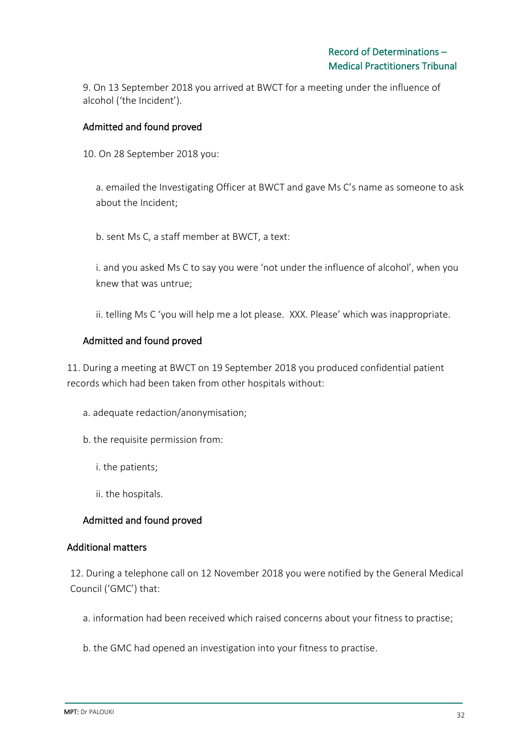9. On 13 September 2018 you arrived at BWCT for a meeting under the influence of alcohol ('the Incident').

Admitted and found proved

10. On 28 September 2018 you:

a. emailed the Investigating Officer at BWCT and gave Ms C's name as someone to ask about the Incident;

b. sent Ms C, a staff member at BWCT, a text:

i. and you asked Ms C to say you were 'not under the influence of alcohol', when you knew that was untrue;

ii. telling Ms C 'you will help me a lot please. XXX. Please' which was inappropriate.

Admitted and found proved

11. During a meeting at BWCT on 19 September 2018 you produced confidential patient records which had been taken from other hospitals without:

a. adequate redaction/anonymisation;

b. the requisite permission from:

i. the patients;

ii. the hospitals.

Admitted and found proved

## Additional matters

12. During a telephone call on 12 November 2018 you were notified by the General Medical Council ('GMC') that:

a. information had been received which raised concerns about your fitness to practise;

b. the GMC had opened an investigation into your fitness to practise.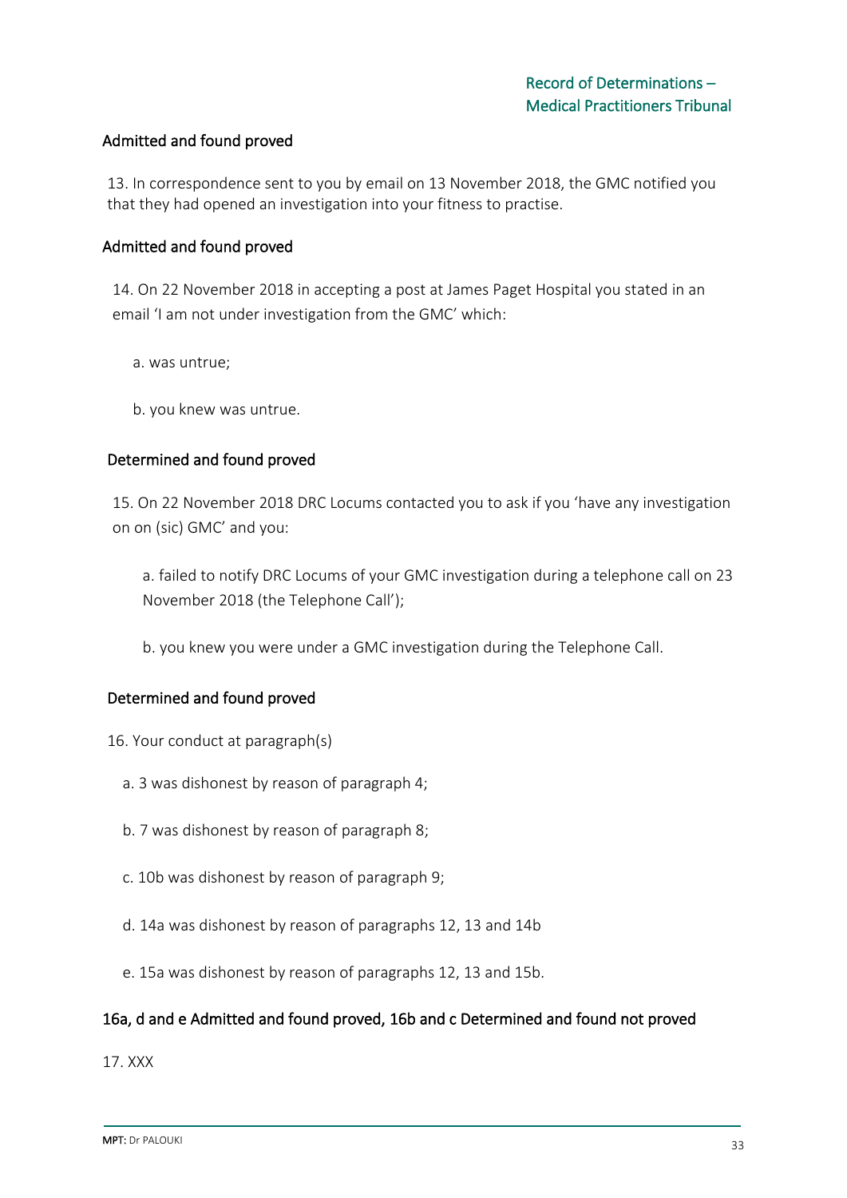Admitted and found proved

13. In correspondence sent to you by email on 13 November 2018, the GMC notified you that they had opened an investigation into your fitness to practise.

Admitted and found proved

14. On 22 November 2018 in accepting a post at James Paget Hospital you stated in an email 'I am not under investigation from the GMC' which:

a. was untrue;

b. you knew was untrue.

Determined and found proved

15. On 22 November 2018 DRC Locums contacted you to ask if you 'have any investigation on on (sic) GMC' and you:

a. failed to notify DRC Locums of your GMC investigation during a telephone call on 23 November 2018 (the Telephone Call');

b. you knew you were under a GMC investigation during the Telephone Call.

Determined and found proved

16. Your conduct at paragraph(s)

a. 3 was dishonest by reason of paragraph 4;

b. 7 was dishonest by reason of paragraph 8;

c. 10b was dishonest by reason of paragraph 9;

d. 14a was dishonest by reason of paragraphs 12, 13 and 14b

e. 15a was dishonest by reason of paragraphs 12, 13 and 15b.

16a, d and e Admitted and found proved, 16b and c Determined and found not proved

17. XXX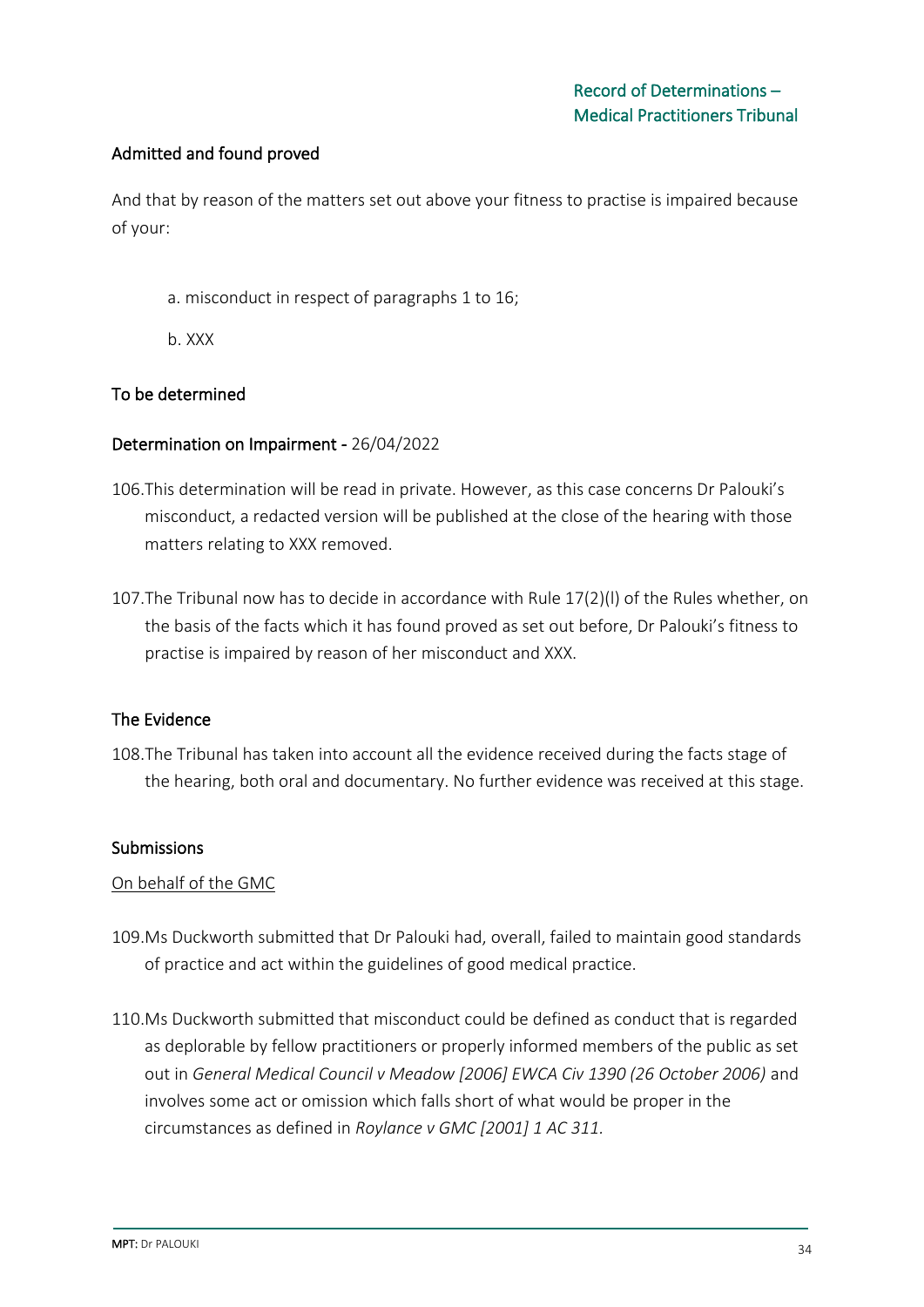### Admitted and found proved

And that by reason of the matters set out above your fitness to practise is impaired because of your:

a. misconduct in respect of paragraphs 1 to 16;

b. XXX

### To be determined

### Determination on Impairment - 26/04/2022

106.This determination will be read in private. However, as this case concerns Dr Palouki's misconduct, a redacted version will be published at the close of the hearing with those matters relating to XXX removed.

107.The Tribunal now has to decide in accordance with Rule 17(2)(l) of the Rules whether, on the basis of the facts which it has found proved as set out before, Dr Palouki's fitness to practise is impaired by reason of her misconduct and XXX.

### The Evidence

108.The Tribunal has taken into account all the evidence received during the facts stage of the hearing, both oral and documentary. No further evidence was received at this stage.

### Submissions

On behalf of the GMC

109.Ms Duckworth submitted that Dr Palouki had, overall, failed to maintain good standards of practice and act within the guidelines of good medical practice.

110.Ms Duckworth submitted that misconduct could be defined as conduct that is regarded as deplorable by fellow practitioners or properly informed members of the public as set out in *General Medical Council v Meadow [2006] EWCA Civ 1390 (26 October 2006)* and involves some act or omission which falls short of what would be proper in the circumstances as defined in *Roylance v GMC [2001] 1 AC 311*.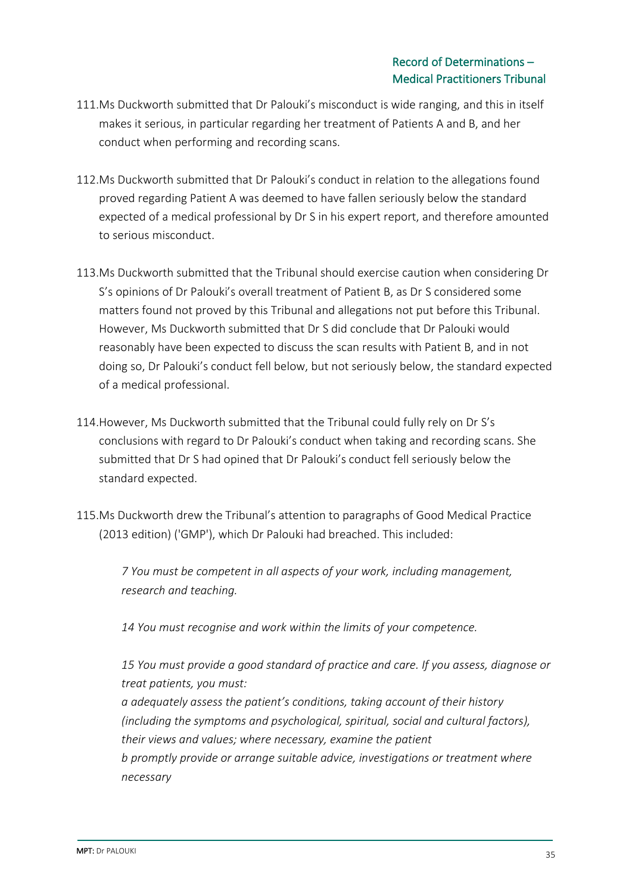111. Ms Duckworth submitted that Dr Palouki's misconduct is wide ranging, and this in itself makes it serious, in particular regarding her treatment of Patients A and B, and her conduct when performing and recording scans.

112. Ms Duckworth submitted that Dr Palouki's conduct in relation to the allegations found proved regarding Patient A was deemed to have fallen seriously below the standard expected of a medical professional by Dr S in his expert report, and therefore amounted to serious misconduct.

113. Ms Duckworth submitted that the Tribunal should exercise caution when considering Dr S's opinions of Dr Palouki's overall treatment of Patient B, as Dr S considered some matters found not proved by this Tribunal and allegations not put before this Tribunal. However, Ms Duckworth submitted that Dr S did conclude that Dr Palouki would reasonably have been expected to discuss the scan results with Patient B, and in not doing so, Dr Palouki's conduct fell below, but not seriously below, the standard expected of a medical professional.

114. However, Ms Duckworth submitted that the Tribunal could fully rely on Dr S's conclusions with regard to Dr Palouki's conduct when taking and recording scans. She submitted that Dr S had opined that Dr Palouki's conduct fell seriously below the standard expected.

115. Ms Duckworth drew the Tribunal's attention to paragraphs of Good Medical Practice (2013 edition) ('GMP'), which Dr Palouki had breached. This included:

> *7 You must be competent in all aspects of your work, including management, research and teaching.*
>
> *14 You must recognise and work within the limits of your competence.*
>
> *15 You must provide a good standard of practice and care. If you assess, diagnose or treat patients, you must:*
> *a adequately assess the patient's conditions, taking account of their history (including the symptoms and psychological, spiritual, social and cultural factors), their views and values; where necessary, examine the patient*
> *b promptly provide or arrange suitable advice, investigations or treatment where necessary*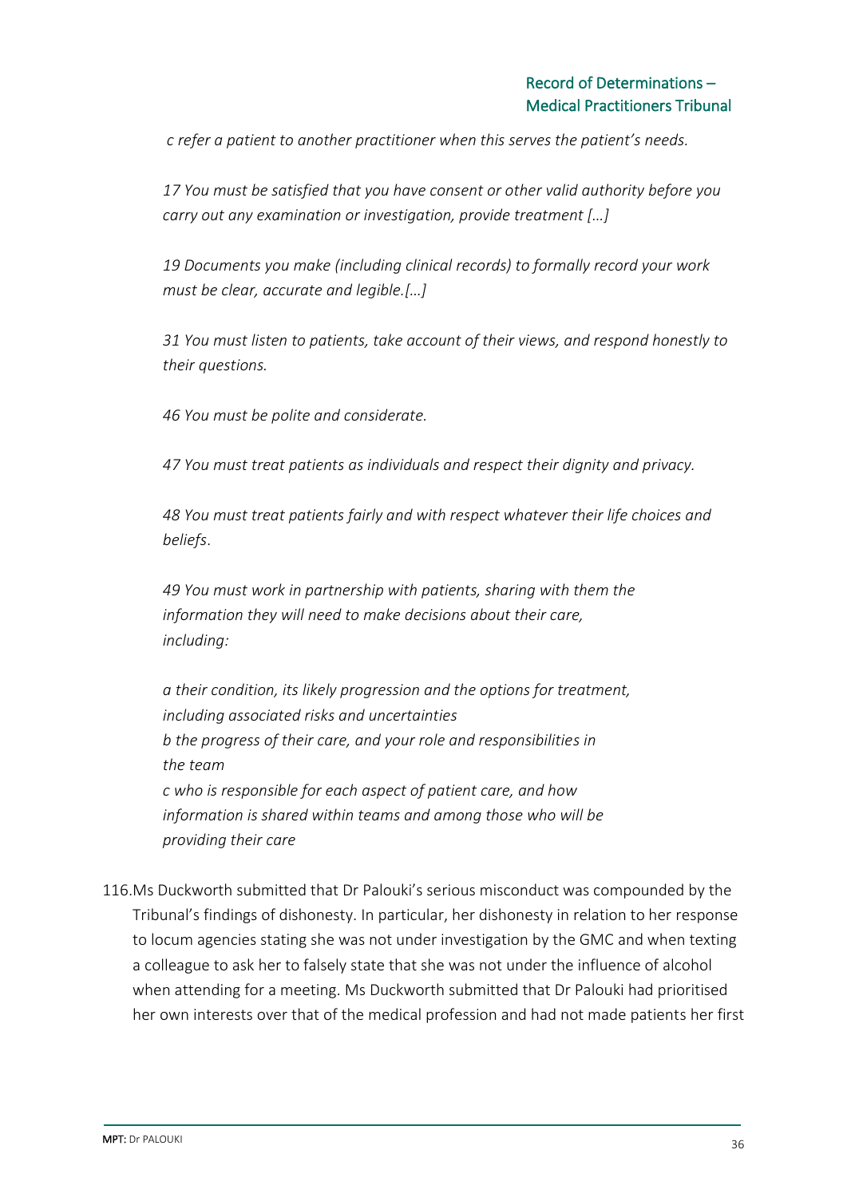*c refer a patient to another practitioner when this serves the patient's needs.*

*17 You must be satisfied that you have consent or other valid authority before you carry out any examination or investigation, provide treatment […]*

*19 Documents you make (including clinical records) to formally record your work must be clear, accurate and legible.[…]*

*31 You must listen to patients, take account of their views, and respond honestly to their questions.*

*46 You must be polite and considerate.*

*47 You must treat patients as individuals and respect their dignity and privacy.*

*48 You must treat patients fairly and with respect whatever their life choices and beliefs.*

*49 You must work in partnership with patients, sharing with them the information they will need to make decisions about their care, including:*

*a their condition, its likely progression and the options for treatment, including associated risks and uncertainties*
*b the progress of their care, and your role and responsibilities in the team*
*c who is responsible for each aspect of patient care, and how information is shared within teams and among those who will be providing their care*

116.Ms Duckworth submitted that Dr Palouki's serious misconduct was compounded by the Tribunal's findings of dishonesty. In particular, her dishonesty in relation to her response to locum agencies stating she was not under investigation by the GMC and when texting a colleague to ask her to falsely state that she was not under the influence of alcohol when attending for a meeting. Ms Duckworth submitted that Dr Palouki had prioritised her own interests over that of the medical profession and had not made patients her first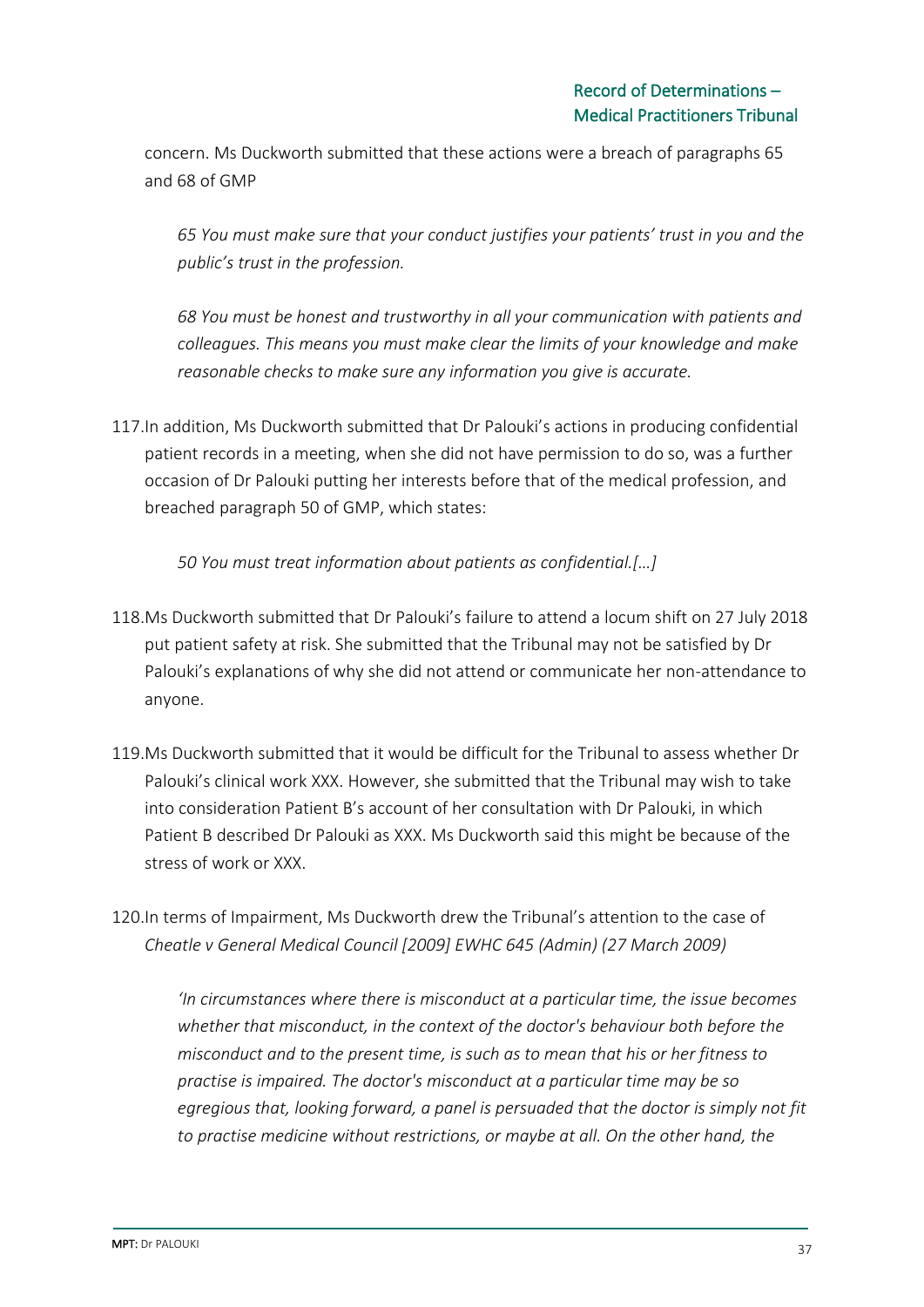concern. Ms Duckworth submitted that these actions were a breach of paragraphs 65 and 68 of GMP

> *65 You must make sure that your conduct justifies your patients' trust in you and the public's trust in the profession.*
>
> *68 You must be honest and trustworthy in all your communication with patients and colleagues. This means you must make clear the limits of your knowledge and make reasonable checks to make sure any information you give is accurate.*

117. In addition, Ms Duckworth submitted that Dr Palouki's actions in producing confidential patient records in a meeting, when she did not have permission to do so, was a further occasion of Dr Palouki putting her interests before that of the medical profession, and breached paragraph 50 of GMP, which states:

> *50 You must treat information about patients as confidential.[...]*

118. Ms Duckworth submitted that Dr Palouki's failure to attend a locum shift on 27 July 2018 put patient safety at risk. She submitted that the Tribunal may not be satisfied by Dr Palouki's explanations of why she did not attend or communicate her non-attendance to anyone.

119. Ms Duckworth submitted that it would be difficult for the Tribunal to assess whether Dr Palouki's clinical work XXX. However, she submitted that the Tribunal may wish to take into consideration Patient B's account of her consultation with Dr Palouki, in which Patient B described Dr Palouki as XXX. Ms Duckworth said this might be because of the stress of work or XXX.

120. In terms of Impairment, Ms Duckworth drew the Tribunal's attention to the case of *Cheatle v General Medical Council [2009] EWHC 645 (Admin) (27 March 2009)*

> *'In circumstances where there is misconduct at a particular time, the issue becomes whether that misconduct, in the context of the doctor's behaviour both before the misconduct and to the present time, is such as to mean that his or her fitness to practise is impaired. The doctor's misconduct at a particular time may be so egregious that, looking forward, a panel is persuaded that the doctor is simply not fit to practise medicine without restrictions, or maybe at all. On the other hand, the*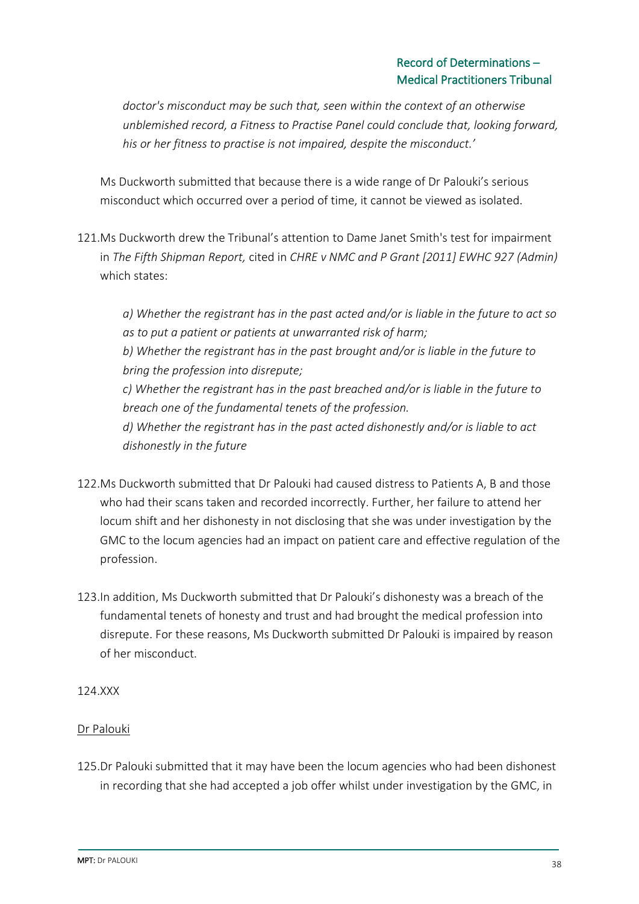*doctor's misconduct may be such that, seen within the context of an otherwise unblemished record, a Fitness to Practise Panel could conclude that, looking forward, his or her fitness to practise is not impaired, despite the misconduct.'*

Ms Duckworth submitted that because there is a wide range of Dr Palouki's serious misconduct which occurred over a period of time, it cannot be viewed as isolated.

121. Ms Duckworth drew the Tribunal's attention to Dame Janet Smith's test for impairment in *The Fifth Shipman Report,* cited in *CHRE v NMC and P Grant [2011] EWHC 927 (Admin)* which states:

    *a) Whether the registrant has in the past acted and/or is liable in the future to act so as to put a patient or patients at unwarranted risk of harm;*
    *b) Whether the registrant has in the past brought and/or is liable in the future to bring the profession into disrepute;*
    *c) Whether the registrant has in the past breached and/or is liable in the future to breach one of the fundamental tenets of the profession.*
    *d) Whether the registrant has in the past acted dishonestly and/or is liable to act dishonestly in the future*

122. Ms Duckworth submitted that Dr Palouki had caused distress to Patients A, B and those who had their scans taken and recorded incorrectly. Further, her failure to attend her locum shift and her dishonesty in not disclosing that she was under investigation by the GMC to the locum agencies had an impact on patient care and effective regulation of the profession.

123. In addition, Ms Duckworth submitted that Dr Palouki's dishonesty was a breach of the fundamental tenets of honesty and trust and had brought the medical profession into disrepute. For these reasons, Ms Duckworth submitted Dr Palouki is impaired by reason of her misconduct.

124. XXX

<u>Dr Palouki</u>

125. Dr Palouki submitted that it may have been the locum agencies who had been dishonest in recording that she had accepted a job offer whilst under investigation by the GMC, in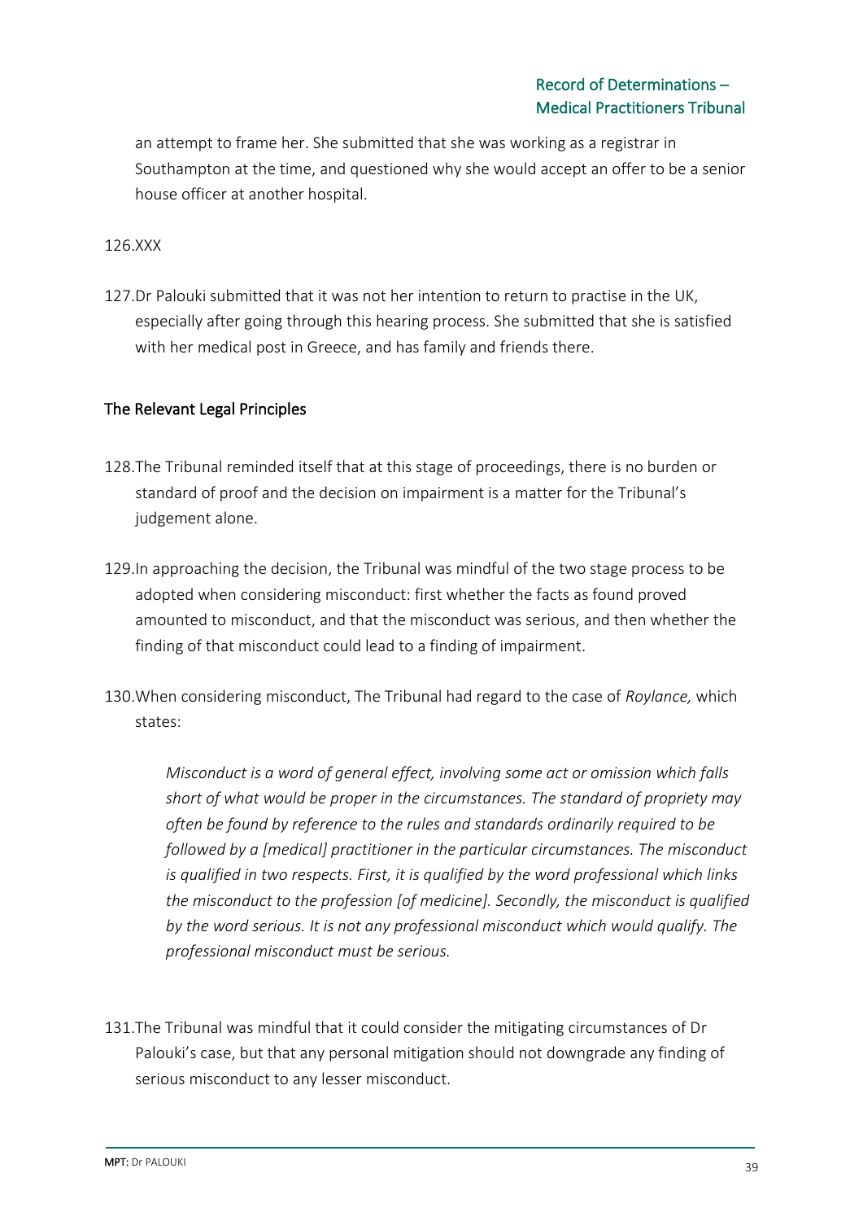an attempt to frame her. She submitted that she was working as a registrar in Southampton at the time, and questioned why she would accept an offer to be a senior house officer at another hospital.

126. XXX

127. Dr Palouki submitted that it was not her intention to return to practise in the UK, especially after going through this hearing process. She submitted that she is satisfied with her medical post in Greece, and has family and friends there.

## The Relevant Legal Principles

128. The Tribunal reminded itself that at this stage of proceedings, there is no burden or standard of proof and the decision on impairment is a matter for the Tribunal's judgement alone.

129. In approaching the decision, the Tribunal was mindful of the two stage process to be adopted when considering misconduct: first whether the facts as found proved amounted to misconduct, and that the misconduct was serious, and then whether the finding of that misconduct could lead to a finding of impairment.

130. When considering misconduct, The Tribunal had regard to the case of *Roylance,* which states:

> *Misconduct is a word of general effect, involving some act or omission which falls short of what would be proper in the circumstances. The standard of propriety may often be found by reference to the rules and standards ordinarily required to be followed by a [medical] practitioner in the particular circumstances. The misconduct is qualified in two respects. First, it is qualified by the word professional which links the misconduct to the profession [of medicine]. Secondly, the misconduct is qualified by the word serious. It is not any professional misconduct which would qualify. The professional misconduct must be serious.*

131. The Tribunal was mindful that it could consider the mitigating circumstances of Dr Palouki's case, but that any personal mitigation should not downgrade any finding of serious misconduct to any lesser misconduct.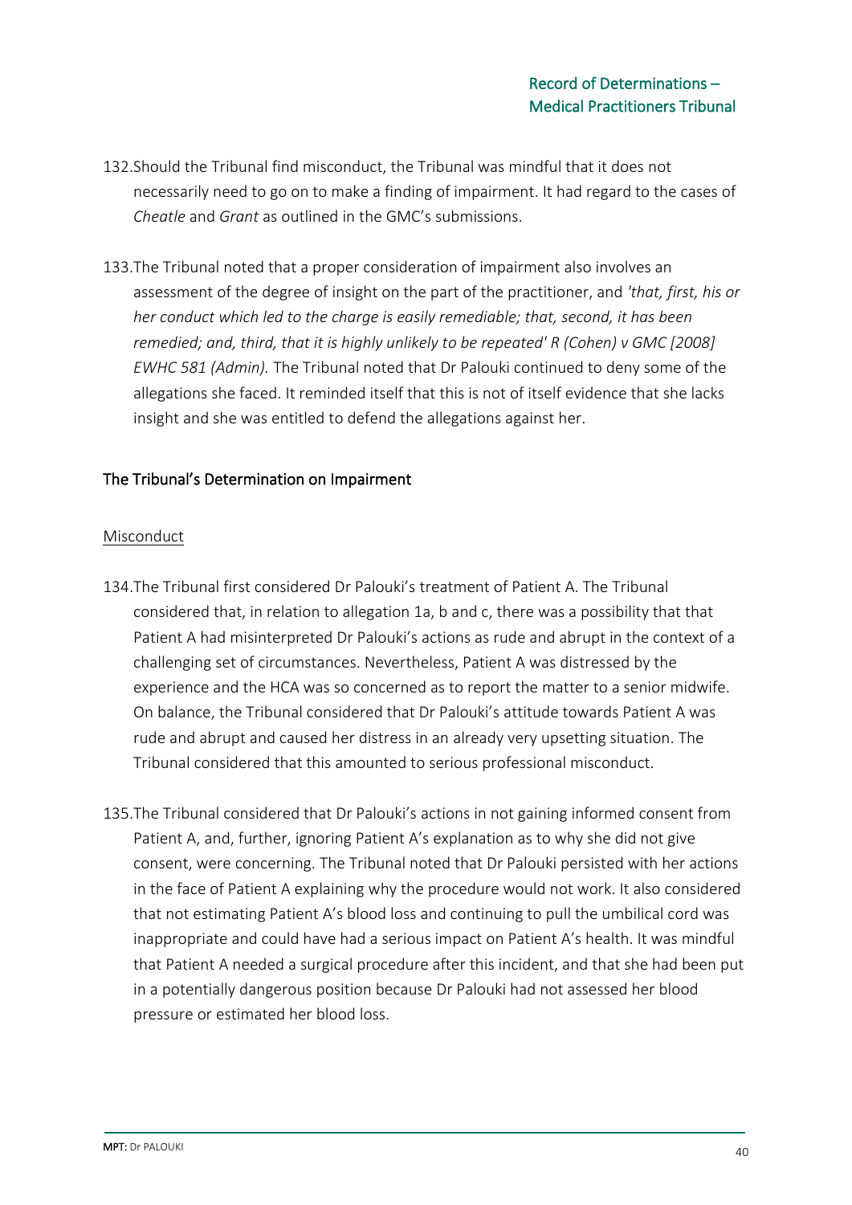132. Should the Tribunal find misconduct, the Tribunal was mindful that it does not necessarily need to go on to make a finding of impairment. It had regard to the cases of *Cheatle* and *Grant* as outlined in the GMC's submissions.

133. The Tribunal noted that a proper consideration of impairment also involves an assessment of the degree of insight on the part of the practitioner, and *'that, first, his or her conduct which led to the charge is easily remediable; that, second, it has been remedied; and, third, that it is highly unlikely to be repeated' R (Cohen) v GMC [2008] EWHC 581 (Admin).* The Tribunal noted that Dr Palouki continued to deny some of the allegations she faced. It reminded itself that this is not of itself evidence that she lacks insight and she was entitled to defend the allegations against her.

## The Tribunal's Determination on Impairment

### Misconduct

134. The Tribunal first considered Dr Palouki's treatment of Patient A. The Tribunal considered that, in relation to allegation 1a, b and c, there was a possibility that that Patient A had misinterpreted Dr Palouki's actions as rude and abrupt in the context of a challenging set of circumstances. Nevertheless, Patient A was distressed by the experience and the HCA was so concerned as to report the matter to a senior midwife. On balance, the Tribunal considered that Dr Palouki's attitude towards Patient A was rude and abrupt and caused her distress in an already very upsetting situation. The Tribunal considered that this amounted to serious professional misconduct.

135. The Tribunal considered that Dr Palouki's actions in not gaining informed consent from Patient A, and, further, ignoring Patient A's explanation as to why she did not give consent, were concerning. The Tribunal noted that Dr Palouki persisted with her actions in the face of Patient A explaining why the procedure would not work. It also considered that not estimating Patient A's blood loss and continuing to pull the umbilical cord was inappropriate and could have had a serious impact on Patient A's health. It was mindful that Patient A needed a surgical procedure after this incident, and that she had been put in a potentially dangerous position because Dr Palouki had not assessed her blood pressure or estimated her blood loss.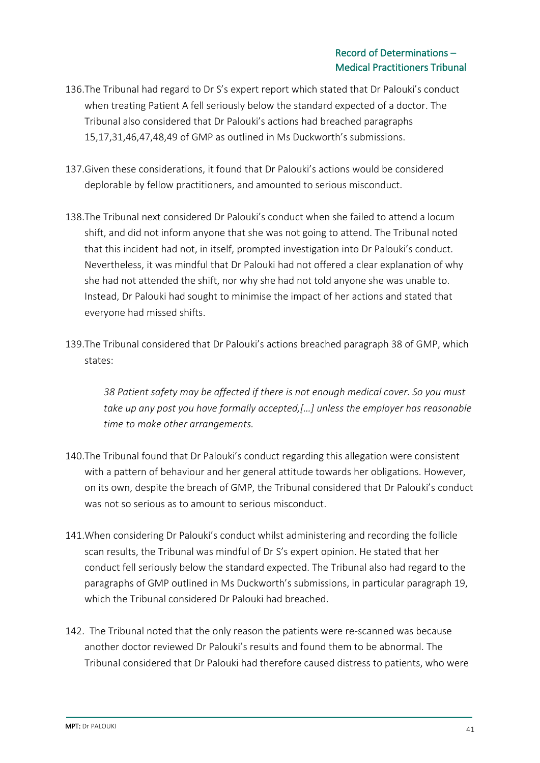136.The Tribunal had regard to Dr S's expert report which stated that Dr Palouki's conduct when treating Patient A fell seriously below the standard expected of a doctor. The Tribunal also considered that Dr Palouki's actions had breached paragraphs 15,17,31,46,47,48,49 of GMP as outlined in Ms Duckworth's submissions.

137.Given these considerations, it found that Dr Palouki's actions would be considered deplorable by fellow practitioners, and amounted to serious misconduct.

138.The Tribunal next considered Dr Palouki's conduct when she failed to attend a locum shift, and did not inform anyone that she was not going to attend. The Tribunal noted that this incident had not, in itself, prompted investigation into Dr Palouki's conduct. Nevertheless, it was mindful that Dr Palouki had not offered a clear explanation of why she had not attended the shift, nor why she had not told anyone she was unable to. Instead, Dr Palouki had sought to minimise the impact of her actions and stated that everyone had missed shifts.

139.The Tribunal considered that Dr Palouki's actions breached paragraph 38 of GMP, which states:

> *38 Patient safety may be affected if there is not enough medical cover. So you must take up any post you have formally accepted,[…] unless the employer has reasonable time to make other arrangements.*

140.The Tribunal found that Dr Palouki's conduct regarding this allegation were consistent with a pattern of behaviour and her general attitude towards her obligations. However, on its own, despite the breach of GMP, the Tribunal considered that Dr Palouki's conduct was not so serious as to amount to serious misconduct.

141.When considering Dr Palouki's conduct whilst administering and recording the follicle scan results, the Tribunal was mindful of Dr S's expert opinion. He stated that her conduct fell seriously below the standard expected. The Tribunal also had regard to the paragraphs of GMP outlined in Ms Duckworth's submissions, in particular paragraph 19, which the Tribunal considered Dr Palouki had breached.

142. The Tribunal noted that the only reason the patients were re-scanned was because another doctor reviewed Dr Palouki's results and found them to be abnormal. The Tribunal considered that Dr Palouki had therefore caused distress to patients, who were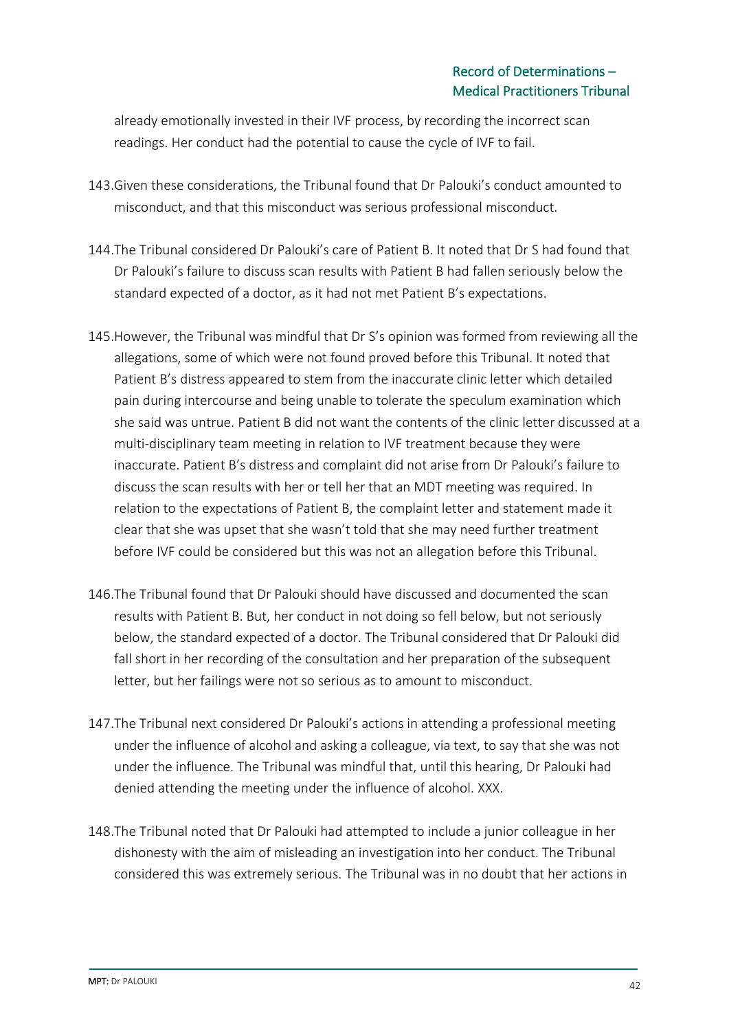already emotionally invested in their IVF process, by recording the incorrect scan readings. Her conduct had the potential to cause the cycle of IVF to fail.

143. Given these considerations, the Tribunal found that Dr Palouki's conduct amounted to misconduct, and that this misconduct was serious professional misconduct.

144. The Tribunal considered Dr Palouki's care of Patient B. It noted that Dr S had found that Dr Palouki's failure to discuss scan results with Patient B had fallen seriously below the standard expected of a doctor, as it had not met Patient B's expectations.

145. However, the Tribunal was mindful that Dr S's opinion was formed from reviewing all the allegations, some of which were not found proved before this Tribunal. It noted that Patient B's distress appeared to stem from the inaccurate clinic letter which detailed pain during intercourse and being unable to tolerate the speculum examination which she said was untrue. Patient B did not want the contents of the clinic letter discussed at a multi-disciplinary team meeting in relation to IVF treatment because they were inaccurate. Patient B's distress and complaint did not arise from Dr Palouki's failure to discuss the scan results with her or tell her that an MDT meeting was required. In relation to the expectations of Patient B, the complaint letter and statement made it clear that she was upset that she wasn't told that she may need further treatment before IVF could be considered but this was not an allegation before this Tribunal.

146. The Tribunal found that Dr Palouki should have discussed and documented the scan results with Patient B. But, her conduct in not doing so fell below, but not seriously below, the standard expected of a doctor. The Tribunal considered that Dr Palouki did fall short in her recording of the consultation and her preparation of the subsequent letter, but her failings were not so serious as to amount to misconduct.

147. The Tribunal next considered Dr Palouki's actions in attending a professional meeting under the influence of alcohol and asking a colleague, via text, to say that she was not under the influence. The Tribunal was mindful that, until this hearing, Dr Palouki had denied attending the meeting under the influence of alcohol. XXX.

148. The Tribunal noted that Dr Palouki had attempted to include a junior colleague in her dishonesty with the aim of misleading an investigation into her conduct. The Tribunal considered this was extremely serious. The Tribunal was in no doubt that her actions in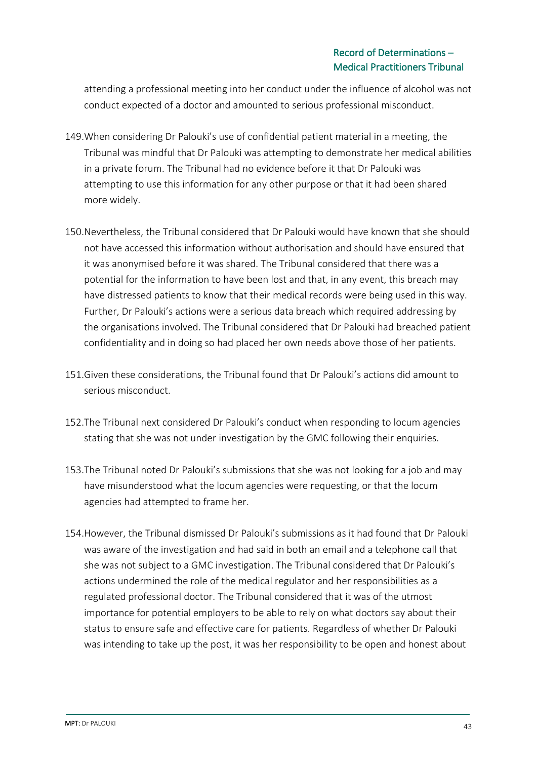attending a professional meeting into her conduct under the influence of alcohol was not conduct expected of a doctor and amounted to serious professional misconduct.

149. When considering Dr Palouki's use of confidential patient material in a meeting, the Tribunal was mindful that Dr Palouki was attempting to demonstrate her medical abilities in a private forum. The Tribunal had no evidence before it that Dr Palouki was attempting to use this information for any other purpose or that it had been shared more widely.

150. Nevertheless, the Tribunal considered that Dr Palouki would have known that she should not have accessed this information without authorisation and should have ensured that it was anonymised before it was shared. The Tribunal considered that there was a potential for the information to have been lost and that, in any event, this breach may have distressed patients to know that their medical records were being used in this way. Further, Dr Palouki's actions were a serious data breach which required addressing by the organisations involved. The Tribunal considered that Dr Palouki had breached patient confidentiality and in doing so had placed her own needs above those of her patients.

151. Given these considerations, the Tribunal found that Dr Palouki's actions did amount to serious misconduct.

152. The Tribunal next considered Dr Palouki's conduct when responding to locum agencies stating that she was not under investigation by the GMC following their enquiries.

153. The Tribunal noted Dr Palouki's submissions that she was not looking for a job and may have misunderstood what the locum agencies were requesting, or that the locum agencies had attempted to frame her.

154. However, the Tribunal dismissed Dr Palouki's submissions as it had found that Dr Palouki was aware of the investigation and had said in both an email and a telephone call that she was not subject to a GMC investigation. The Tribunal considered that Dr Palouki's actions undermined the role of the medical regulator and her responsibilities as a regulated professional doctor. The Tribunal considered that it was of the utmost importance for potential employers to be able to rely on what doctors say about their status to ensure safe and effective care for patients. Regardless of whether Dr Palouki was intending to take up the post, it was her responsibility to be open and honest about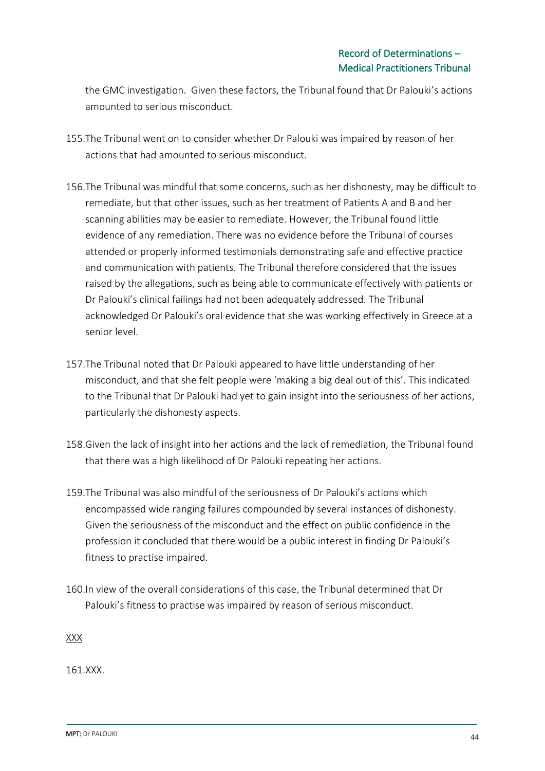the GMC investigation. Given these factors, the Tribunal found that Dr Palouki's actions amounted to serious misconduct.

155. The Tribunal went on to consider whether Dr Palouki was impaired by reason of her actions that had amounted to serious misconduct.

156. The Tribunal was mindful that some concerns, such as her dishonesty, may be difficult to remediate, but that other issues, such as her treatment of Patients A and B and her scanning abilities may be easier to remediate. However, the Tribunal found little evidence of any remediation. There was no evidence before the Tribunal of courses attended or properly informed testimonials demonstrating safe and effective practice and communication with patients. The Tribunal therefore considered that the issues raised by the allegations, such as being able to communicate effectively with patients or Dr Palouki's clinical failings had not been adequately addressed. The Tribunal acknowledged Dr Palouki's oral evidence that she was working effectively in Greece at a senior level.

157. The Tribunal noted that Dr Palouki appeared to have little understanding of her misconduct, and that she felt people were 'making a big deal out of this'. This indicated to the Tribunal that Dr Palouki had yet to gain insight into the seriousness of her actions, particularly the dishonesty aspects.

158. Given the lack of insight into her actions and the lack of remediation, the Tribunal found that there was a high likelihood of Dr Palouki repeating her actions.

159. The Tribunal was also mindful of the seriousness of Dr Palouki's actions which encompassed wide ranging failures compounded by several instances of dishonesty. Given the seriousness of the misconduct and the effect on public confidence in the profession it concluded that there would be a public interest in finding Dr Palouki's fitness to practise impaired.

160. In view of the overall considerations of this case, the Tribunal determined that Dr Palouki's fitness to practise was impaired by reason of serious misconduct.

<u>XXX</u>

161. XXX.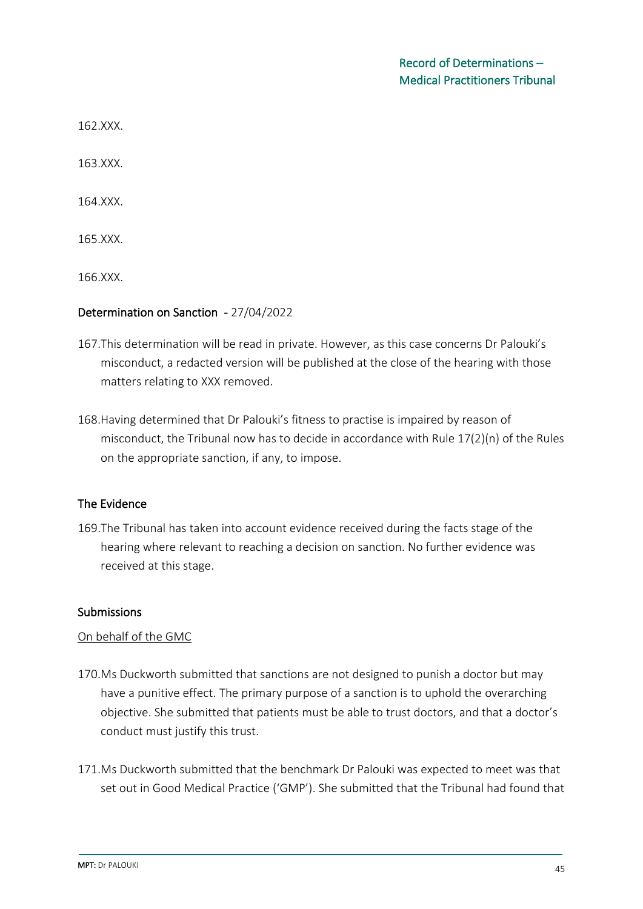162.XXX.

163.XXX.

164.XXX.

165.XXX.

166.XXX.

## Determination on Sanction - 27/04/2022

167.This determination will be read in private. However, as this case concerns Dr Palouki's misconduct, a redacted version will be published at the close of the hearing with those matters relating to XXX removed.

168.Having determined that Dr Palouki's fitness to practise is impaired by reason of misconduct, the Tribunal now has to decide in accordance with Rule 17(2)(n) of the Rules on the appropriate sanction, if any, to impose.

### The Evidence

169.The Tribunal has taken into account evidence received during the facts stage of the hearing where relevant to reaching a decision on sanction. No further evidence was received at this stage.

### Submissions

On behalf of the GMC

170.Ms Duckworth submitted that sanctions are not designed to punish a doctor but may have a punitive effect. The primary purpose of a sanction is to uphold the overarching objective. She submitted that patients must be able to trust doctors, and that a doctor's conduct must justify this trust.

171.Ms Duckworth submitted that the benchmark Dr Palouki was expected to meet was that set out in Good Medical Practice ('GMP'). She submitted that the Tribunal had found that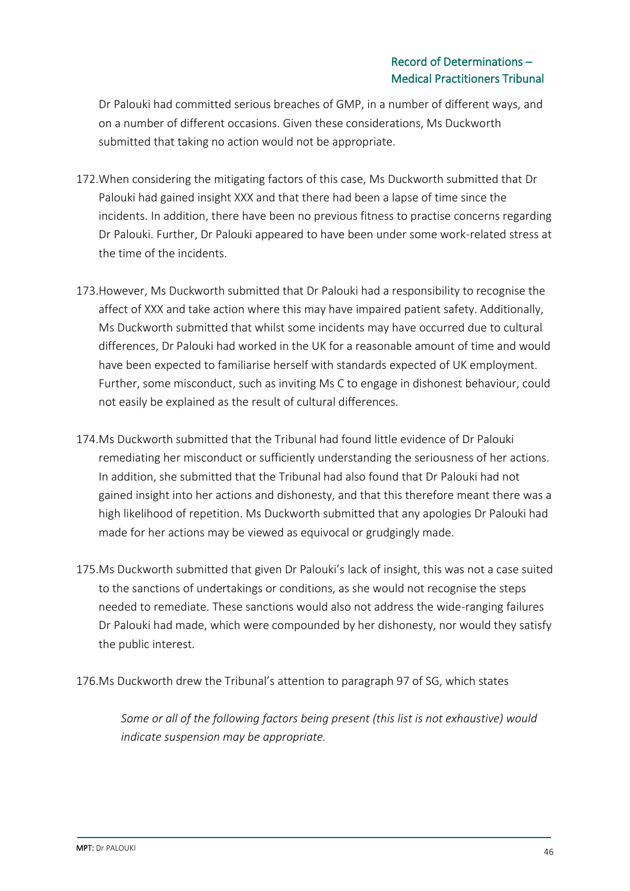Dr Palouki had committed serious breaches of GMP, in a number of different ways, and on a number of different occasions. Given these considerations, Ms Duckworth submitted that taking no action would not be appropriate.

172. When considering the mitigating factors of this case, Ms Duckworth submitted that Dr Palouki had gained insight XXX and that there had been a lapse of time since the incidents. In addition, there have been no previous fitness to practise concerns regarding Dr Palouki. Further, Dr Palouki appeared to have been under some work-related stress at the time of the incidents.

173. However, Ms Duckworth submitted that Dr Palouki had a responsibility to recognise the affect of XXX and take action where this may have impaired patient safety. Additionally, Ms Duckworth submitted that whilst some incidents may have occurred due to cultural differences, Dr Palouki had worked in the UK for a reasonable amount of time and would have been expected to familiarise herself with standards expected of UK employment. Further, some misconduct, such as inviting Ms C to engage in dishonest behaviour, could not easily be explained as the result of cultural differences.

174. Ms Duckworth submitted that the Tribunal had found little evidence of Dr Palouki remediating her misconduct or sufficiently understanding the seriousness of her actions. In addition, she submitted that the Tribunal had also found that Dr Palouki had not gained insight into her actions and dishonesty, and that this therefore meant there was a high likelihood of repetition. Ms Duckworth submitted that any apologies Dr Palouki had made for her actions may be viewed as equivocal or grudgingly made.

175. Ms Duckworth submitted that given Dr Palouki's lack of insight, this was not a case suited to the sanctions of undertakings or conditions, as she would not recognise the steps needed to remediate. These sanctions would also not address the wide-ranging failures Dr Palouki had made, which were compounded by her dishonesty, nor would they satisfy the public interest.

176. Ms Duckworth drew the Tribunal's attention to paragraph 97 of SG, which states

> *Some or all of the following factors being present (this list is not exhaustive) would indicate suspension may be appropriate.*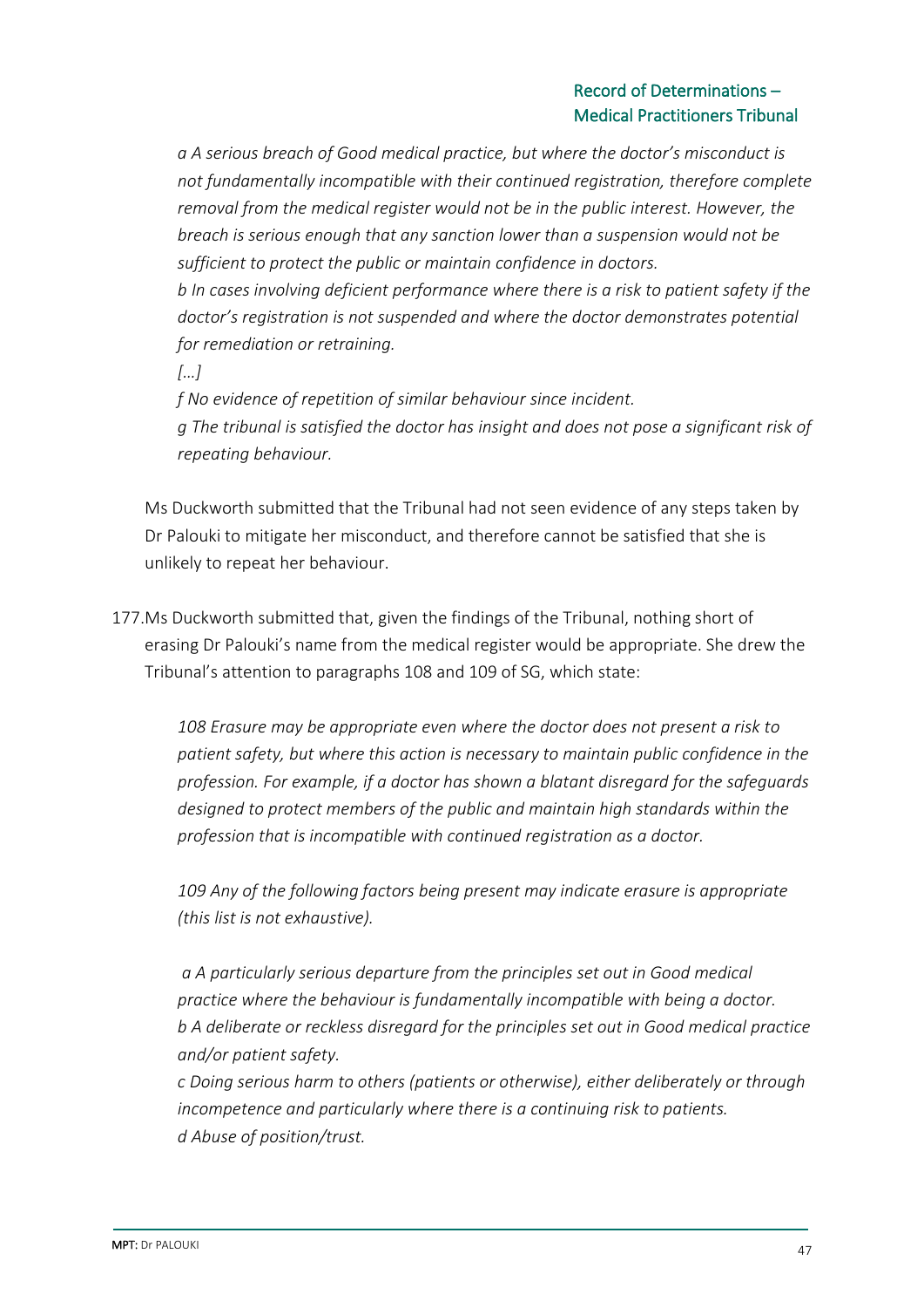*a A serious breach of Good medical practice, but where the doctor's misconduct is not fundamentally incompatible with their continued registration, therefore complete removal from the medical register would not be in the public interest. However, the breach is serious enough that any sanction lower than a suspension would not be sufficient to protect the public or maintain confidence in doctors.*
*b In cases involving deficient performance where there is a risk to patient safety if the doctor's registration is not suspended and where the doctor demonstrates potential for remediation or retraining.*
*[…]*
*f No evidence of repetition of similar behaviour since incident.*
*g The tribunal is satisfied the doctor has insight and does not pose a significant risk of repeating behaviour.*

Ms Duckworth submitted that the Tribunal had not seen evidence of any steps taken by Dr Palouki to mitigate her misconduct, and therefore cannot be satisfied that she is unlikely to repeat her behaviour.

177. Ms Duckworth submitted that, given the findings of the Tribunal, nothing short of erasing Dr Palouki's name from the medical register would be appropriate. She drew the Tribunal's attention to paragraphs 108 and 109 of SG, which state:

*108 Erasure may be appropriate even where the doctor does not present a risk to patient safety, but where this action is necessary to maintain public confidence in the profession. For example, if a doctor has shown a blatant disregard for the safeguards designed to protect members of the public and maintain high standards within the profession that is incompatible with continued registration as a doctor.*

*109 Any of the following factors being present may indicate erasure is appropriate (this list is not exhaustive).*

*a A particularly serious departure from the principles set out in Good medical practice where the behaviour is fundamentally incompatible with being a doctor.*
*b A deliberate or reckless disregard for the principles set out in Good medical practice and/or patient safety.*
*c Doing serious harm to others (patients or otherwise), either deliberately or through incompetence and particularly where there is a continuing risk to patients.*
*d Abuse of position/trust.*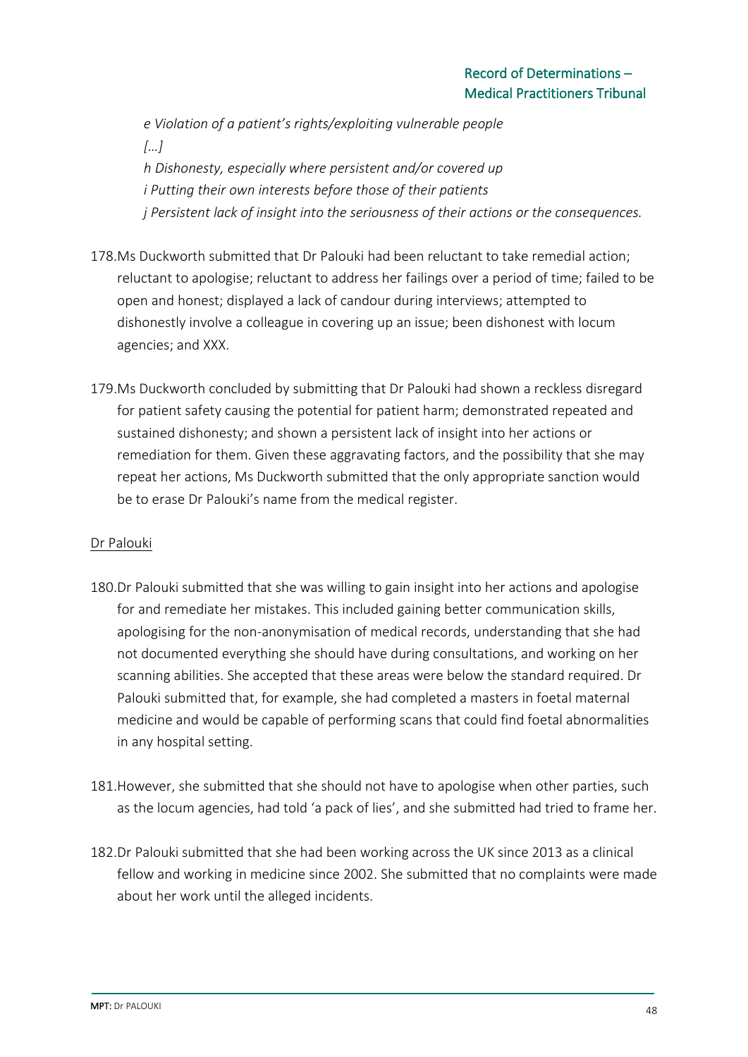*e Violation of a patient's rights/exploiting vulnerable people*

*[…]*

*h Dishonesty, especially where persistent and/or covered up*

*i Putting their own interests before those of their patients*

*j Persistent lack of insight into the seriousness of their actions or the consequences.*

178. Ms Duckworth submitted that Dr Palouki had been reluctant to take remedial action; reluctant to apologise; reluctant to address her failings over a period of time; failed to be open and honest; displayed a lack of candour during interviews; attempted to dishonestly involve a colleague in covering up an issue; been dishonest with locum agencies; and XXX.

179. Ms Duckworth concluded by submitting that Dr Palouki had shown a reckless disregard for patient safety causing the potential for patient harm; demonstrated repeated and sustained dishonesty; and shown a persistent lack of insight into her actions or remediation for them. Given these aggravating factors, and the possibility that she may repeat her actions, Ms Duckworth submitted that the only appropriate sanction would be to erase Dr Palouki's name from the medical register.

<u>Dr Palouki</u>

180. Dr Palouki submitted that she was willing to gain insight into her actions and apologise for and remediate her mistakes. This included gaining better communication skills, apologising for the non-anonymisation of medical records, understanding that she had not documented everything she should have during consultations, and working on her scanning abilities. She accepted that these areas were below the standard required. Dr Palouki submitted that, for example, she had completed a masters in foetal maternal medicine and would be capable of performing scans that could find foetal abnormalities in any hospital setting.

181. However, she submitted that she should not have to apologise when other parties, such as the locum agencies, had told 'a pack of lies', and she submitted had tried to frame her.

182. Dr Palouki submitted that she had been working across the UK since 2013 as a clinical fellow and working in medicine since 2002. She submitted that no complaints were made about her work until the alleged incidents.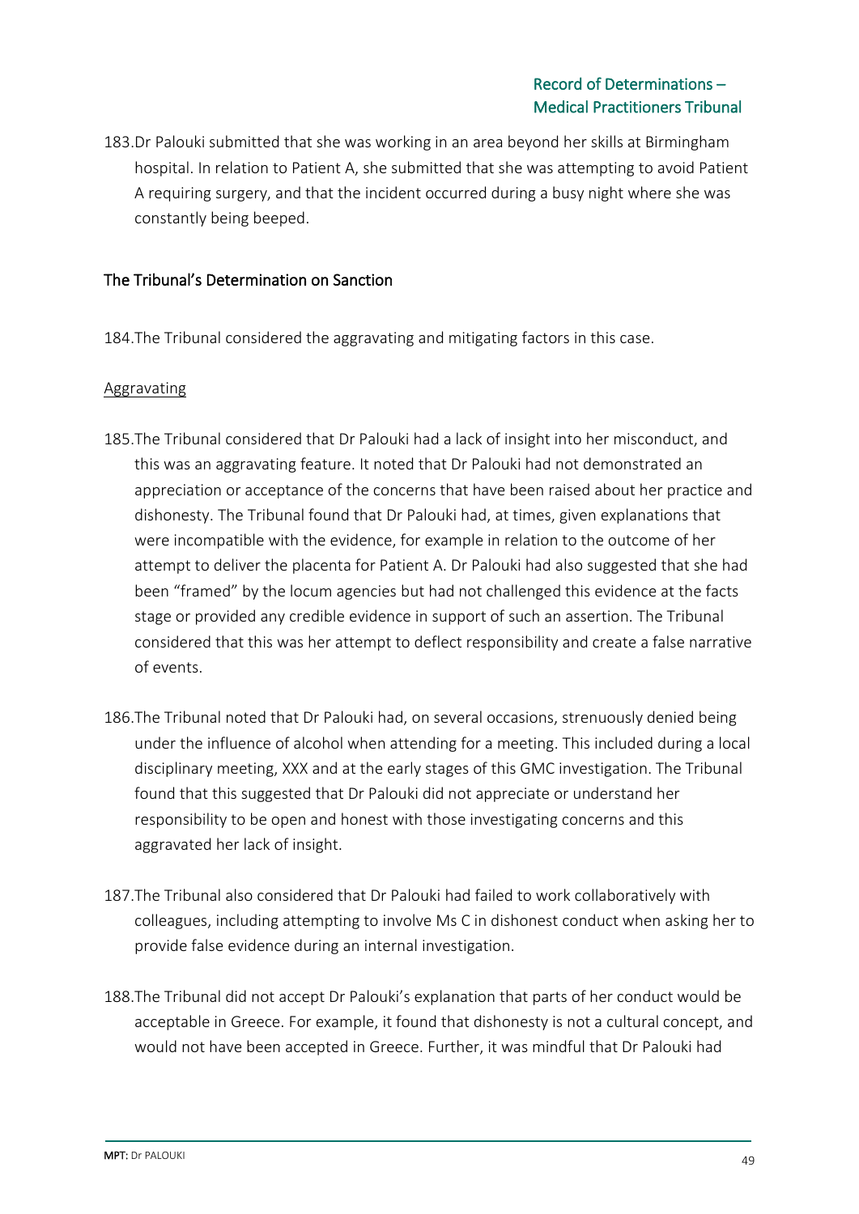183.Dr Palouki submitted that she was working in an area beyond her skills at Birmingham hospital. In relation to Patient A, she submitted that she was attempting to avoid Patient A requiring surgery, and that the incident occurred during a busy night where she was constantly being beeped.

## The Tribunal's Determination on Sanction

184.The Tribunal considered the aggravating and mitigating factors in this case.

### Aggravating

185.The Tribunal considered that Dr Palouki had a lack of insight into her misconduct, and this was an aggravating feature. It noted that Dr Palouki had not demonstrated an appreciation or acceptance of the concerns that have been raised about her practice and dishonesty. The Tribunal found that Dr Palouki had, at times, given explanations that were incompatible with the evidence, for example in relation to the outcome of her attempt to deliver the placenta for Patient A. Dr Palouki had also suggested that she had been "framed" by the locum agencies but had not challenged this evidence at the facts stage or provided any credible evidence in support of such an assertion. The Tribunal considered that this was her attempt to deflect responsibility and create a false narrative of events.

186.The Tribunal noted that Dr Palouki had, on several occasions, strenuously denied being under the influence of alcohol when attending for a meeting. This included during a local disciplinary meeting, XXX and at the early stages of this GMC investigation. The Tribunal found that this suggested that Dr Palouki did not appreciate or understand her responsibility to be open and honest with those investigating concerns and this aggravated her lack of insight.

187.The Tribunal also considered that Dr Palouki had failed to work collaboratively with colleagues, including attempting to involve Ms C in dishonest conduct when asking her to provide false evidence during an internal investigation.

188.The Tribunal did not accept Dr Palouki's explanation that parts of her conduct would be acceptable in Greece. For example, it found that dishonesty is not a cultural concept, and would not have been accepted in Greece. Further, it was mindful that Dr Palouki had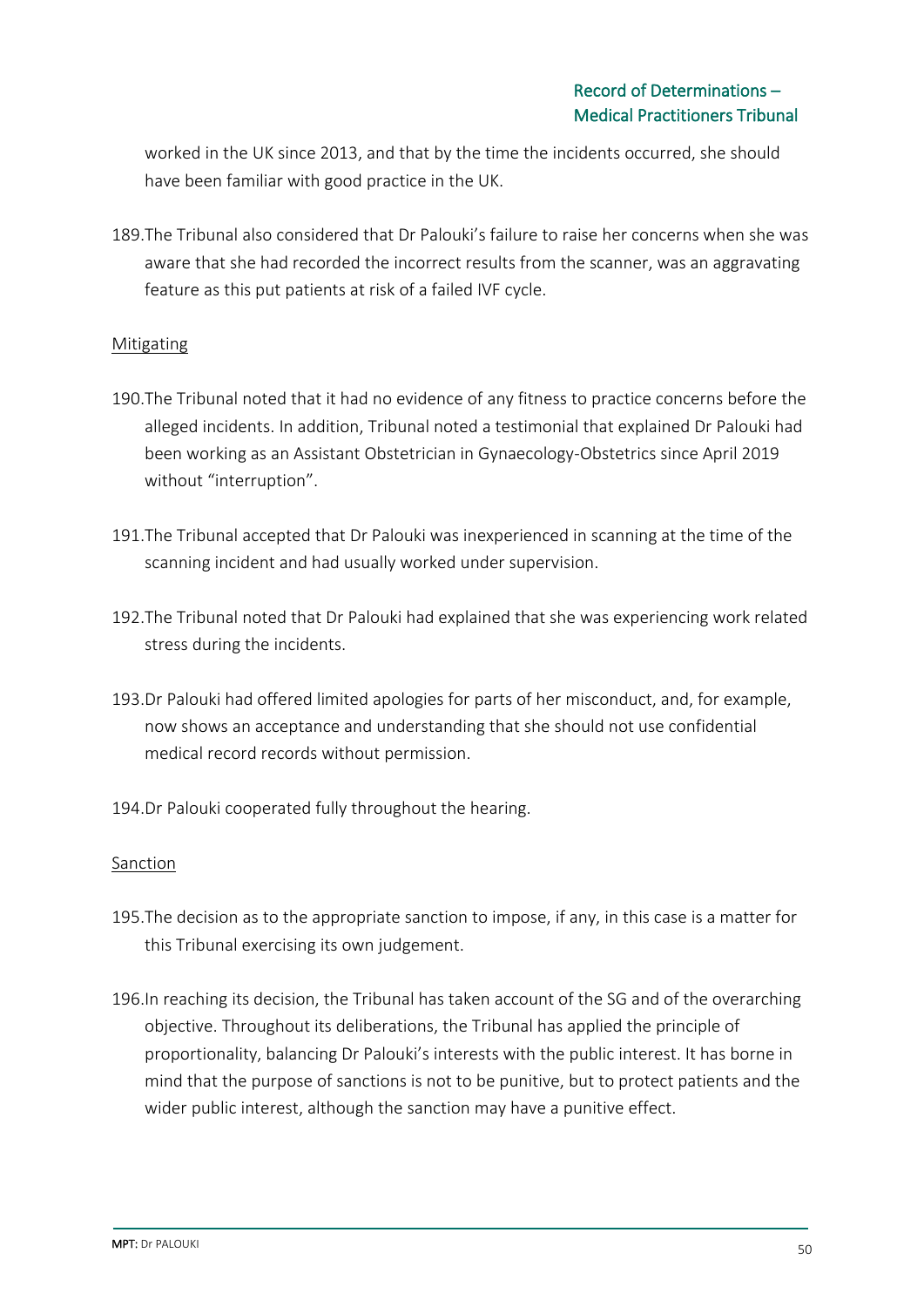worked in the UK since 2013, and that by the time the incidents occurred, she should have been familiar with good practice in the UK.

189. The Tribunal also considered that Dr Palouki's failure to raise her concerns when she was aware that she had recorded the incorrect results from the scanner, was an aggravating feature as this put patients at risk of a failed IVF cycle.

Mitigating

190. The Tribunal noted that it had no evidence of any fitness to practice concerns before the alleged incidents. In addition, Tribunal noted a testimonial that explained Dr Palouki had been working as an Assistant Obstetrician in Gynaecology-Obstetrics since April 2019 without "interruption".

191. The Tribunal accepted that Dr Palouki was inexperienced in scanning at the time of the scanning incident and had usually worked under supervision.

192. The Tribunal noted that Dr Palouki had explained that she was experiencing work related stress during the incidents.

193. Dr Palouki had offered limited apologies for parts of her misconduct, and, for example, now shows an acceptance and understanding that she should not use confidential medical record records without permission.

194. Dr Palouki cooperated fully throughout the hearing.

Sanction

195. The decision as to the appropriate sanction to impose, if any, in this case is a matter for this Tribunal exercising its own judgement.

196. In reaching its decision, the Tribunal has taken account of the SG and of the overarching objective. Throughout its deliberations, the Tribunal has applied the principle of proportionality, balancing Dr Palouki's interests with the public interest. It has borne in mind that the purpose of sanctions is not to be punitive, but to protect patients and the wider public interest, although the sanction may have a punitive effect.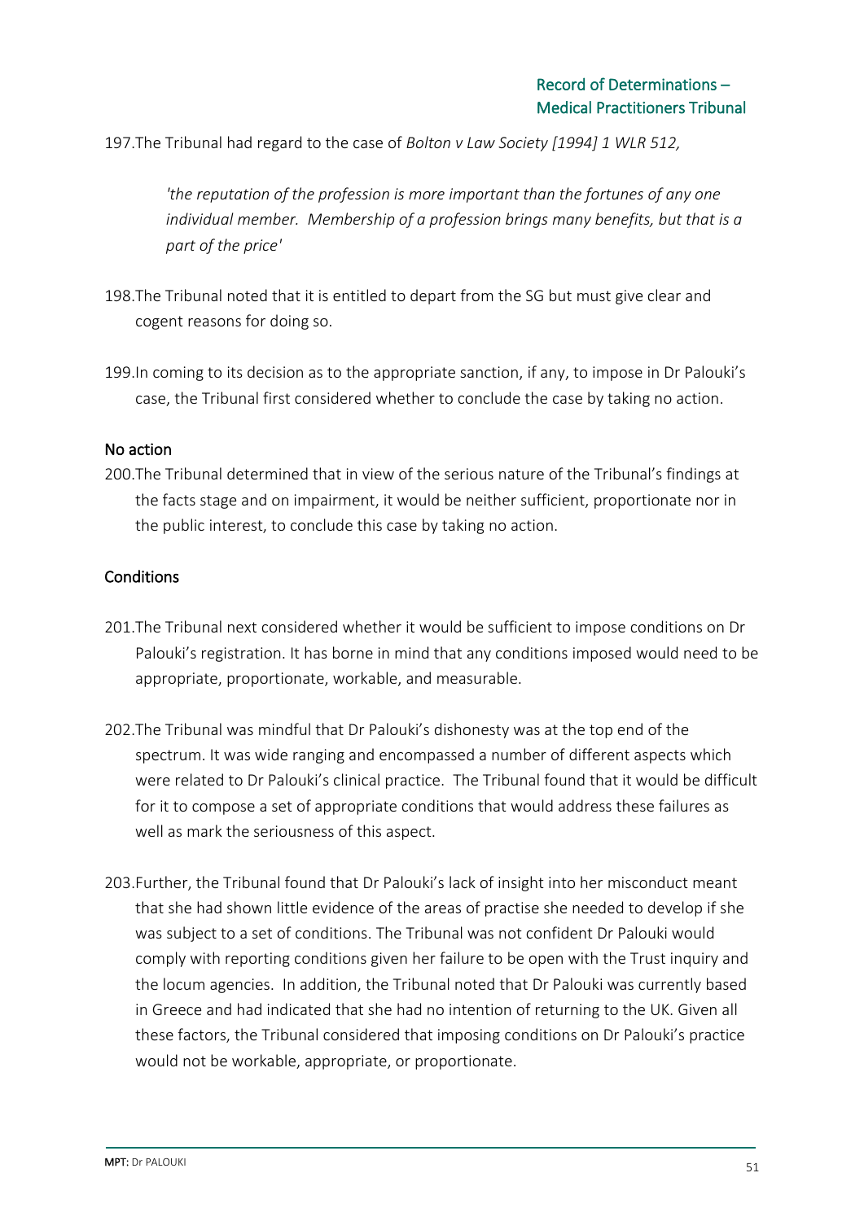197. The Tribunal had regard to the case of *Bolton v Law Society [1994] 1 WLR 512,*

> *'the reputation of the profession is more important than the fortunes of any one individual member. Membership of a profession brings many benefits, but that is a part of the price'*

198. The Tribunal noted that it is entitled to depart from the SG but must give clear and cogent reasons for doing so.

199. In coming to its decision as to the appropriate sanction, if any, to impose in Dr Palouki's case, the Tribunal first considered whether to conclude the case by taking no action.

## No action

200. The Tribunal determined that in view of the serious nature of the Tribunal's findings at the facts stage and on impairment, it would be neither sufficient, proportionate nor in the public interest, to conclude this case by taking no action.

## Conditions

201. The Tribunal next considered whether it would be sufficient to impose conditions on Dr Palouki's registration. It has borne in mind that any conditions imposed would need to be appropriate, proportionate, workable, and measurable.

202. The Tribunal was mindful that Dr Palouki's dishonesty was at the top end of the spectrum. It was wide ranging and encompassed a number of different aspects which were related to Dr Palouki's clinical practice. The Tribunal found that it would be difficult for it to compose a set of appropriate conditions that would address these failures as well as mark the seriousness of this aspect.

203. Further, the Tribunal found that Dr Palouki's lack of insight into her misconduct meant that she had shown little evidence of the areas of practise she needed to develop if she was subject to a set of conditions. The Tribunal was not confident Dr Palouki would comply with reporting conditions given her failure to be open with the Trust inquiry and the locum agencies. In addition, the Tribunal noted that Dr Palouki was currently based in Greece and had indicated that she had no intention of returning to the UK. Given all these factors, the Tribunal considered that imposing conditions on Dr Palouki's practice would not be workable, appropriate, or proportionate.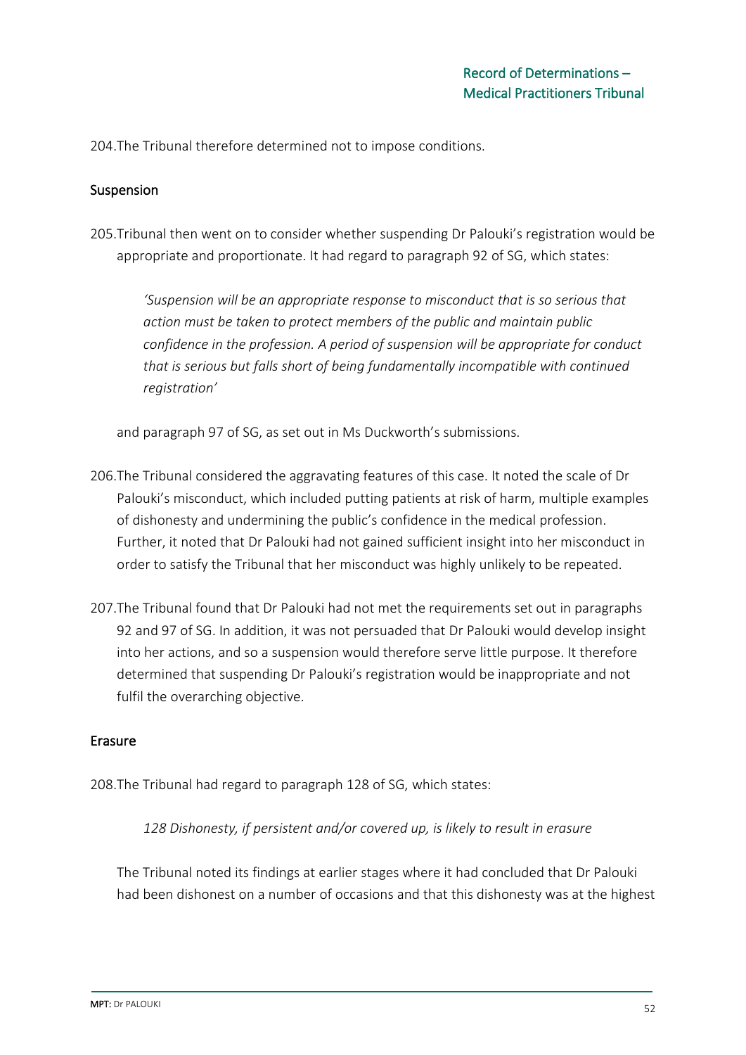204. The Tribunal therefore determined not to impose conditions.

## Suspension

205. Tribunal then went on to consider whether suspending Dr Palouki's registration would be appropriate and proportionate. It had regard to paragraph 92 of SG, which states:

> *'Suspension will be an appropriate response to misconduct that is so serious that action must be taken to protect members of the public and maintain public confidence in the profession. A period of suspension will be appropriate for conduct that is serious but falls short of being fundamentally incompatible with continued registration'*

and paragraph 97 of SG, as set out in Ms Duckworth's submissions.

206. The Tribunal considered the aggravating features of this case. It noted the scale of Dr Palouki's misconduct, which included putting patients at risk of harm, multiple examples of dishonesty and undermining the public's confidence in the medical profession. Further, it noted that Dr Palouki had not gained sufficient insight into her misconduct in order to satisfy the Tribunal that her misconduct was highly unlikely to be repeated.

207. The Tribunal found that Dr Palouki had not met the requirements set out in paragraphs 92 and 97 of SG. In addition, it was not persuaded that Dr Palouki would develop insight into her actions, and so a suspension would therefore serve little purpose. It therefore determined that suspending Dr Palouki's registration would be inappropriate and not fulfil the overarching objective.

## Erasure

208. The Tribunal had regard to paragraph 128 of SG, which states:

> *128 Dishonesty, if persistent and/or covered up, is likely to result in erasure*

The Tribunal noted its findings at earlier stages where it had concluded that Dr Palouki had been dishonest on a number of occasions and that this dishonesty was at the highest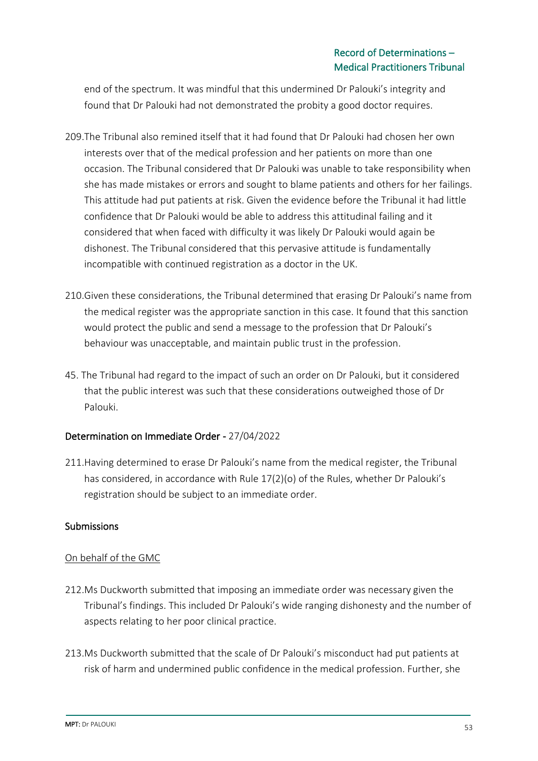end of the spectrum. It was mindful that this undermined Dr Palouki's integrity and found that Dr Palouki had not demonstrated the probity a good doctor requires.

209. The Tribunal also remined itself that it had found that Dr Palouki had chosen her own interests over that of the medical profession and her patients on more than one occasion. The Tribunal considered that Dr Palouki was unable to take responsibility when she has made mistakes or errors and sought to blame patients and others for her failings. This attitude had put patients at risk. Given the evidence before the Tribunal it had little confidence that Dr Palouki would be able to address this attitudinal failing and it considered that when faced with difficulty it was likely Dr Palouki would again be dishonest. The Tribunal considered that this pervasive attitude is fundamentally incompatible with continued registration as a doctor in the UK.

210. Given these considerations, the Tribunal determined that erasing Dr Palouki's name from the medical register was the appropriate sanction in this case. It found that this sanction would protect the public and send a message to the profession that Dr Palouki's behaviour was unacceptable, and maintain public trust in the profession.

45. The Tribunal had regard to the impact of such an order on Dr Palouki, but it considered that the public interest was such that these considerations outweighed those of Dr Palouki.

## Determination on Immediate Order - 27/04/2022

211. Having determined to erase Dr Palouki's name from the medical register, the Tribunal has considered, in accordance with Rule 17(2)(o) of the Rules, whether Dr Palouki's registration should be subject to an immediate order.

### Submissions

<u>On behalf of the GMC</u>

212. Ms Duckworth submitted that imposing an immediate order was necessary given the Tribunal's findings. This included Dr Palouki's wide ranging dishonesty and the number of aspects relating to her poor clinical practice.

213. Ms Duckworth submitted that the scale of Dr Palouki's misconduct had put patients at risk of harm and undermined public confidence in the medical profession. Further, she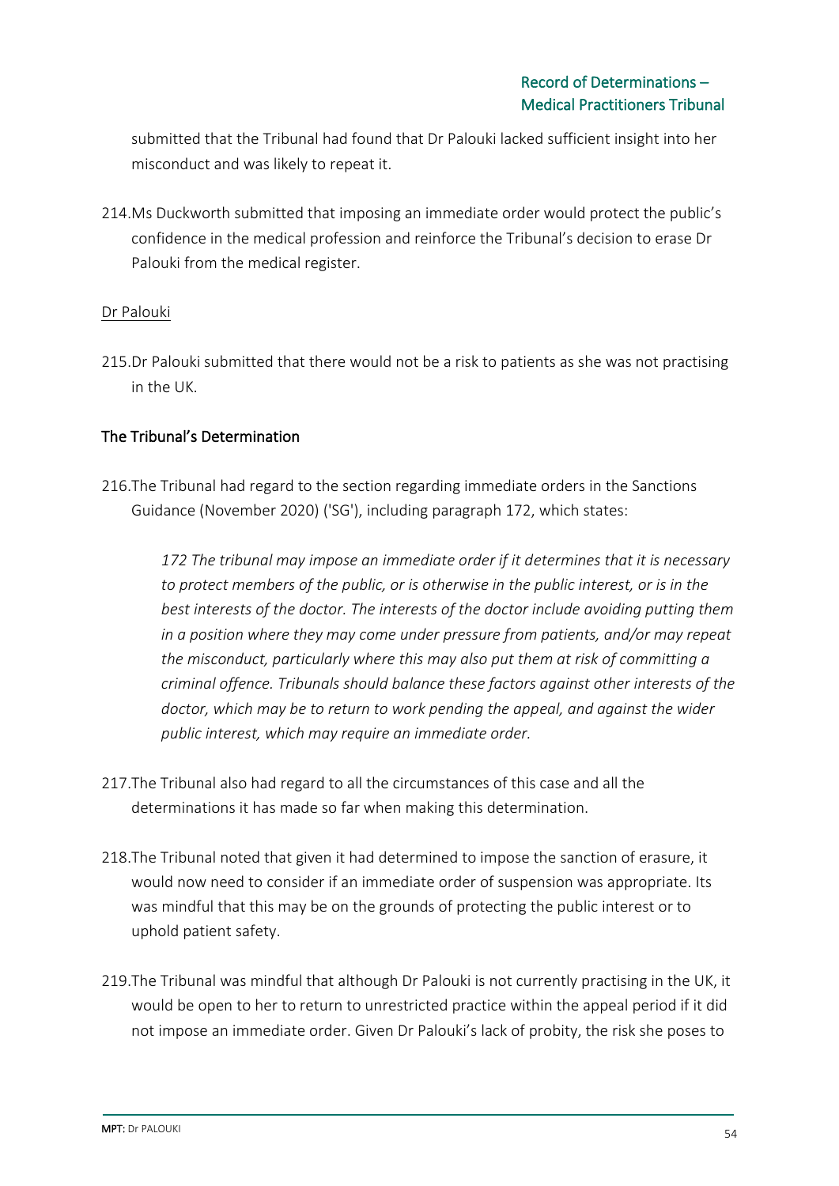submitted that the Tribunal had found that Dr Palouki lacked sufficient insight into her misconduct and was likely to repeat it.

214. Ms Duckworth submitted that imposing an immediate order would protect the public's confidence in the medical profession and reinforce the Tribunal's decision to erase Dr Palouki from the medical register.

Dr Palouki

215. Dr Palouki submitted that there would not be a risk to patients as she was not practising in the UK.

### The Tribunal's Determination

216. The Tribunal had regard to the section regarding immediate orders in the Sanctions Guidance (November 2020) ('SG'), including paragraph 172, which states:

> *172 The tribunal may impose an immediate order if it determines that it is necessary to protect members of the public, or is otherwise in the public interest, or is in the best interests of the doctor. The interests of the doctor include avoiding putting them in a position where they may come under pressure from patients, and/or may repeat the misconduct, particularly where this may also put them at risk of committing a criminal offence. Tribunals should balance these factors against other interests of the doctor, which may be to return to work pending the appeal, and against the wider public interest, which may require an immediate order.*

217. The Tribunal also had regard to all the circumstances of this case and all the determinations it has made so far when making this determination.

218. The Tribunal noted that given it had determined to impose the sanction of erasure, it would now need to consider if an immediate order of suspension was appropriate. Its was mindful that this may be on the grounds of protecting the public interest or to uphold patient safety.

219. The Tribunal was mindful that although Dr Palouki is not currently practising in the UK, it would be open to her to return to unrestricted practice within the appeal period if it did not impose an immediate order. Given Dr Palouki's lack of probity, the risk she poses to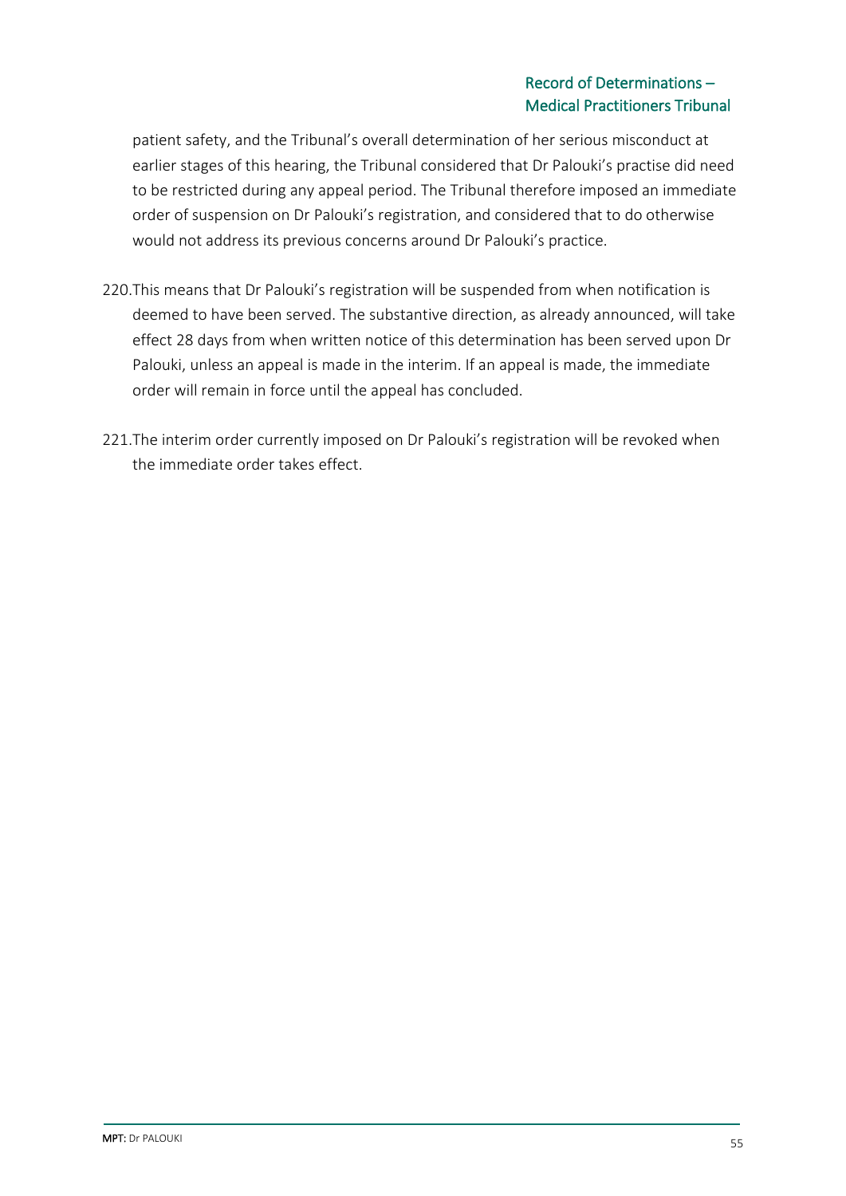patient safety, and the Tribunal's overall determination of her serious misconduct at earlier stages of this hearing, the Tribunal considered that Dr Palouki's practise did need to be restricted during any appeal period. The Tribunal therefore imposed an immediate order of suspension on Dr Palouki's registration, and considered that to do otherwise would not address its previous concerns around Dr Palouki's practice.

220. This means that Dr Palouki's registration will be suspended from when notification is deemed to have been served. The substantive direction, as already announced, will take effect 28 days from when written notice of this determination has been served upon Dr Palouki, unless an appeal is made in the interim. If an appeal is made, the immediate order will remain in force until the appeal has concluded.

221. The interim order currently imposed on Dr Palouki's registration will be revoked when the immediate order takes effect.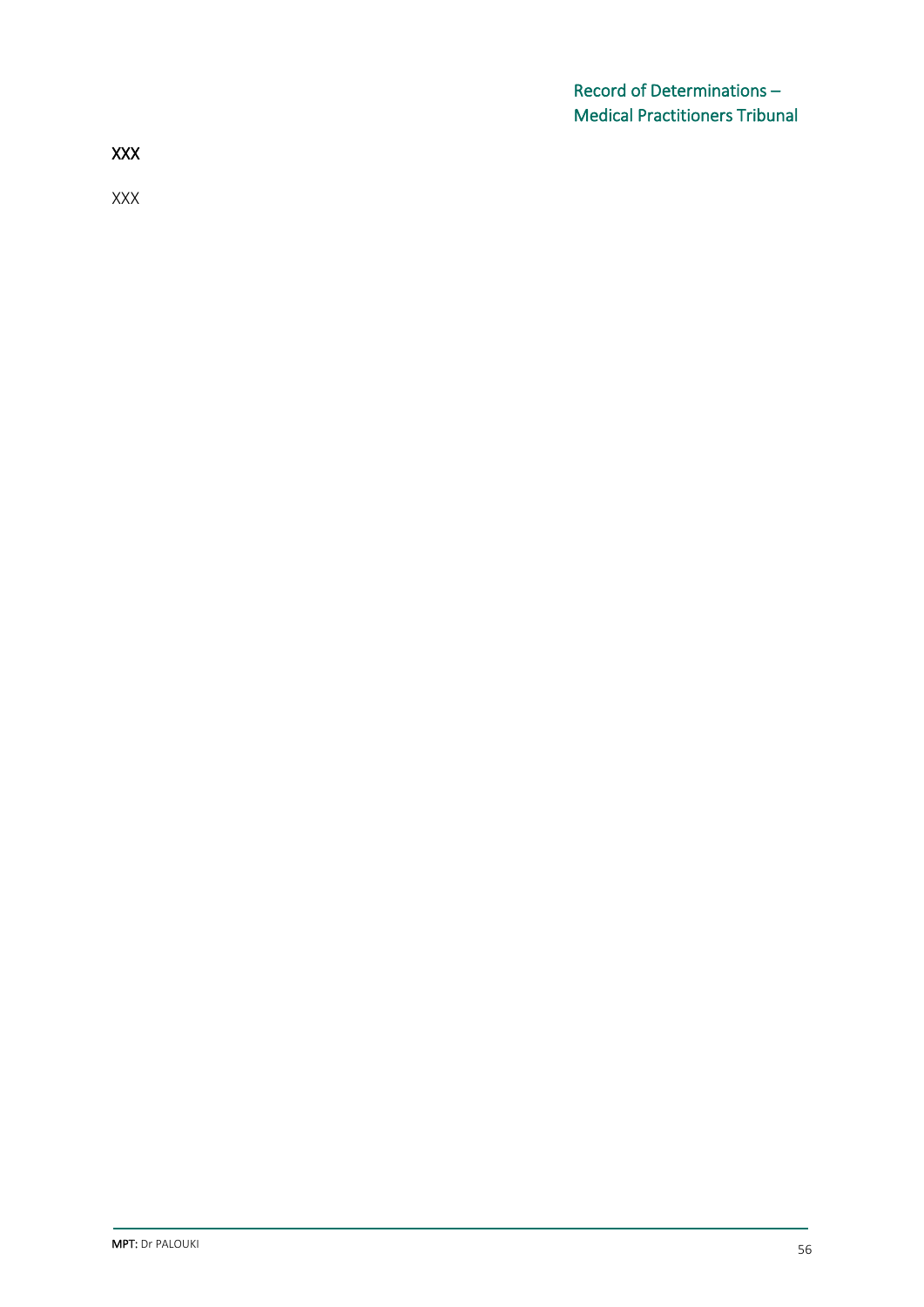**XXX**

XXX